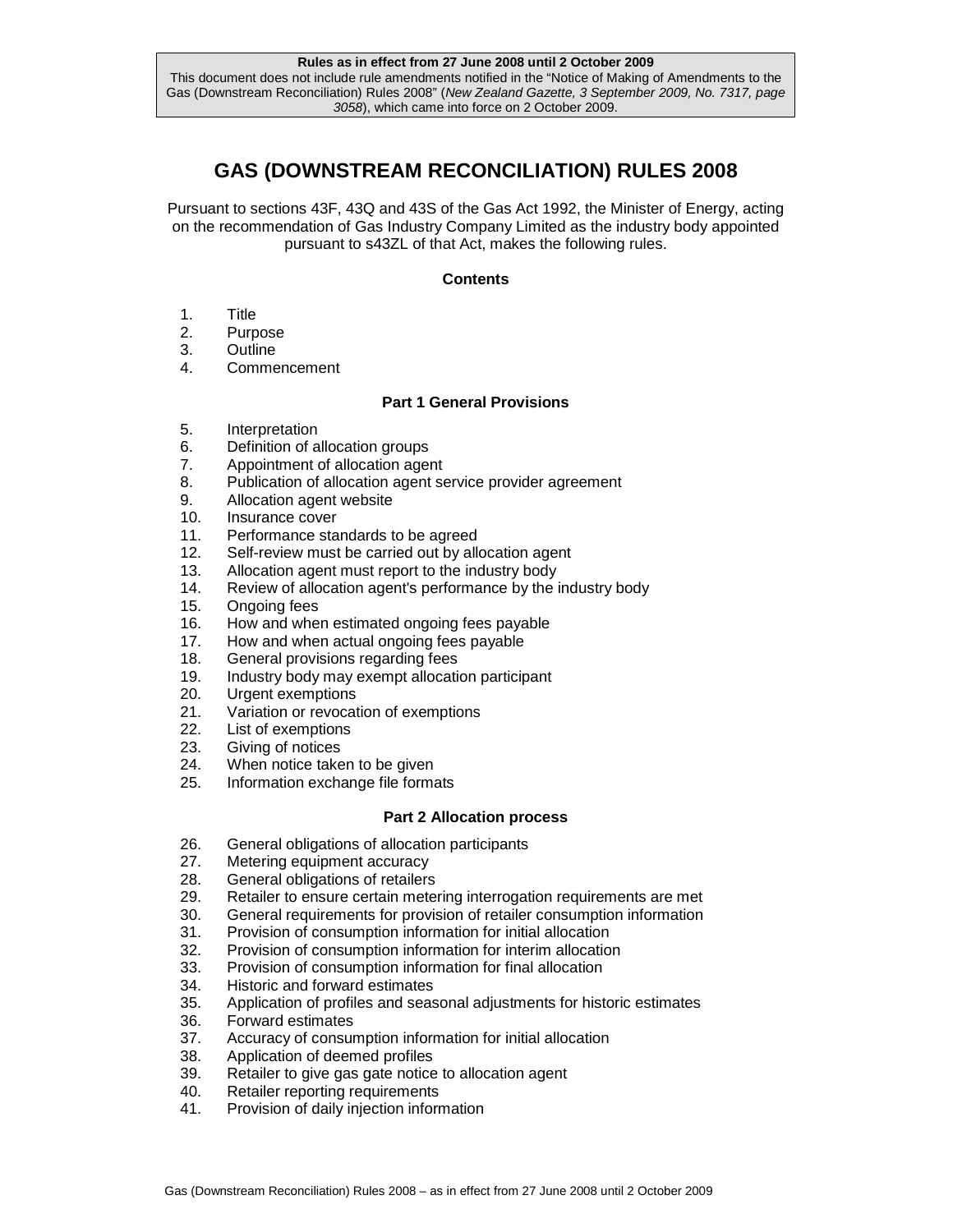**Rules as in effect from 27 June 2008 until 2 October 2009**
This document does not include rule amendments notified in the "Notice of Making of Amendments to the Gas (Downstream Reconciliation) Rules 2008" (*New Zealand Gazette, 3 September 2009, No. 7317, page 3058*), which came into force on 2 October 2009.

# GAS (DOWNSTREAM RECONCILIATION) RULES 2008

Pursuant to sections 43F, 43Q and 43S of the Gas Act 1992, the Minister of Energy, acting on the recommendation of Gas Industry Company Limited as the industry body appointed pursuant to s43ZL of that Act, makes the following rules.

## Contents

1. Title
2. Purpose
3. Outline
4. Commencement

### Part 1 General Provisions

5. Interpretation
6. Definition of allocation groups
7. Appointment of allocation agent
8. Publication of allocation agent service provider agreement
9. Allocation agent website
10. Insurance cover
11. Performance standards to be agreed
12. Self-review must be carried out by allocation agent
13. Allocation agent must report to the industry body
14. Review of allocation agent's performance by the industry body
15. Ongoing fees
16. How and when estimated ongoing fees payable
17. How and when actual ongoing fees payable
18. General provisions regarding fees
19. Industry body may exempt allocation participant
20. Urgent exemptions
21. Variation or revocation of exemptions
22. List of exemptions
23. Giving of notices
24. When notice taken to be given
25. Information exchange file formats

### Part 2 Allocation process

26. General obligations of allocation participants
27. Metering equipment accuracy
28. General obligations of retailers
29. Retailer to ensure certain metering interrogation requirements are met
30. General requirements for provision of retailer consumption information
31. Provision of consumption information for initial allocation
32. Provision of consumption information for interim allocation
33. Provision of consumption information for final allocation
34. Historic and forward estimates
35. Application of profiles and seasonal adjustments for historic estimates
36. Forward estimates
37. Accuracy of consumption information for initial allocation
38. Application of deemed profiles
39. Retailer to give gas gate notice to allocation agent
40. Retailer reporting requirements
41. Provision of daily injection information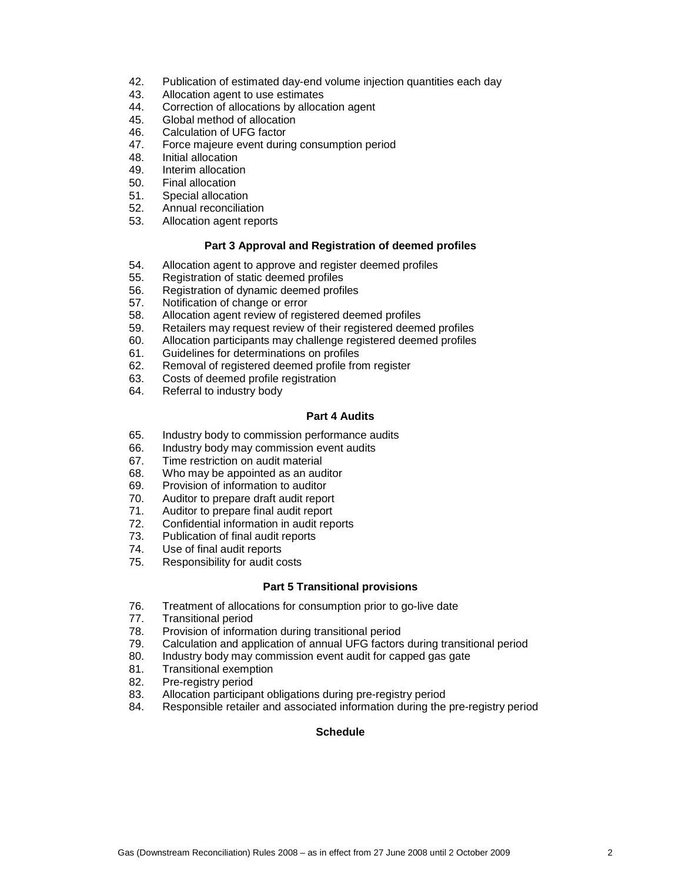42. Publication of estimated day-end volume injection quantities each day
43. Allocation agent to use estimates
44. Correction of allocations by allocation agent
45. Global method of allocation
46. Calculation of UFG factor
47. Force majeure event during consumption period
48. Initial allocation
49. Interim allocation
50. Final allocation
51. Special allocation
52. Annual reconciliation
53. Allocation agent reports

**Part 3 Approval and Registration of deemed profiles**

54. Allocation agent to approve and register deemed profiles
55. Registration of static deemed profiles
56. Registration of dynamic deemed profiles
57. Notification of change or error
58. Allocation agent review of registered deemed profiles
59. Retailers may request review of their registered deemed profiles
60. Allocation participants may challenge registered deemed profiles
61. Guidelines for determinations on profiles
62. Removal of registered deemed profile from register
63. Costs of deemed profile registration
64. Referral to industry body

**Part 4 Audits**

65. Industry body to commission performance audits
66. Industry body may commission event audits
67. Time restriction on audit material
68. Who may be appointed as an auditor
69. Provision of information to auditor
70. Auditor to prepare draft audit report
71. Auditor to prepare final audit report
72. Confidential information in audit reports
73. Publication of final audit reports
74. Use of final audit reports
75. Responsibility for audit costs

**Part 5 Transitional provisions**

76. Treatment of allocations for consumption prior to go-live date
77. Transitional period
78. Provision of information during transitional period
79. Calculation and application of annual UFG factors during transitional period
80. Industry body may commission event audit for capped gas gate
81. Transitional exemption
82. Pre-registry period
83. Allocation participant obligations during pre-registry period
84. Responsible retailer and associated information during the pre-registry period

**Schedule**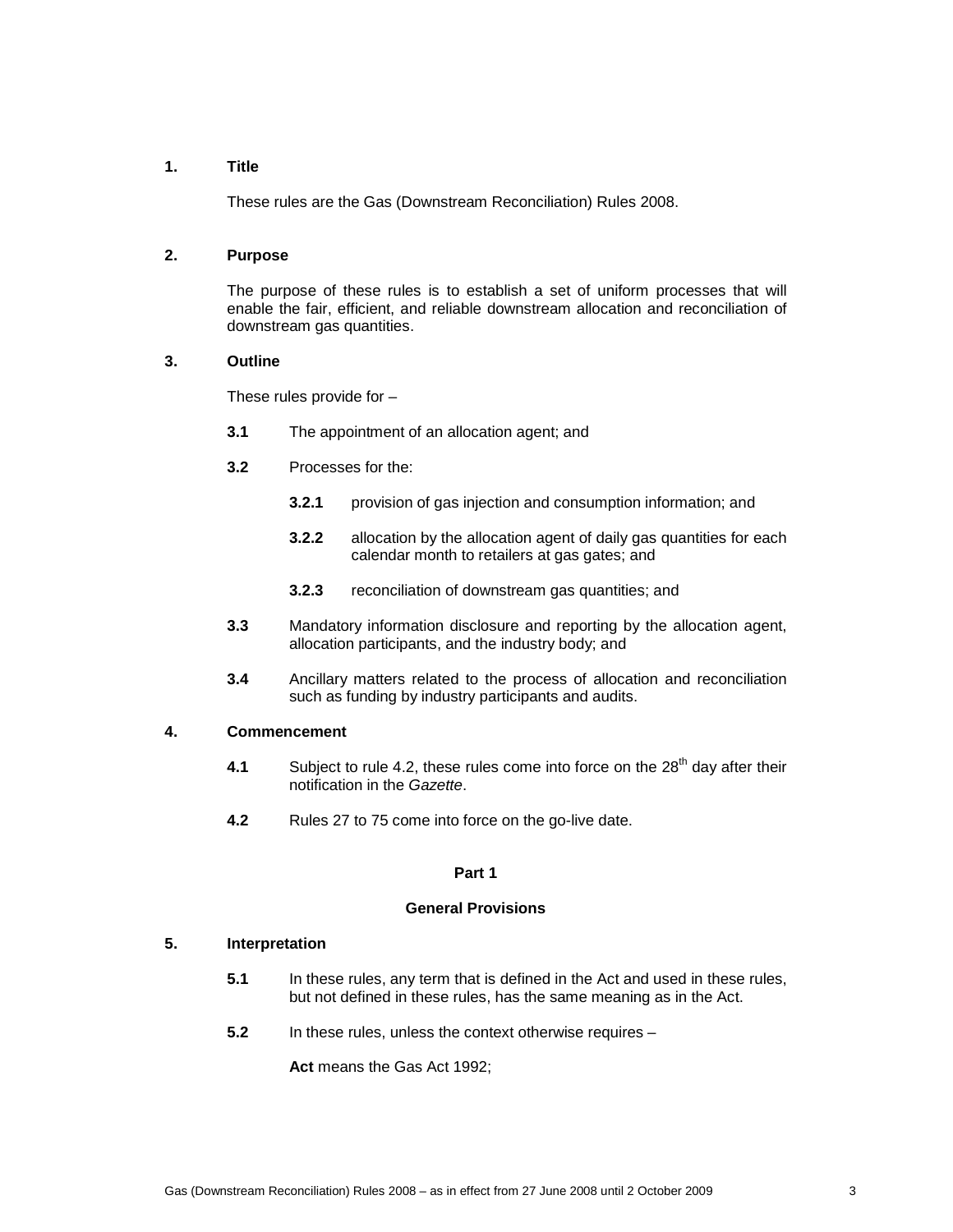## 1. Title

These rules are the Gas (Downstream Reconciliation) Rules 2008.

## 2. Purpose

The purpose of these rules is to establish a set of uniform processes that will enable the fair, efficient, and reliable downstream allocation and reconciliation of downstream gas quantities.

## 3. Outline

These rules provide for –

**3.1** The appointment of an allocation agent; and

**3.2** Processes for the:

**3.2.1** provision of gas injection and consumption information; and

**3.2.2** allocation by the allocation agent of daily gas quantities for each calendar month to retailers at gas gates; and

**3.2.3** reconciliation of downstream gas quantities; and

**3.3** Mandatory information disclosure and reporting by the allocation agent, allocation participants, and the industry body; and

**3.4** Ancillary matters related to the process of allocation and reconciliation such as funding by industry participants and audits.

## 4. Commencement

**4.1** Subject to rule 4.2, these rules come into force on the 28th day after their notification in the *Gazette*.

**4.2** Rules 27 to 75 come into force on the go-live date.

# Part 1

## General Provisions

## 5. Interpretation

**5.1** In these rules, any term that is defined in the Act and used in these rules, but not defined in these rules, has the same meaning as in the Act.

**5.2** In these rules, unless the context otherwise requires –

**Act** means the Gas Act 1992;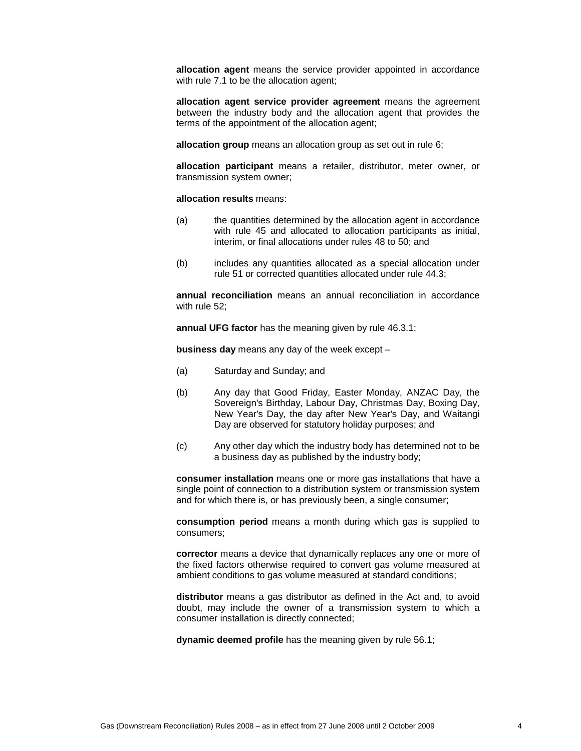**allocation agent** means the service provider appointed in accordance with rule 7.1 to be the allocation agent;

**allocation agent service provider agreement** means the agreement between the industry body and the allocation agent that provides the terms of the appointment of the allocation agent;

**allocation group** means an allocation group as set out in rule 6;

**allocation participant** means a retailer, distributor, meter owner, or transmission system owner;

**allocation results** means:

(a) the quantities determined by the allocation agent in accordance with rule 45 and allocated to allocation participants as initial, interim, or final allocations under rules 48 to 50; and

(b) includes any quantities allocated as a special allocation under rule 51 or corrected quantities allocated under rule 44.3;

**annual reconciliation** means an annual reconciliation in accordance with rule 52;

**annual UFG factor** has the meaning given by rule 46.3.1;

**business day** means any day of the week except –

(a) Saturday and Sunday; and

(b) Any day that Good Friday, Easter Monday, ANZAC Day, the Sovereign's Birthday, Labour Day, Christmas Day, Boxing Day, New Year's Day, the day after New Year's Day, and Waitangi Day are observed for statutory holiday purposes; and

(c) Any other day which the industry body has determined not to be a business day as published by the industry body;

**consumer installation** means one or more gas installations that have a single point of connection to a distribution system or transmission system and for which there is, or has previously been, a single consumer;

**consumption period** means a month during which gas is supplied to consumers;

**corrector** means a device that dynamically replaces any one or more of the fixed factors otherwise required to convert gas volume measured at ambient conditions to gas volume measured at standard conditions;

**distributor** means a gas distributor as defined in the Act and, to avoid doubt, may include the owner of a transmission system to which a consumer installation is directly connected;

**dynamic deemed profile** has the meaning given by rule 56.1;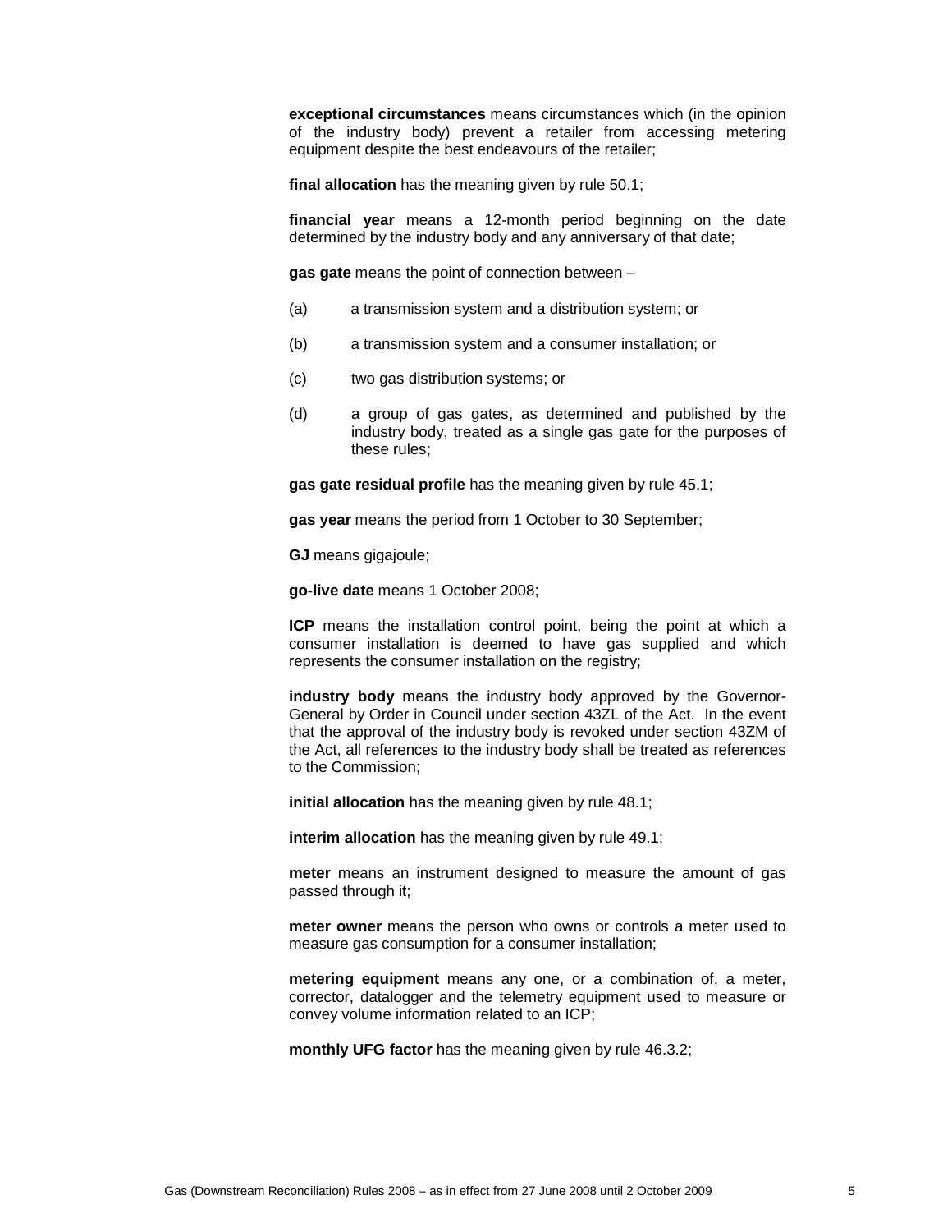**exceptional circumstances** means circumstances which (in the opinion of the industry body) prevent a retailer from accessing metering equipment despite the best endeavours of the retailer;

**final allocation** has the meaning given by rule 50.1;

**financial year** means a 12-month period beginning on the date determined by the industry body and any anniversary of that date;

**gas gate** means the point of connection between –

(a) a transmission system and a distribution system; or

(b) a transmission system and a consumer installation; or

(c) two gas distribution systems; or

(d) a group of gas gates, as determined and published by the industry body, treated as a single gas gate for the purposes of these rules;

**gas gate residual profile** has the meaning given by rule 45.1;

**gas year** means the period from 1 October to 30 September;

**GJ** means gigajoule;

**go-live date** means 1 October 2008;

**ICP** means the installation control point, being the point at which a consumer installation is deemed to have gas supplied and which represents the consumer installation on the registry;

**industry body** means the industry body approved by the Governor-General by Order in Council under section 43ZL of the Act. In the event that the approval of the industry body is revoked under section 43ZM of the Act, all references to the industry body shall be treated as references to the Commission;

**initial allocation** has the meaning given by rule 48.1;

**interim allocation** has the meaning given by rule 49.1;

**meter** means an instrument designed to measure the amount of gas passed through it;

**meter owner** means the person who owns or controls a meter used to measure gas consumption for a consumer installation;

**metering equipment** means any one, or a combination of, a meter, corrector, datalogger and the telemetry equipment used to measure or convey volume information related to an ICP;

**monthly UFG factor** has the meaning given by rule 46.3.2;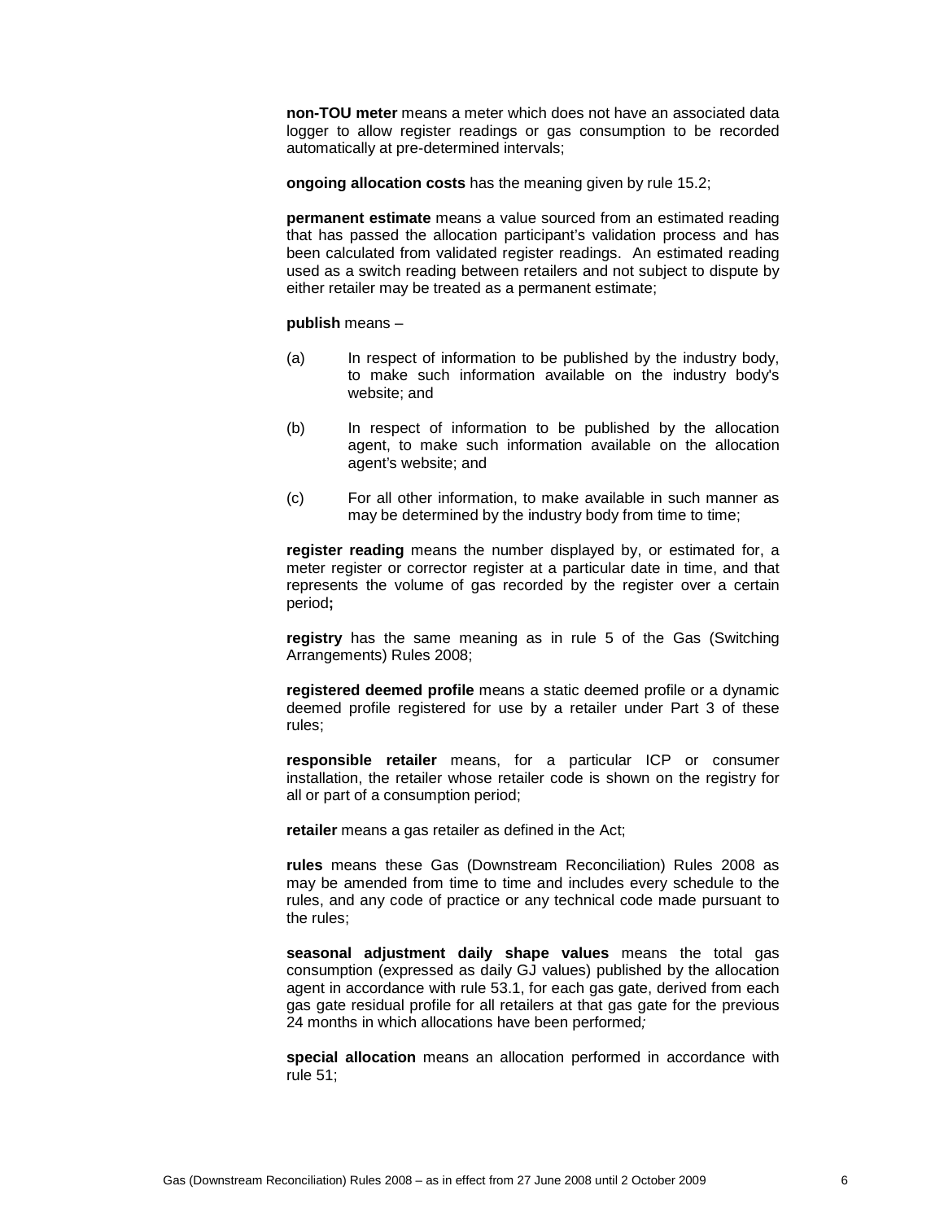**non-TOU meter** means a meter which does not have an associated data logger to allow register readings or gas consumption to be recorded automatically at pre-determined intervals;

**ongoing allocation costs** has the meaning given by rule 15.2;

**permanent estimate** means a value sourced from an estimated reading that has passed the allocation participant's validation process and has been calculated from validated register readings. An estimated reading used as a switch reading between retailers and not subject to dispute by either retailer may be treated as a permanent estimate;

**publish** means –

(a) In respect of information to be published by the industry body, to make such information available on the industry body's website; and

(b) In respect of information to be published by the allocation agent, to make such information available on the allocation agent's website; and

(c) For all other information, to make available in such manner as may be determined by the industry body from time to time;

**register reading** means the number displayed by, or estimated for, a meter register or corrector register at a particular date in time, and that represents the volume of gas recorded by the register over a certain period**;**

**registry** has the same meaning as in rule 5 of the Gas (Switching Arrangements) Rules 2008;

**registered deemed profile** means a static deemed profile or a dynamic deemed profile registered for use by a retailer under Part 3 of these rules;

**responsible retailer** means, for a particular ICP or consumer installation, the retailer whose retailer code is shown on the registry for all or part of a consumption period;

**retailer** means a gas retailer as defined in the Act;

**rules** means these Gas (Downstream Reconciliation) Rules 2008 as may be amended from time to time and includes every schedule to the rules, and any code of practice or any technical code made pursuant to the rules;

**seasonal adjustment daily shape values** means the total gas consumption (expressed as daily GJ values) published by the allocation agent in accordance with rule 53.1, for each gas gate, derived from each gas gate residual profile for all retailers at that gas gate for the previous 24 months in which allocations have been performed*;*

**special allocation** means an allocation performed in accordance with rule 51;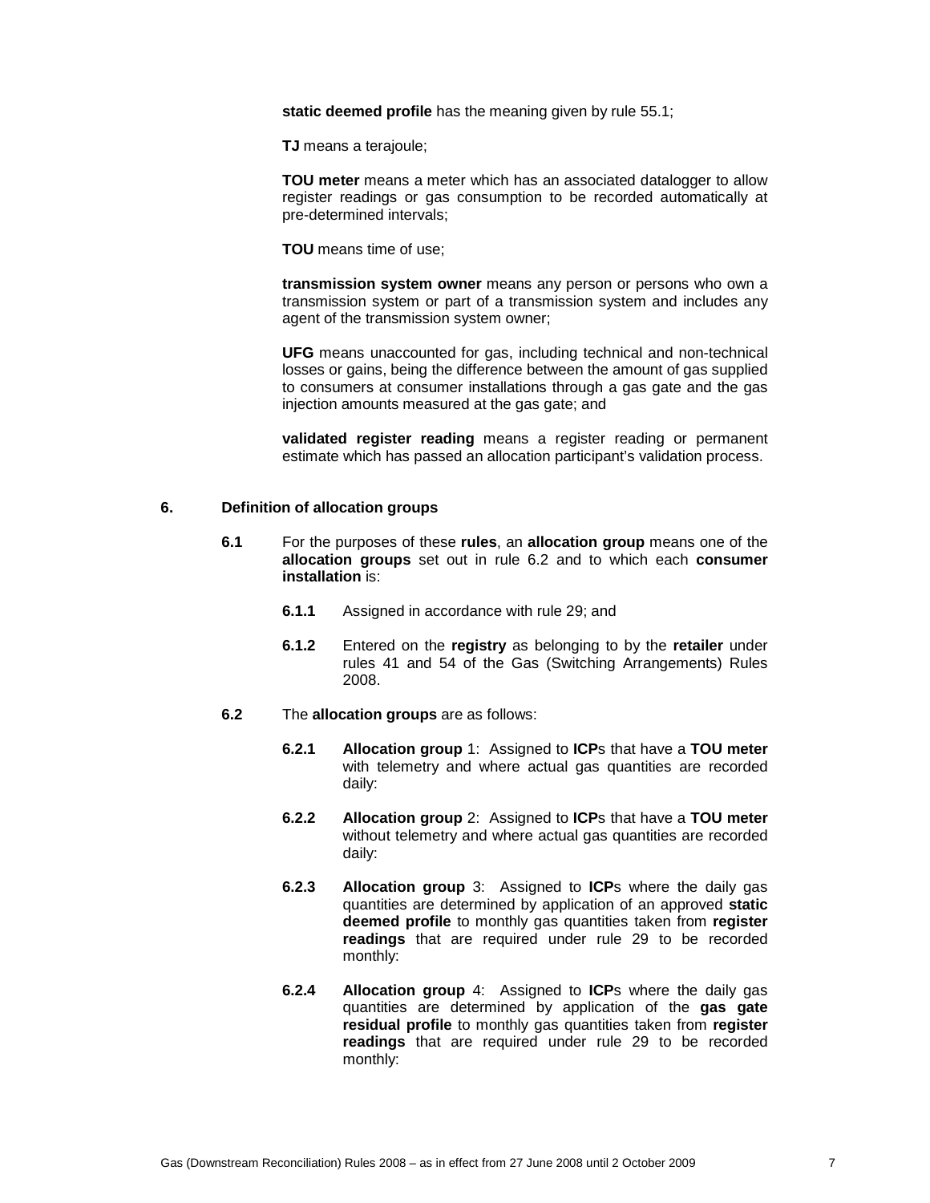**static deemed profile** has the meaning given by rule 55.1;

**TJ** means a terajoule;

**TOU meter** means a meter which has an associated datalogger to allow register readings or gas consumption to be recorded automatically at pre-determined intervals;

**TOU** means time of use;

**transmission system owner** means any person or persons who own a transmission system or part of a transmission system and includes any agent of the transmission system owner;

**UFG** means unaccounted for gas, including technical and non-technical losses or gains, being the difference between the amount of gas supplied to consumers at consumer installations through a gas gate and the gas injection amounts measured at the gas gate; and

**validated register reading** means a register reading or permanent estimate which has passed an allocation participant's validation process.

## 6. Definition of allocation groups

**6.1** For the purposes of these **rules**, an **allocation group** means one of the **allocation groups** set out in rule 6.2 and to which each **consumer installation** is:

**6.1.1** Assigned in accordance with rule 29; and

**6.1.2** Entered on the **registry** as belonging to by the **retailer** under rules 41 and 54 of the Gas (Switching Arrangements) Rules 2008.

**6.2** The **allocation groups** are as follows:

**6.2.1** **Allocation group** 1: Assigned to **ICP**s that have a **TOU meter** with telemetry and where actual gas quantities are recorded daily:

**6.2.2** **Allocation group** 2: Assigned to **ICP**s that have a **TOU meter** without telemetry and where actual gas quantities are recorded daily:

**6.2.3** **Allocation group** 3: Assigned to **ICP**s where the daily gas quantities are determined by application of an approved **static deemed profile** to monthly gas quantities taken from **register readings** that are required under rule 29 to be recorded monthly:

**6.2.4** **Allocation group** 4: Assigned to **ICP**s where the daily gas quantities are determined by application of the **gas gate residual profile** to monthly gas quantities taken from **register readings** that are required under rule 29 to be recorded monthly: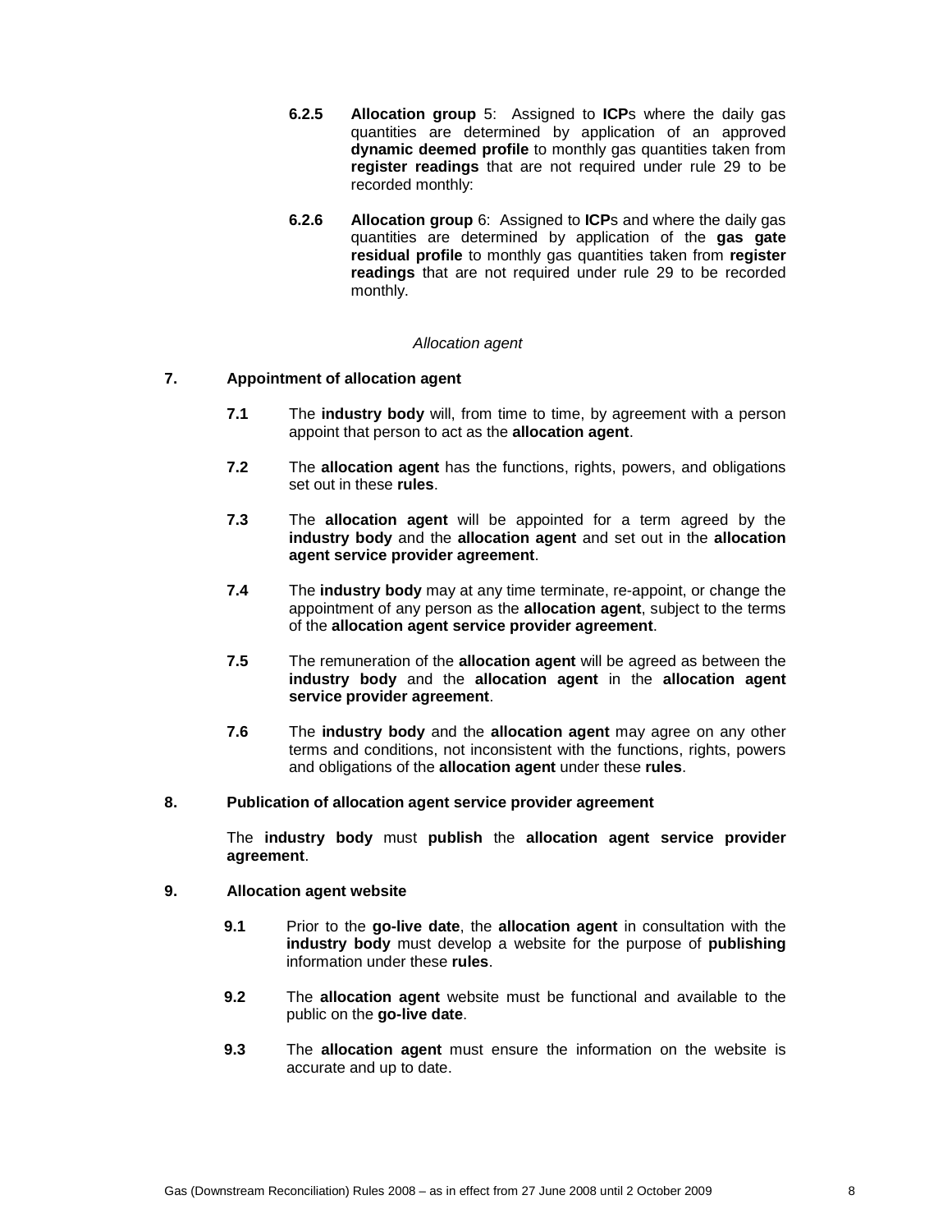**6.2.5** **Allocation group** 5: Assigned to **ICP**s where the daily gas quantities are determined by application of an approved **dynamic deemed profile** to monthly gas quantities taken from **register readings** that are not required under rule 29 to be recorded monthly:

**6.2.6** **Allocation group** 6: Assigned to **ICP**s and where the daily gas quantities are determined by application of the **gas gate residual profile** to monthly gas quantities taken from **register readings** that are not required under rule 29 to be recorded monthly.

*Allocation agent*

## 7. Appointment of allocation agent

**7.1** The **industry body** will, from time to time, by agreement with a person appoint that person to act as the **allocation agent**.

**7.2** The **allocation agent** has the functions, rights, powers, and obligations set out in these **rules**.

**7.3** The **allocation agent** will be appointed for a term agreed by the **industry body** and the **allocation agent** and set out in the **allocation agent service provider agreement**.

**7.4** The **industry body** may at any time terminate, re-appoint, or change the appointment of any person as the **allocation agent**, subject to the terms of the **allocation agent service provider agreement**.

**7.5** The remuneration of the **allocation agent** will be agreed as between the **industry body** and the **allocation agent** in the **allocation agent service provider agreement**.

**7.6** The **industry body** and the **allocation agent** may agree on any other terms and conditions, not inconsistent with the functions, rights, powers and obligations of the **allocation agent** under these **rules**.

## 8. Publication of allocation agent service provider agreement

The **industry body** must **publish** the **allocation agent service provider agreement**.

## 9. Allocation agent website

**9.1** Prior to the **go-live date**, the **allocation agent** in consultation with the **industry body** must develop a website for the purpose of **publishing** information under these **rules**.

**9.2** The **allocation agent** website must be functional and available to the public on the **go-live date**.

**9.3** The **allocation agent** must ensure the information on the website is accurate and up to date.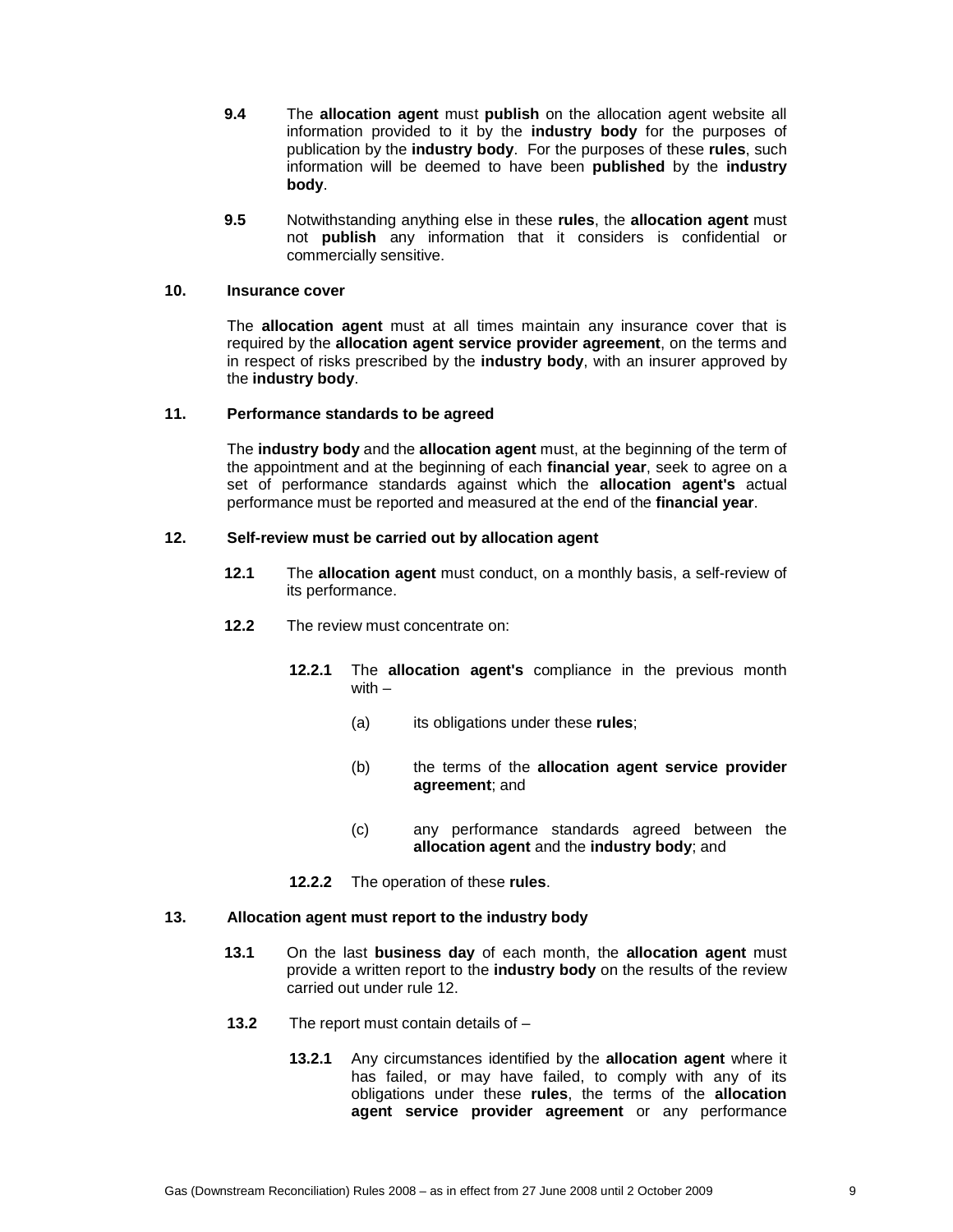**9.4** The **allocation agent** must **publish** on the allocation agent website all information provided to it by the **industry body** for the purposes of publication by the **industry body**. For the purposes of these **rules**, such information will be deemed to have been **published** by the **industry body**.

**9.5** Notwithstanding anything else in these **rules**, the **allocation agent** must not **publish** any information that it considers is confidential or commercially sensitive.

## 10. Insurance cover

The **allocation agent** must at all times maintain any insurance cover that is required by the **allocation agent service provider agreement**, on the terms and in respect of risks prescribed by the **industry body**, with an insurer approved by the **industry body**.

## 11. Performance standards to be agreed

The **industry body** and the **allocation agent** must, at the beginning of the term of the appointment and at the beginning of each **financial year**, seek to agree on a set of performance standards against which the **allocation agent's** actual performance must be reported and measured at the end of the **financial year**.

## 12. Self-review must be carried out by allocation agent

**12.1** The **allocation agent** must conduct, on a monthly basis, a self-review of its performance.

**12.2** The review must concentrate on:

**12.2.1** The **allocation agent's** compliance in the previous month with –

(a) its obligations under these **rules**;

(b) the terms of the **allocation agent service provider agreement**; and

(c) any performance standards agreed between the **allocation agent** and the **industry body**; and

**12.2.2** The operation of these **rules**.

## 13. Allocation agent must report to the industry body

**13.1** On the last **business day** of each month, the **allocation agent** must provide a written report to the **industry body** on the results of the review carried out under rule 12.

**13.2** The report must contain details of –

**13.2.1** Any circumstances identified by the **allocation agent** where it has failed, or may have failed, to comply with any of its obligations under these **rules**, the terms of the **allocation agent service provider agreement** or any performance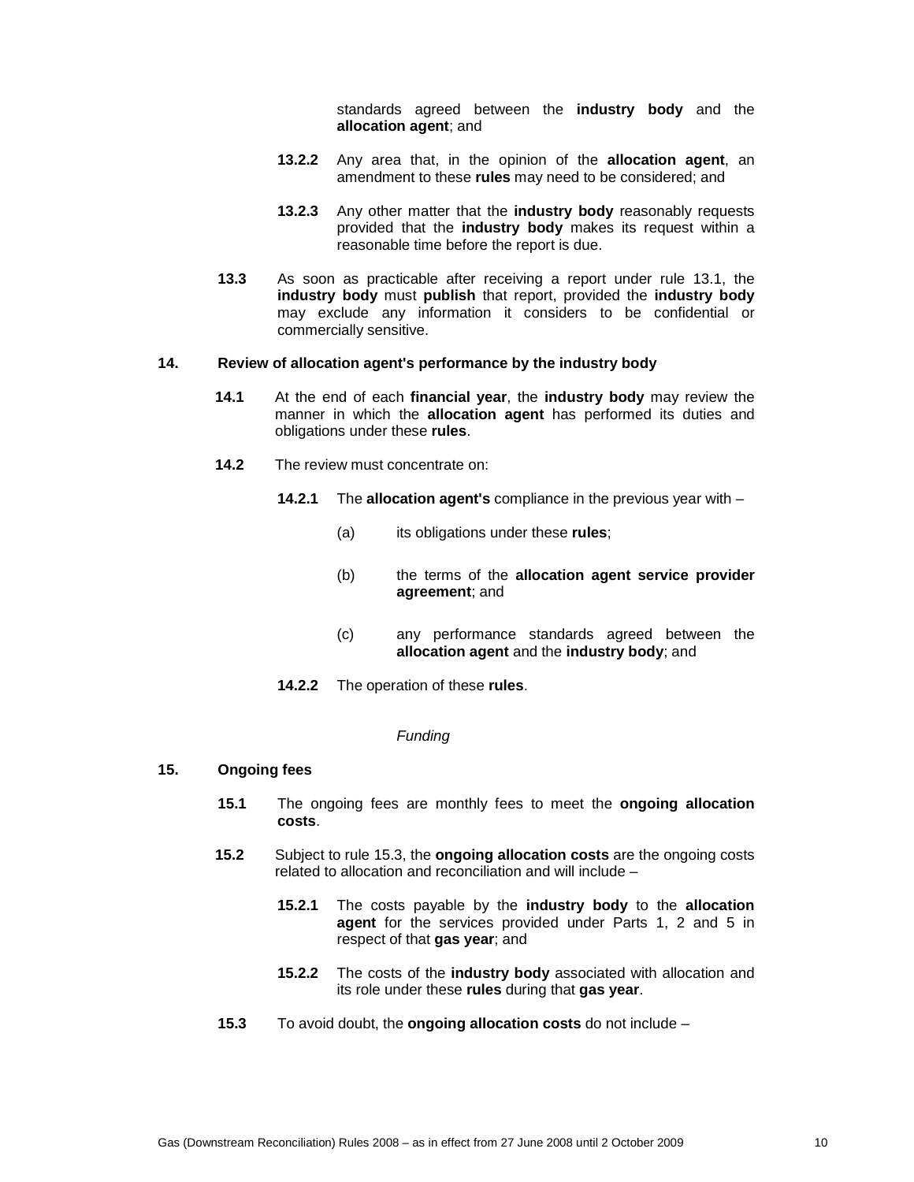standards agreed between the **industry body** and the **allocation agent**; and

**13.2.2** Any area that, in the opinion of the **allocation agent**, an amendment to these **rules** may need to be considered; and

**13.2.3** Any other matter that the **industry body** reasonably requests provided that the **industry body** makes its request within a reasonable time before the report is due.

**13.3** As soon as practicable after receiving a report under rule 13.1, the **industry body** must **publish** that report, provided the **industry body** may exclude any information it considers to be confidential or commercially sensitive.

## 14. Review of allocation agent's performance by the industry body

**14.1** At the end of each **financial year**, the **industry body** may review the manner in which the **allocation agent** has performed its duties and obligations under these **rules**.

**14.2** The review must concentrate on:

**14.2.1** The **allocation agent's** compliance in the previous year with –

(a) its obligations under these **rules**;

(b) the terms of the **allocation agent service provider agreement**; and

(c) any performance standards agreed between the **allocation agent** and the **industry body**; and

**14.2.2** The operation of these **rules**.

*Funding*

## 15. Ongoing fees

**15.1** The ongoing fees are monthly fees to meet the **ongoing allocation costs**.

**15.2** Subject to rule 15.3, the **ongoing allocation costs** are the ongoing costs related to allocation and reconciliation and will include –

**15.2.1** The costs payable by the **industry body** to the **allocation agent** for the services provided under Parts 1, 2 and 5 in respect of that **gas year**; and

**15.2.2** The costs of the **industry body** associated with allocation and its role under these **rules** during that **gas year**.

**15.3** To avoid doubt, the **ongoing allocation costs** do not include –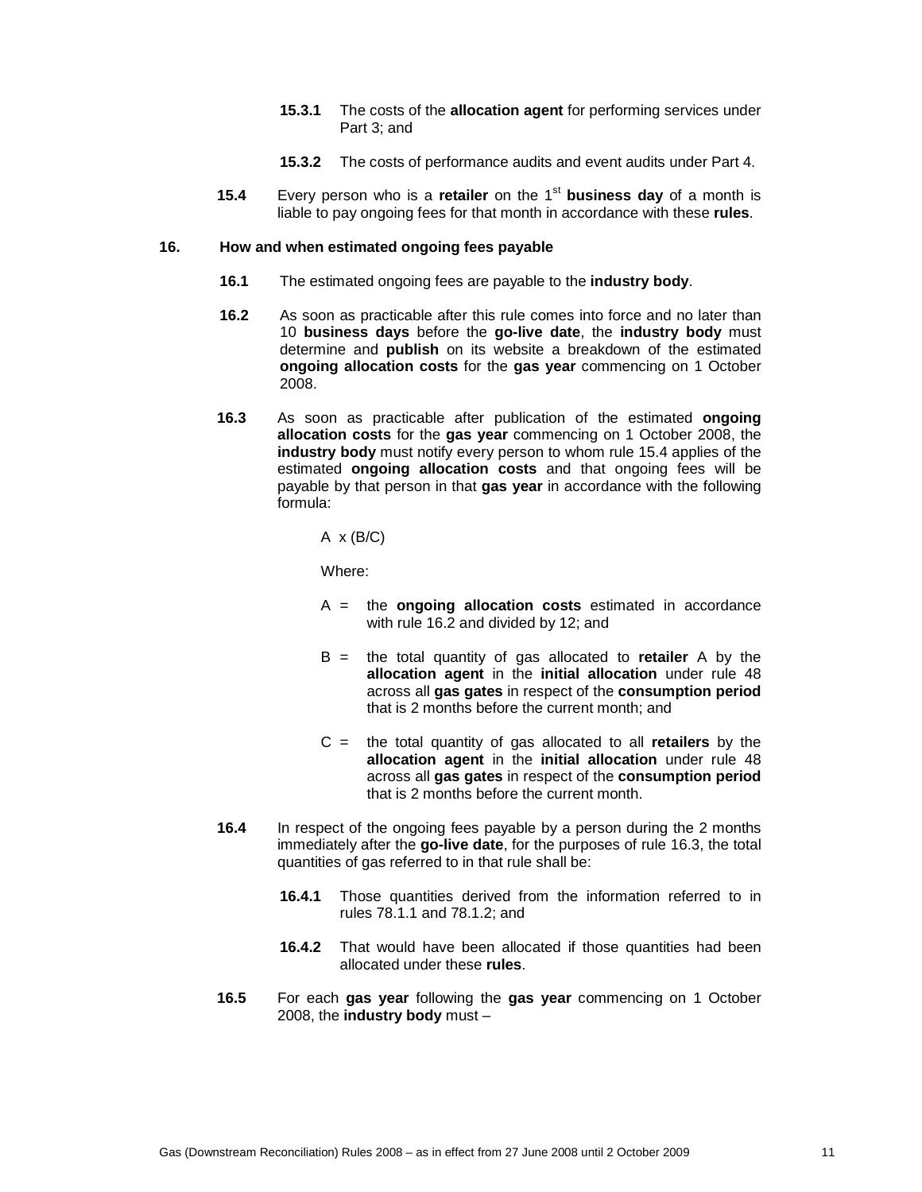**15.3.1** The costs of the **allocation agent** for performing services under Part 3; and

**15.3.2** The costs of performance audits and event audits under Part 4.

**15.4** Every person who is a **retailer** on the 1st **business day** of a month is liable to pay ongoing fees for that month in accordance with these **rules**.

### 16. How and when estimated ongoing fees payable

**16.1** The estimated ongoing fees are payable to the **industry body**.

**16.2** As soon as practicable after this rule comes into force and no later than 10 **business days** before the **go-live date**, the **industry body** must determine and **publish** on its website a breakdown of the estimated **ongoing allocation costs** for the **gas year** commencing on 1 October 2008.

**16.3** As soon as practicable after publication of the estimated **ongoing allocation costs** for the **gas year** commencing on 1 October 2008, the **industry body** must notify every person to whom rule 15.4 applies of the estimated **ongoing allocation costs** and that ongoing fees will be payable by that person in that **gas year** in accordance with the following formula:

$$A \times (B/C)$$

Where:

A = the **ongoing allocation costs** estimated in accordance with rule 16.2 and divided by 12; and

B = the total quantity of gas allocated to **retailer** A by the **allocation agent** in the **initial allocation** under rule 48 across all **gas gates** in respect of the **consumption period** that is 2 months before the current month; and

C = the total quantity of gas allocated to all **retailers** by the **allocation agent** in the **initial allocation** under rule 48 across all **gas gates** in respect of the **consumption period** that is 2 months before the current month.

**16.4** In respect of the ongoing fees payable by a person during the 2 months immediately after the **go-live date**, for the purposes of rule 16.3, the total quantities of gas referred to in that rule shall be:

**16.4.1** Those quantities derived from the information referred to in rules 78.1.1 and 78.1.2; and

**16.4.2** That would have been allocated if those quantities had been allocated under these **rules**.

**16.5** For each **gas year** following the **gas year** commencing on 1 October 2008, the **industry body** must –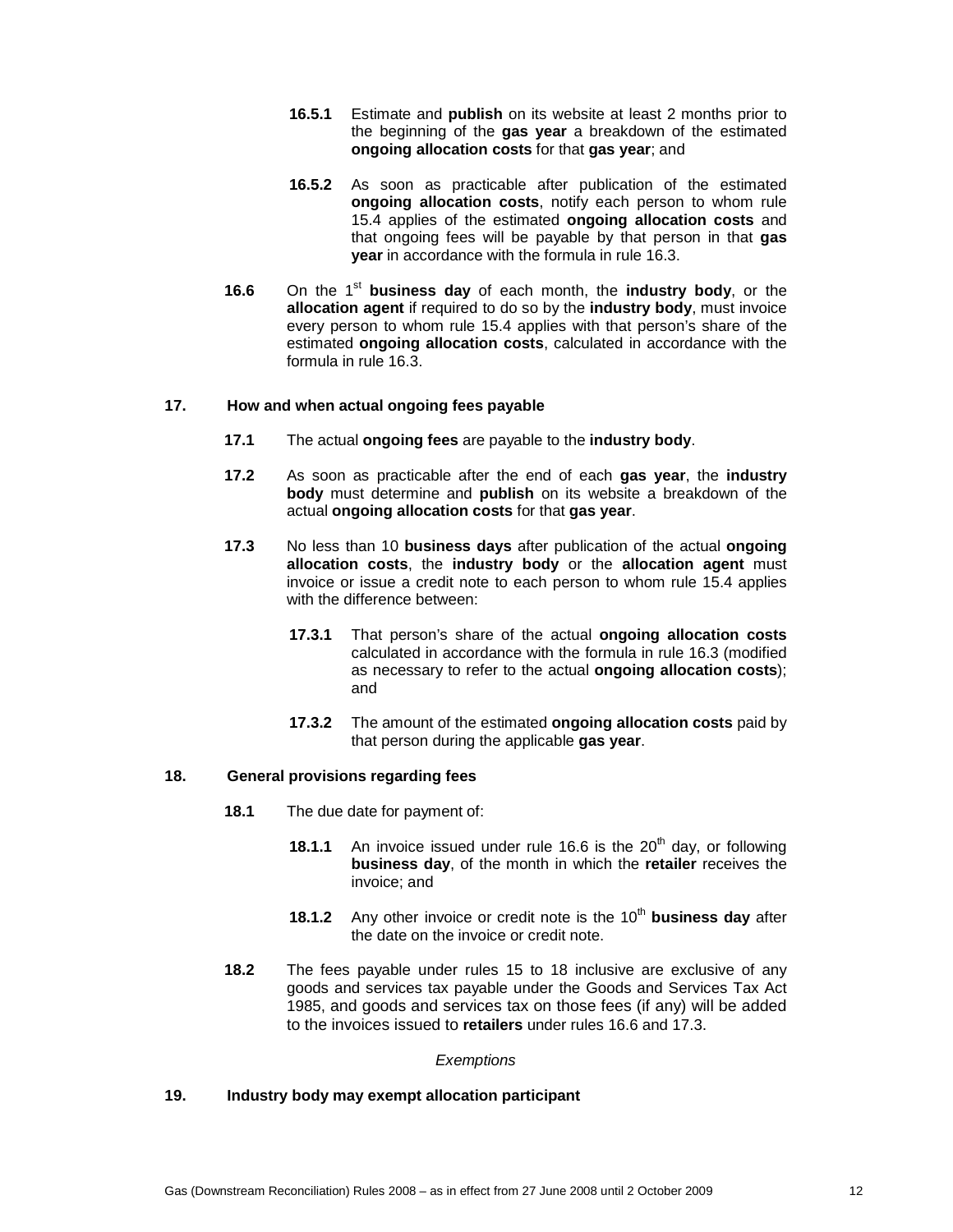**16.5.1** Estimate and **publish** on its website at least 2 months prior to the beginning of the **gas year** a breakdown of the estimated **ongoing allocation costs** for that **gas year**; and

**16.5.2** As soon as practicable after publication of the estimated **ongoing allocation costs**, notify each person to whom rule 15.4 applies of the estimated **ongoing allocation costs** and that ongoing fees will be payable by that person in that **gas year** in accordance with the formula in rule 16.3.

**16.6** On the 1st **business day** of each month, the **industry body**, or the **allocation agent** if required to do so by the **industry body**, must invoice every person to whom rule 15.4 applies with that person's share of the estimated **ongoing allocation costs**, calculated in accordance with the formula in rule 16.3.

### 17. How and when actual ongoing fees payable

**17.1** The actual **ongoing fees** are payable to the **industry body**.

**17.2** As soon as practicable after the end of each **gas year**, the **industry body** must determine and **publish** on its website a breakdown of the actual **ongoing allocation costs** for that **gas year**.

**17.3** No less than 10 **business days** after publication of the actual **ongoing allocation costs**, the **industry body** or the **allocation agent** must invoice or issue a credit note to each person to whom rule 15.4 applies with the difference between:

**17.3.1** That person's share of the actual **ongoing allocation costs** calculated in accordance with the formula in rule 16.3 (modified as necessary to refer to the actual **ongoing allocation costs**); and

**17.3.2** The amount of the estimated **ongoing allocation costs** paid by that person during the applicable **gas year**.

### 18. General provisions regarding fees

**18.1** The due date for payment of:

**18.1.1** An invoice issued under rule 16.6 is the 20th day, or following **business day**, of the month in which the **retailer** receives the invoice; and

**18.1.2** Any other invoice or credit note is the 10th **business day** after the date on the invoice or credit note.

**18.2** The fees payable under rules 15 to 18 inclusive are exclusive of any goods and services tax payable under the Goods and Services Tax Act 1985, and goods and services tax on those fees (if any) will be added to the invoices issued to **retailers** under rules 16.6 and 17.3.

*Exemptions*

### 19. Industry body may exempt allocation participant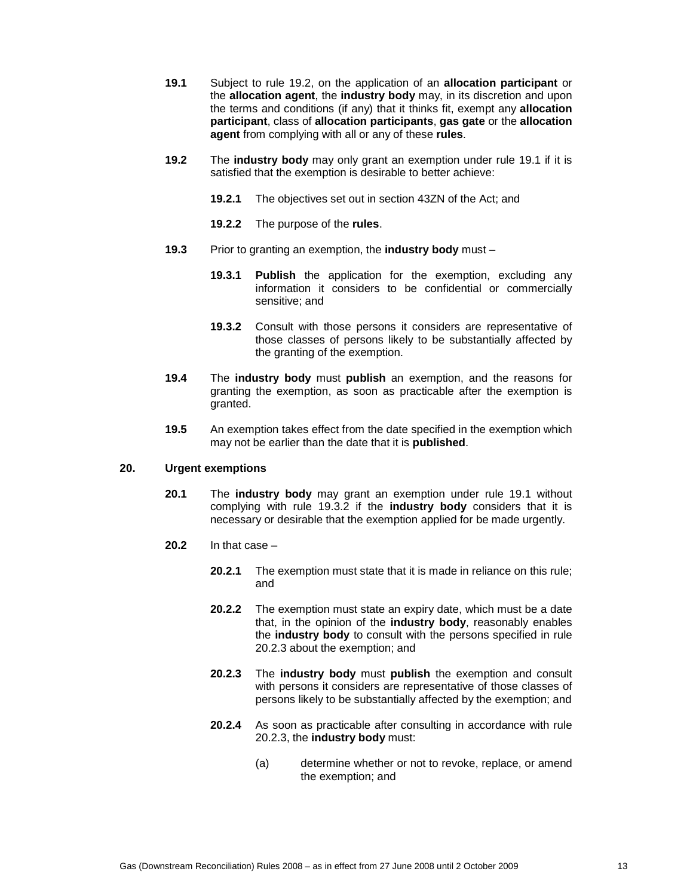**19.1** Subject to rule 19.2, on the application of an **allocation participant** or the **allocation agent**, the **industry body** may, in its discretion and upon the terms and conditions (if any) that it thinks fit, exempt any **allocation participant**, class of **allocation participants**, **gas gate** or the **allocation agent** from complying with all or any of these **rules**.

**19.2** The **industry body** may only grant an exemption under rule 19.1 if it is satisfied that the exemption is desirable to better achieve:

**19.2.1** The objectives set out in section 43ZN of the Act; and

**19.2.2** The purpose of the **rules**.

**19.3** Prior to granting an exemption, the **industry body** must –

**19.3.1** **Publish** the application for the exemption, excluding any information it considers to be confidential or commercially sensitive; and

**19.3.2** Consult with those persons it considers are representative of those classes of persons likely to be substantially affected by the granting of the exemption.

**19.4** The **industry body** must **publish** an exemption, and the reasons for granting the exemption, as soon as practicable after the exemption is granted.

**19.5** An exemption takes effect from the date specified in the exemption which may not be earlier than the date that it is **published**.

## 20. Urgent exemptions

**20.1** The **industry body** may grant an exemption under rule 19.1 without complying with rule 19.3.2 if the **industry body** considers that it is necessary or desirable that the exemption applied for be made urgently.

**20.2** In that case –

**20.2.1** The exemption must state that it is made in reliance on this rule; and

**20.2.2** The exemption must state an expiry date, which must be a date that, in the opinion of the **industry body**, reasonably enables the **industry body** to consult with the persons specified in rule 20.2.3 about the exemption; and

**20.2.3** The **industry body** must **publish** the exemption and consult with persons it considers are representative of those classes of persons likely to be substantially affected by the exemption; and

**20.2.4** As soon as practicable after consulting in accordance with rule 20.2.3, the **industry body** must:

(a) determine whether or not to revoke, replace, or amend the exemption; and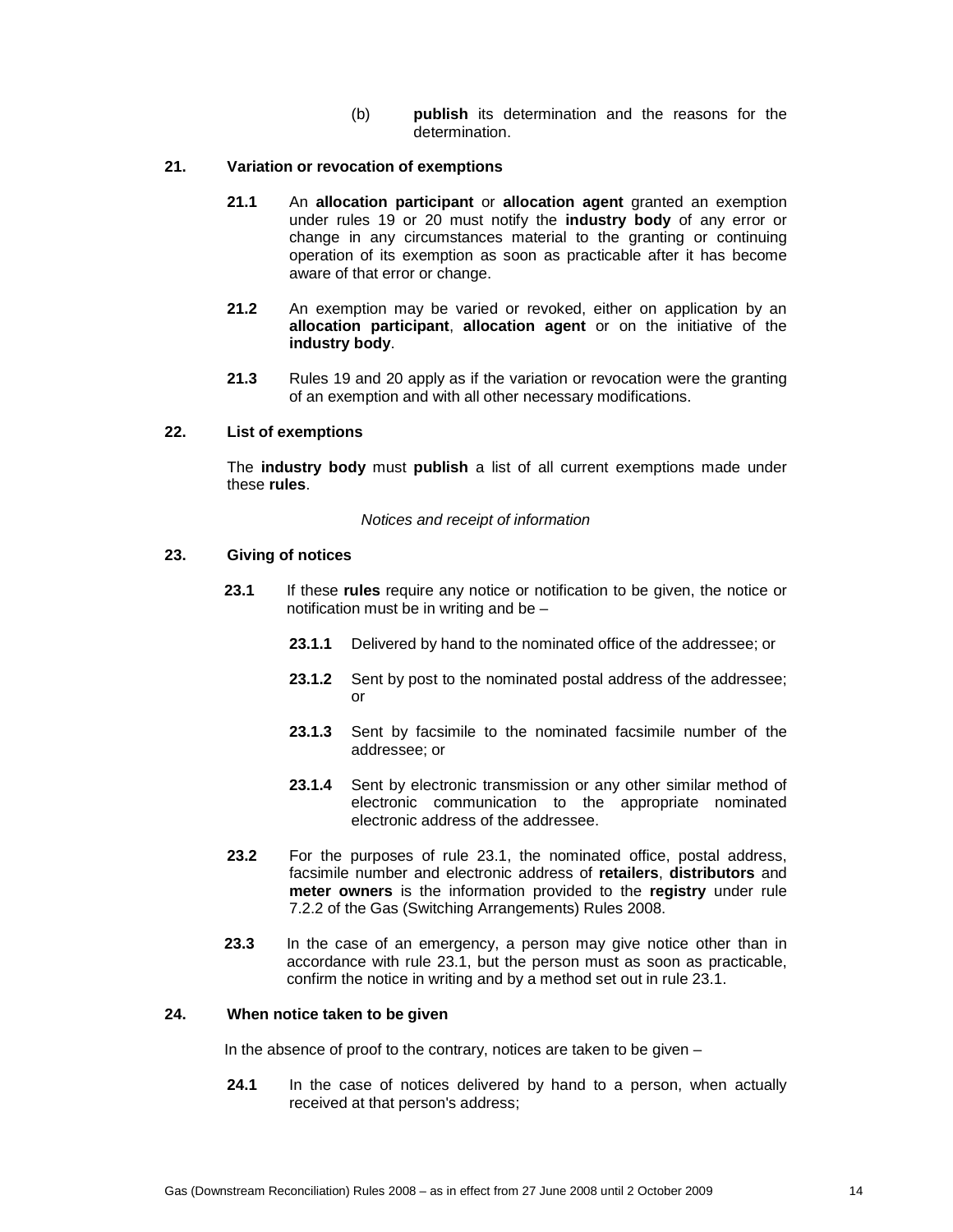(b) **publish** its determination and the reasons for the determination.

**21. Variation or revocation of exemptions**

**21.1** An **allocation participant** or **allocation agent** granted an exemption under rules 19 or 20 must notify the **industry body** of any error or change in any circumstances material to the granting or continuing operation of its exemption as soon as practicable after it has become aware of that error or change.

**21.2** An exemption may be varied or revoked, either on application by an **allocation participant**, **allocation agent** or on the initiative of the **industry body**.

**21.3** Rules 19 and 20 apply as if the variation or revocation were the granting of an exemption and with all other necessary modifications.

**22. List of exemptions**

The **industry body** must **publish** a list of all current exemptions made under these **rules**.

*Notices and receipt of information*

**23. Giving of notices**

**23.1** If these **rules** require any notice or notification to be given, the notice or notification must be in writing and be –

**23.1.1** Delivered by hand to the nominated office of the addressee; or

**23.1.2** Sent by post to the nominated postal address of the addressee; or

**23.1.3** Sent by facsimile to the nominated facsimile number of the addressee; or

**23.1.4** Sent by electronic transmission or any other similar method of electronic communication to the appropriate nominated electronic address of the addressee.

**23.2** For the purposes of rule 23.1, the nominated office, postal address, facsimile number and electronic address of **retailers**, **distributors** and **meter owners** is the information provided to the **registry** under rule 7.2.2 of the Gas (Switching Arrangements) Rules 2008.

**23.3** In the case of an emergency, a person may give notice other than in accordance with rule 23.1, but the person must as soon as practicable, confirm the notice in writing and by a method set out in rule 23.1.

**24. When notice taken to be given**

In the absence of proof to the contrary, notices are taken to be given –

**24.1** In the case of notices delivered by hand to a person, when actually received at that person's address;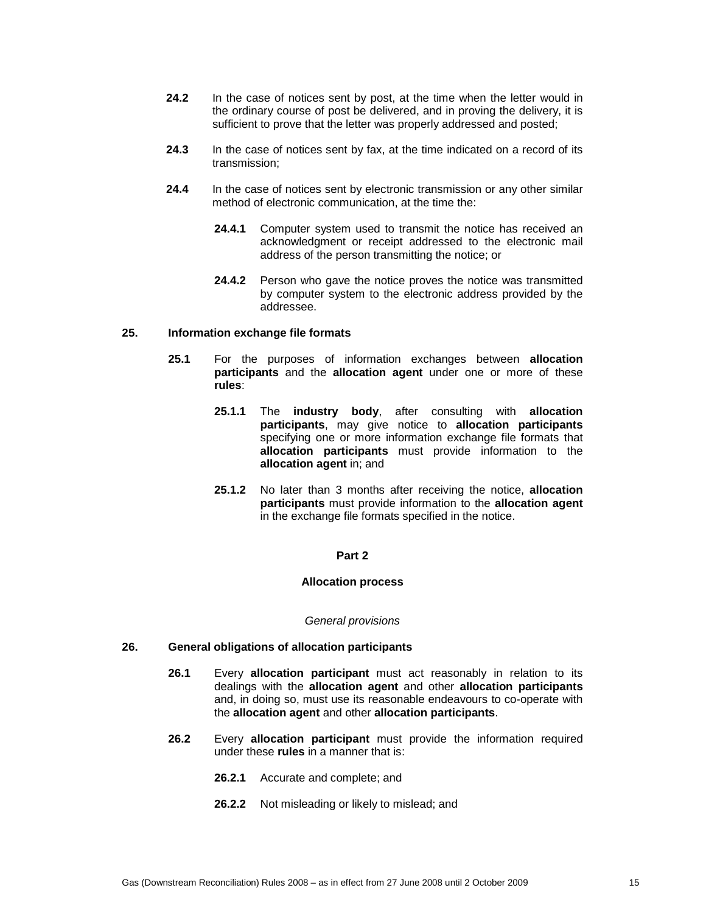**24.2** In the case of notices sent by post, at the time when the letter would in the ordinary course of post be delivered, and in proving the delivery, it is sufficient to prove that the letter was properly addressed and posted;

**24.3** In the case of notices sent by fax, at the time indicated on a record of its transmission;

**24.4** In the case of notices sent by electronic transmission or any other similar method of electronic communication, at the time the:

**24.4.1** Computer system used to transmit the notice has received an acknowledgment or receipt addressed to the electronic mail address of the person transmitting the notice; or

**24.4.2** Person who gave the notice proves the notice was transmitted by computer system to the electronic address provided by the addressee.

### 25. Information exchange file formats

**25.1** For the purposes of information exchanges between **allocation participants** and the **allocation agent** under one or more of these **rules**:

**25.1.1** The **industry body**, after consulting with **allocation participants**, may give notice to **allocation participants** specifying one or more information exchange file formats that **allocation participants** must provide information to the **allocation agent** in; and

**25.1.2** No later than 3 months after receiving the notice, **allocation participants** must provide information to the **allocation agent** in the exchange file formats specified in the notice.

## Part 2

## Allocation process

*General provisions*

### 26. General obligations of allocation participants

**26.1** Every **allocation participant** must act reasonably in relation to its dealings with the **allocation agent** and other **allocation participants** and, in doing so, must use its reasonable endeavours to co-operate with the **allocation agent** and other **allocation participants**.

**26.2** Every **allocation participant** must provide the information required under these **rules** in a manner that is:

**26.2.1** Accurate and complete; and

**26.2.2** Not misleading or likely to mislead; and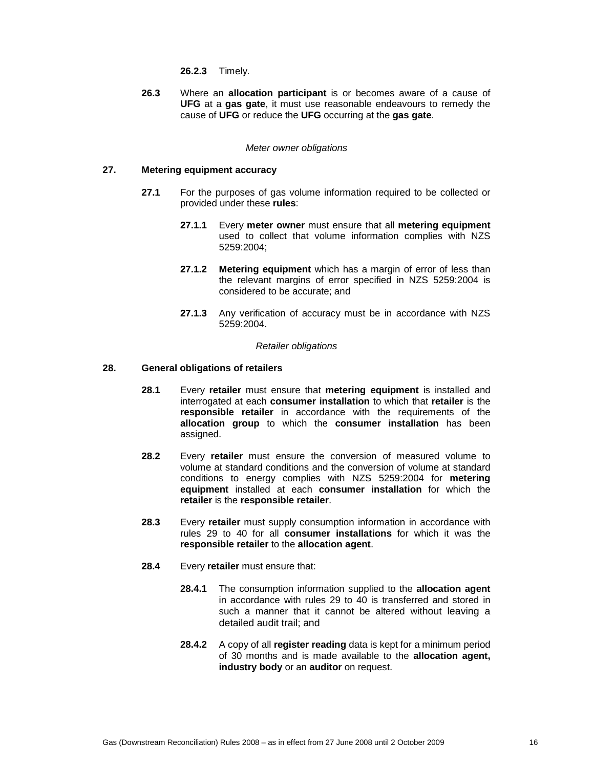**26.2.3** Timely.

**26.3** Where an **allocation participant** is or becomes aware of a cause of **UFG** at a **gas gate**, it must use reasonable endeavours to remedy the cause of **UFG** or reduce the **UFG** occurring at the **gas gate**.

*Meter owner obligations*

## 27. Metering equipment accuracy

**27.1** For the purposes of gas volume information required to be collected or provided under these **rules**:

**27.1.1** Every **meter owner** must ensure that all **metering equipment** used to collect that volume information complies with NZS 5259:2004;

**27.1.2** **Metering equipment** which has a margin of error of less than the relevant margins of error specified in NZS 5259:2004 is considered to be accurate; and

**27.1.3** Any verification of accuracy must be in accordance with NZS 5259:2004.

*Retailer obligations*

## 28. General obligations of retailers

**28.1** Every **retailer** must ensure that **metering equipment** is installed and interrogated at each **consumer installation** to which that **retailer** is the **responsible retailer** in accordance with the requirements of the **allocation group** to which the **consumer installation** has been assigned.

**28.2** Every **retailer** must ensure the conversion of measured volume to volume at standard conditions and the conversion of volume at standard conditions to energy complies with NZS 5259:2004 for **metering equipment** installed at each **consumer installation** for which the **retailer** is the **responsible retailer**.

**28.3** Every **retailer** must supply consumption information in accordance with rules 29 to 40 for all **consumer installations** for which it was the **responsible retailer** to the **allocation agent**.

**28.4** Every **retailer** must ensure that:

**28.4.1** The consumption information supplied to the **allocation agent** in accordance with rules 29 to 40 is transferred and stored in such a manner that it cannot be altered without leaving a detailed audit trail; and

**28.4.2** A copy of all **register reading** data is kept for a minimum period of 30 months and is made available to the **allocation agent, industry body** or an **auditor** on request.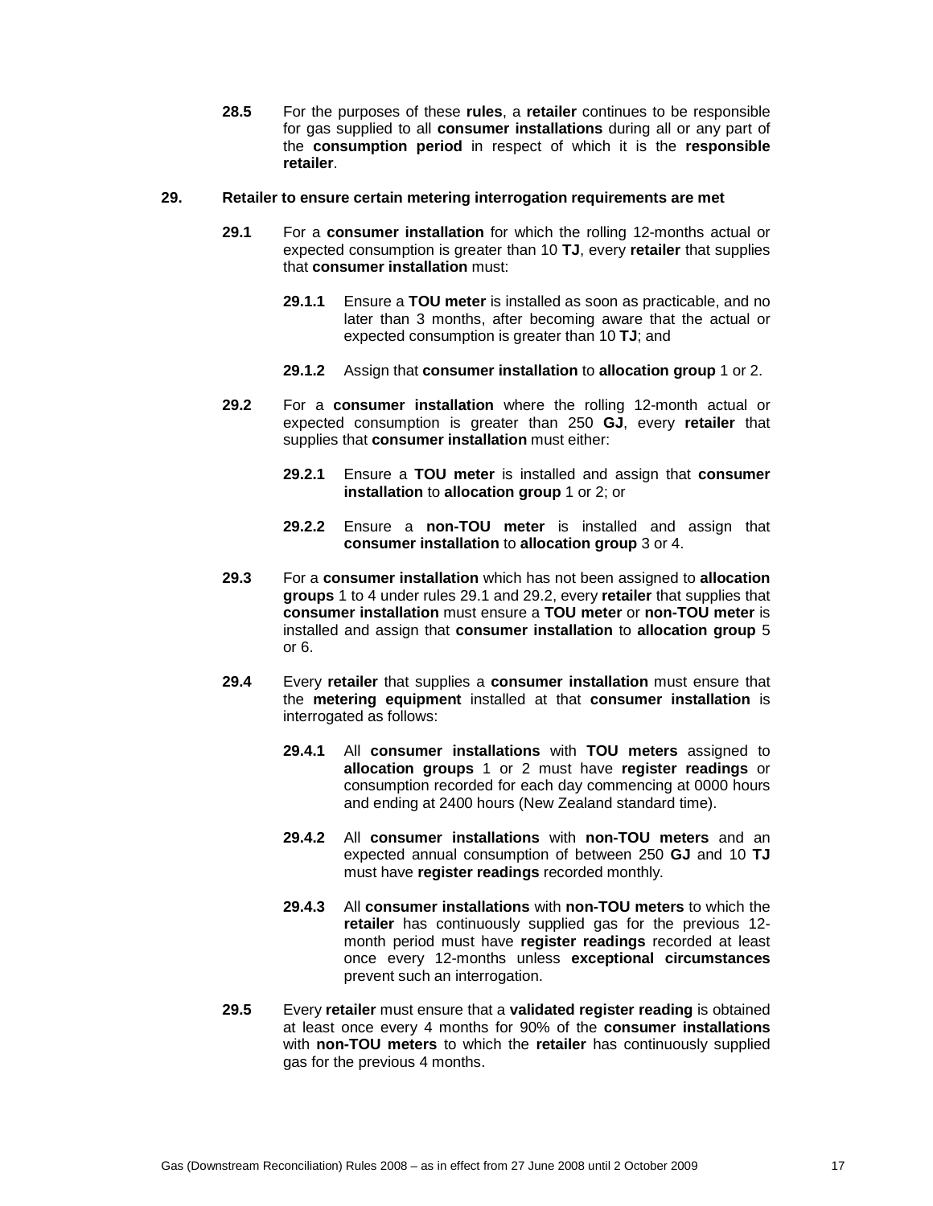**28.5** For the purposes of these **rules**, a **retailer** continues to be responsible for gas supplied to all **consumer installations** during all or any part of the **consumption period** in respect of which it is the **responsible retailer**.

## 29. Retailer to ensure certain metering interrogation requirements are met

**29.1** For a **consumer installation** for which the rolling 12-months actual or expected consumption is greater than 10 **TJ**, every **retailer** that supplies that **consumer installation** must:

**29.1.1** Ensure a **TOU meter** is installed as soon as practicable, and no later than 3 months, after becoming aware that the actual or expected consumption is greater than 10 **TJ**; and

**29.1.2** Assign that **consumer installation** to **allocation group** 1 or 2.

**29.2** For a **consumer installation** where the rolling 12-month actual or expected consumption is greater than 250 **GJ**, every **retailer** that supplies that **consumer installation** must either:

**29.2.1** Ensure a **TOU meter** is installed and assign that **consumer installation** to **allocation group** 1 or 2; or

**29.2.2** Ensure a **non-TOU meter** is installed and assign that **consumer installation** to **allocation group** 3 or 4.

**29.3** For a **consumer installation** which has not been assigned to **allocation groups** 1 to 4 under rules 29.1 and 29.2, every **retailer** that supplies that **consumer installation** must ensure a **TOU meter** or **non-TOU meter** is installed and assign that **consumer installation** to **allocation group** 5 or 6.

**29.4** Every **retailer** that supplies a **consumer installation** must ensure that the **metering equipment** installed at that **consumer installation** is interrogated as follows:

**29.4.1** All **consumer installations** with **TOU meters** assigned to **allocation groups** 1 or 2 must have **register readings** or consumption recorded for each day commencing at 0000 hours and ending at 2400 hours (New Zealand standard time).

**29.4.2** All **consumer installations** with **non-TOU meters** and an expected annual consumption of between 250 **GJ** and 10 **TJ** must have **register readings** recorded monthly.

**29.4.3** All **consumer installations** with **non-TOU meters** to which the **retailer** has continuously supplied gas for the previous 12-month period must have **register readings** recorded at least once every 12-months unless **exceptional circumstances** prevent such an interrogation.

**29.5** Every **retailer** must ensure that a **validated register reading** is obtained at least once every 4 months for 90% of the **consumer installations** with **non-TOU meters** to which the **retailer** has continuously supplied gas for the previous 4 months.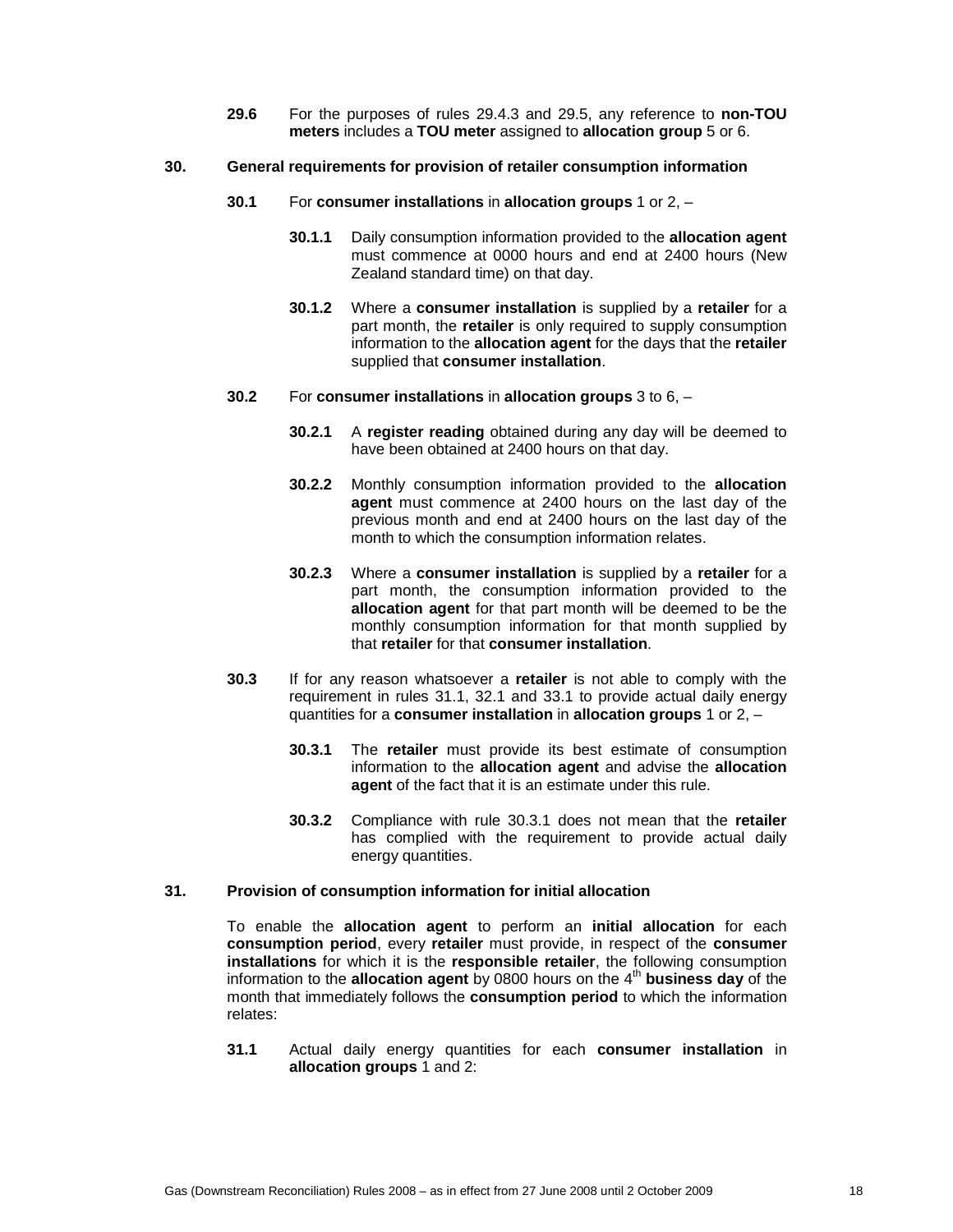**29.6** For the purposes of rules 29.4.3 and 29.5, any reference to **non-TOU meters** includes a **TOU meter** assigned to **allocation group** 5 or 6.

**30. General requirements for provision of retailer consumption information**

**30.1** For **consumer installations** in **allocation groups** 1 or 2, –

**30.1.1** Daily consumption information provided to the **allocation agent** must commence at 0000 hours and end at 2400 hours (New Zealand standard time) on that day.

**30.1.2** Where a **consumer installation** is supplied by a **retailer** for a part month, the **retailer** is only required to supply consumption information to the **allocation agent** for the days that the **retailer** supplied that **consumer installation**.

**30.2** For **consumer installations** in **allocation groups** 3 to 6, –

**30.2.1** A **register reading** obtained during any day will be deemed to have been obtained at 2400 hours on that day.

**30.2.2** Monthly consumption information provided to the **allocation agent** must commence at 2400 hours on the last day of the previous month and end at 2400 hours on the last day of the month to which the consumption information relates.

**30.2.3** Where a **consumer installation** is supplied by a **retailer** for a part month, the consumption information provided to the **allocation agent** for that part month will be deemed to be the monthly consumption information for that month supplied by that **retailer** for that **consumer installation**.

**30.3** If for any reason whatsoever a **retailer** is not able to comply with the requirement in rules 31.1, 32.1 and 33.1 to provide actual daily energy quantities for a **consumer installation** in **allocation groups** 1 or 2, –

**30.3.1** The **retailer** must provide its best estimate of consumption information to the **allocation agent** and advise the **allocation agent** of the fact that it is an estimate under this rule.

**30.3.2** Compliance with rule 30.3.1 does not mean that the **retailer** has complied with the requirement to provide actual daily energy quantities.

**31. Provision of consumption information for initial allocation**

To enable the **allocation agent** to perform an **initial allocation** for each **consumption period**, every **retailer** must provide, in respect of the **consumer installations** for which it is the **responsible retailer**, the following consumption information to the **allocation agent** by 0800 hours on the 4th **business day** of the month that immediately follows the **consumption period** to which the information relates:

**31.1** Actual daily energy quantities for each **consumer installation** in **allocation groups** 1 and 2: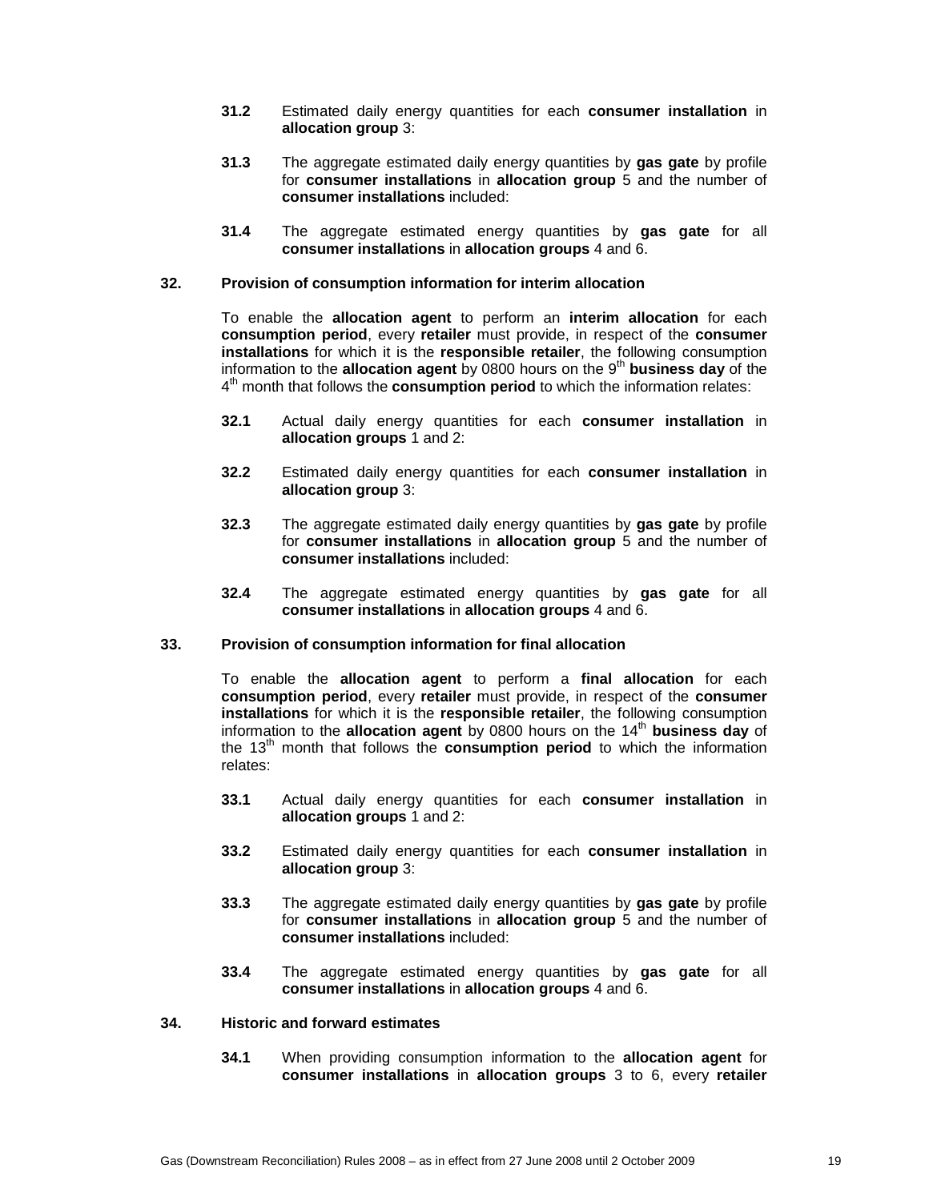**31.2** Estimated daily energy quantities for each **consumer installation** in **allocation group** 3:

**31.3** The aggregate estimated daily energy quantities by **gas gate** by profile for **consumer installations** in **allocation group** 5 and the number of **consumer installations** included:

**31.4** The aggregate estimated energy quantities by **gas gate** for all **consumer installations** in **allocation groups** 4 and 6.

### 32. Provision of consumption information for interim allocation

To enable the **allocation agent** to perform an **interim allocation** for each **consumption period**, every **retailer** must provide, in respect of the **consumer installations** for which it is the **responsible retailer**, the following consumption information to the **allocation agent** by 0800 hours on the 9th **business day** of the 4th month that follows the **consumption period** to which the information relates:

**32.1** Actual daily energy quantities for each **consumer installation** in **allocation groups** 1 and 2:

**32.2** Estimated daily energy quantities for each **consumer installation** in **allocation group** 3:

**32.3** The aggregate estimated daily energy quantities by **gas gate** by profile for **consumer installations** in **allocation group** 5 and the number of **consumer installations** included:

**32.4** The aggregate estimated energy quantities by **gas gate** for all **consumer installations** in **allocation groups** 4 and 6.

### 33. Provision of consumption information for final allocation

To enable the **allocation agent** to perform a **final allocation** for each **consumption period**, every **retailer** must provide, in respect of the **consumer installations** for which it is the **responsible retailer**, the following consumption information to the **allocation agent** by 0800 hours on the 14th **business day** of the 13th month that follows the **consumption period** to which the information relates:

**33.1** Actual daily energy quantities for each **consumer installation** in **allocation groups** 1 and 2:

**33.2** Estimated daily energy quantities for each **consumer installation** in **allocation group** 3:

**33.3** The aggregate estimated daily energy quantities by **gas gate** by profile for **consumer installations** in **allocation group** 5 and the number of **consumer installations** included:

**33.4** The aggregate estimated energy quantities by **gas gate** for all **consumer installations** in **allocation groups** 4 and 6.

### 34. Historic and forward estimates

**34.1** When providing consumption information to the **allocation agent** for **consumer installations** in **allocation groups** 3 to 6, every **retailer**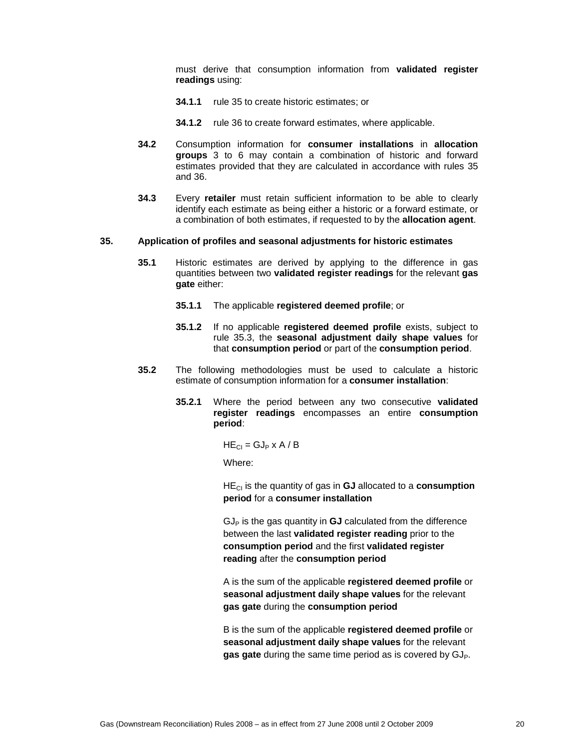must derive that consumption information from **validated register readings** using:

**34.1.1** rule 35 to create historic estimates; or

**34.1.2** rule 36 to create forward estimates, where applicable.

**34.2** Consumption information for **consumer installations** in **allocation groups** 3 to 6 may contain a combination of historic and forward estimates provided that they are calculated in accordance with rules 35 and 36.

**34.3** Every **retailer** must retain sufficient information to be able to clearly identify each estimate as being either a historic or a forward estimate, or a combination of both estimates, if requested to by the **allocation agent**.

## 35. Application of profiles and seasonal adjustments for historic estimates

**35.1** Historic estimates are derived by applying to the difference in gas quantities between two **validated register readings** for the relevant **gas gate** either:

**35.1.1** The applicable **registered deemed profile**; or

**35.1.2** If no applicable **registered deemed profile** exists, subject to rule 35.3, the **seasonal adjustment daily shape values** for that **consumption period** or part of the **consumption period**.

**35.2** The following methodologies must be used to calculate a historic estimate of consumption information for a **consumer installation**:

**35.2.1** Where the period between any two consecutive **validated register readings** encompasses an entire **consumption period**:

$HE_{CI} = GJ_P \times A / B$

Where:

$HE_{CI}$ is the quantity of gas in **GJ** allocated to a **consumption period** for a **consumer installation**

$GJ_P$ is the gas quantity in **GJ** calculated from the difference between the last **validated register reading** prior to the **consumption period** and the first **validated register reading** after the **consumption period**

A is the sum of the applicable **registered deemed profile** or **seasonal adjustment daily shape values** for the relevant **gas gate** during the **consumption period**

B is the sum of the applicable **registered deemed profile** or **seasonal adjustment daily shape values** for the relevant **gas gate** during the same time period as is covered by $GJ_P$.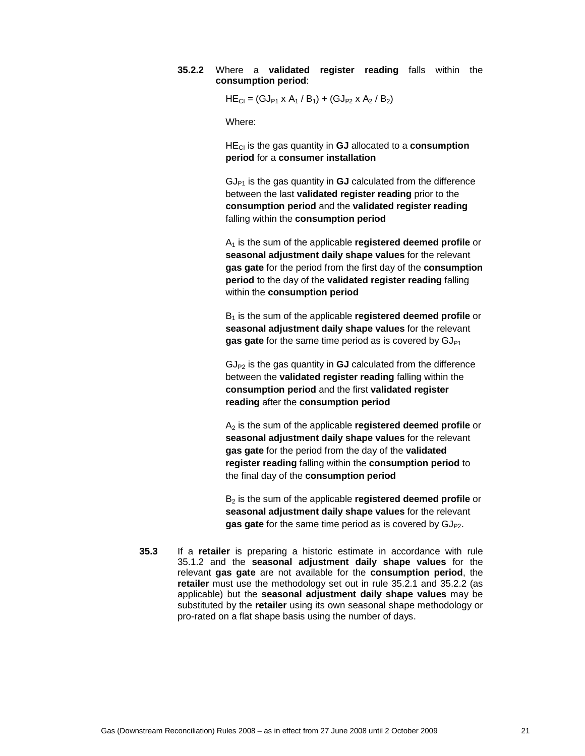**35.2.2** Where a **validated register reading** falls within the **consumption period**:

$$HE_{CI} = (GJ_{P1} \times A_1 / B_1) + (GJ_{P2} \times A_2 / B_2)$$

Where:

$HE_{CI}$ is the gas quantity in **GJ** allocated to a **consumption period** for a **consumer installation**

$GJ_{P1}$ is the gas quantity in **GJ** calculated from the difference between the last **validated register reading** prior to the **consumption period** and the **validated register reading** falling within the **consumption period**

$A_1$ is the sum of the applicable **registered deemed profile** or **seasonal adjustment daily shape values** for the relevant **gas gate** for the period from the first day of the **consumption period** to the day of the **validated register reading** falling within the **consumption period**

$B_1$ is the sum of the applicable **registered deemed profile** or **seasonal adjustment daily shape values** for the relevant **gas gate** for the same time period as is covered by $GJ_{P1}$

$GJ_{P2}$ is the gas quantity in **GJ** calculated from the difference between the **validated register reading** falling within the **consumption period** and the first **validated register reading** after the **consumption period**

$A_2$ is the sum of the applicable **registered deemed profile** or **seasonal adjustment daily shape values** for the relevant **gas gate** for the period from the day of the **validated register reading** falling within the **consumption period** to the final day of the **consumption period**

$B_2$ is the sum of the applicable **registered deemed profile** or **seasonal adjustment daily shape values** for the relevant **gas gate** for the same time period as is covered by $GJ_{P2}$.

**35.3** If a **retailer** is preparing a historic estimate in accordance with rule 35.1.2 and the **seasonal adjustment daily shape values** for the relevant **gas gate** are not available for the **consumption period**, the **retailer** must use the methodology set out in rule 35.2.1 and 35.2.2 (as applicable) but the **seasonal adjustment daily shape values** may be substituted by the **retailer** using its own seasonal shape methodology or pro-rated on a flat shape basis using the number of days.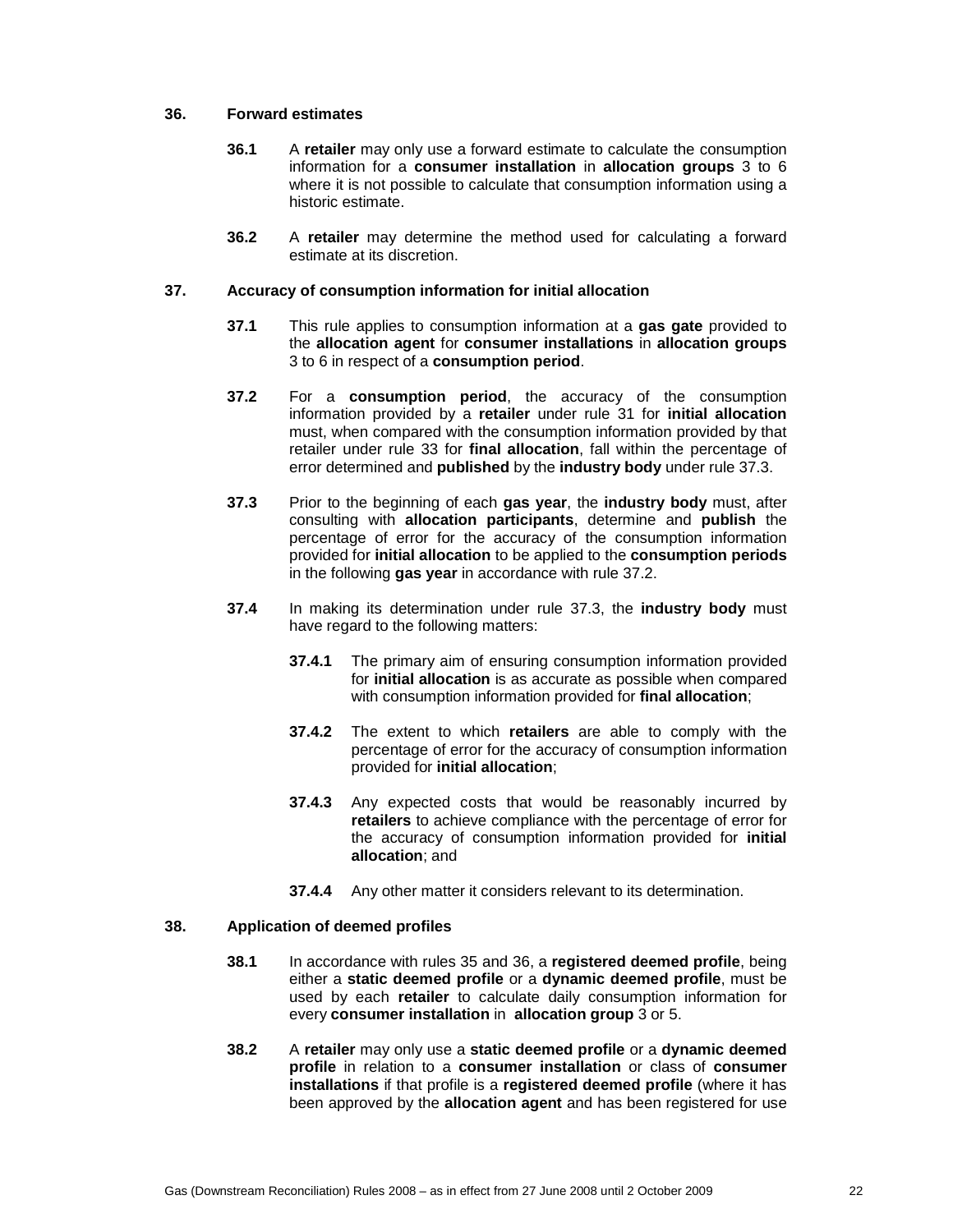## 36. Forward estimates

**36.1** A **retailer** may only use a forward estimate to calculate the consumption information for a **consumer installation** in **allocation groups** 3 to 6 where it is not possible to calculate that consumption information using a historic estimate.

**36.2** A **retailer** may determine the method used for calculating a forward estimate at its discretion.

## 37. Accuracy of consumption information for initial allocation

**37.1** This rule applies to consumption information at a **gas gate** provided to the **allocation agent** for **consumer installations** in **allocation groups** 3 to 6 in respect of a **consumption period**.

**37.2** For a **consumption period**, the accuracy of the consumption information provided by a **retailer** under rule 31 for **initial allocation** must, when compared with the consumption information provided by that retailer under rule 33 for **final allocation**, fall within the percentage of error determined and **published** by the **industry body** under rule 37.3.

**37.3** Prior to the beginning of each **gas year**, the **industry body** must, after consulting with **allocation participants**, determine and **publish** the percentage of error for the accuracy of the consumption information provided for **initial allocation** to be applied to the **consumption periods** in the following **gas year** in accordance with rule 37.2.

**37.4** In making its determination under rule 37.3, the **industry body** must have regard to the following matters:

**37.4.1** The primary aim of ensuring consumption information provided for **initial allocation** is as accurate as possible when compared with consumption information provided for **final allocation**;

**37.4.2** The extent to which **retailers** are able to comply with the percentage of error for the accuracy of consumption information provided for **initial allocation**;

**37.4.3** Any expected costs that would be reasonably incurred by **retailers** to achieve compliance with the percentage of error for the accuracy of consumption information provided for **initial allocation**; and

**37.4.4** Any other matter it considers relevant to its determination.

## 38. Application of deemed profiles

**38.1** In accordance with rules 35 and 36, a **registered deemed profile**, being either a **static deemed profile** or a **dynamic deemed profile**, must be used by each **retailer** to calculate daily consumption information for every **consumer installation** in **allocation group** 3 or 5.

**38.2** A **retailer** may only use a **static deemed profile** or a **dynamic deemed profile** in relation to a **consumer installation** or class of **consumer installations** if that profile is a **registered deemed profile** (where it has been approved by the **allocation agent** and has been registered for use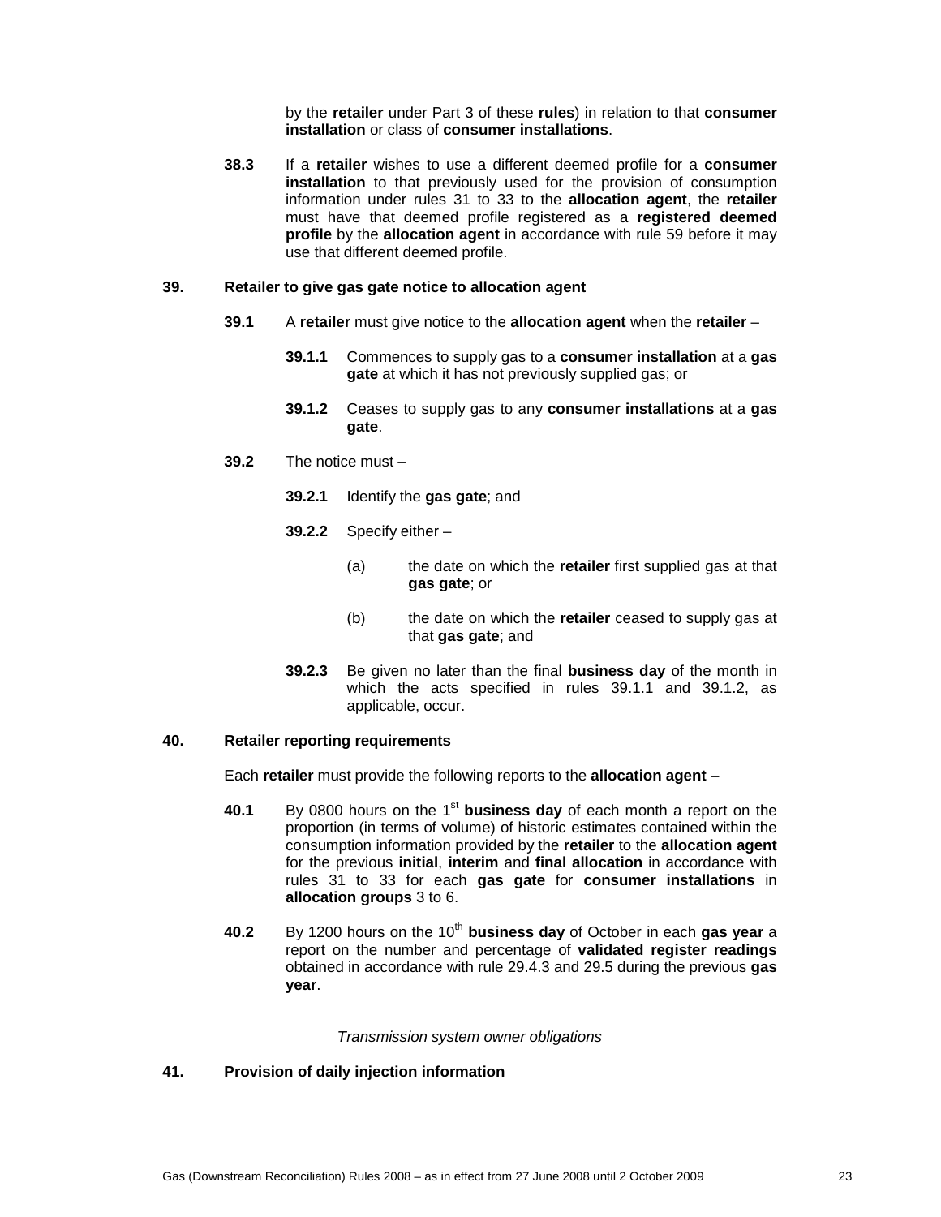by the **retailer** under Part 3 of these **rules**) in relation to that **consumer installation** or class of **consumer installations**.

**38.3** If a **retailer** wishes to use a different deemed profile for a **consumer installation** to that previously used for the provision of consumption information under rules 31 to 33 to the **allocation agent**, the **retailer** must have that deemed profile registered as a **registered deemed profile** by the **allocation agent** in accordance with rule 59 before it may use that different deemed profile.

### 39. Retailer to give gas gate notice to allocation agent

**39.1** A **retailer** must give notice to the **allocation agent** when the **retailer** –

**39.1.1** Commences to supply gas to a **consumer installation** at a **gas gate** at which it has not previously supplied gas; or

**39.1.2** Ceases to supply gas to any **consumer installations** at a **gas gate**.

**39.2** The notice must –

**39.2.1** Identify the **gas gate**; and

**39.2.2** Specify either –

(a) the date on which the **retailer** first supplied gas at that **gas gate**; or

(b) the date on which the **retailer** ceased to supply gas at that **gas gate**; and

**39.2.3** Be given no later than the final **business day** of the month in which the acts specified in rules 39.1.1 and 39.1.2, as applicable, occur.

### 40. Retailer reporting requirements

Each **retailer** must provide the following reports to the **allocation agent** –

**40.1** By 0800 hours on the 1st **business day** of each month a report on the proportion (in terms of volume) of historic estimates contained within the consumption information provided by the **retailer** to the **allocation agent** for the previous **initial**, **interim** and **final allocation** in accordance with rules 31 to 33 for each **gas gate** for **consumer installations** in **allocation groups** 3 to 6.

**40.2** By 1200 hours on the 10th **business day** of October in each **gas year** a report on the number and percentage of **validated register readings** obtained in accordance with rule 29.4.3 and 29.5 during the previous **gas year**.

*Transmission system owner obligations*

### 41. Provision of daily injection information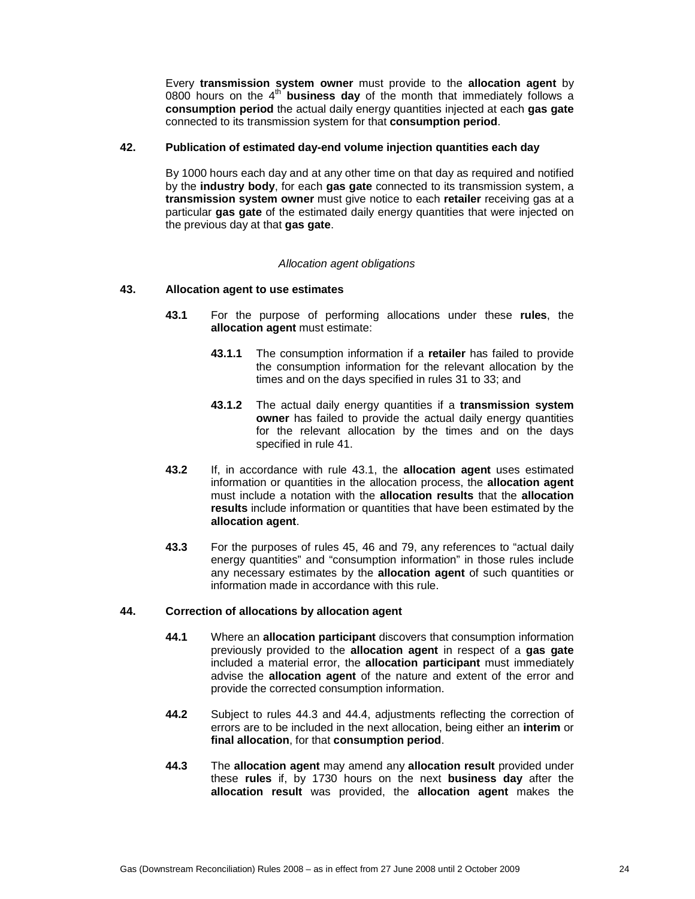Every **transmission system owner** must provide to the **allocation agent** by 0800 hours on the 4th **business day** of the month that immediately follows a **consumption period** the actual daily energy quantities injected at each **gas gate** connected to its transmission system for that **consumption period**.

### 42. Publication of estimated day-end volume injection quantities each day

By 1000 hours each day and at any other time on that day as required and notified by the **industry body**, for each **gas gate** connected to its transmission system, a **transmission system owner** must give notice to each **retailer** receiving gas at a particular **gas gate** of the estimated daily energy quantities that were injected on the previous day at that **gas gate**.

*Allocation agent obligations*

### 43. Allocation agent to use estimates

**43.1** For the purpose of performing allocations under these **rules**, the **allocation agent** must estimate:

**43.1.1** The consumption information if a **retailer** has failed to provide the consumption information for the relevant allocation by the times and on the days specified in rules 31 to 33; and

**43.1.2** The actual daily energy quantities if a **transmission system owner** has failed to provide the actual daily energy quantities for the relevant allocation by the times and on the days specified in rule 41.

**43.2** If, in accordance with rule 43.1, the **allocation agent** uses estimated information or quantities in the allocation process, the **allocation agent** must include a notation with the **allocation results** that the **allocation results** include information or quantities that have been estimated by the **allocation agent**.

**43.3** For the purposes of rules 45, 46 and 79, any references to "actual daily energy quantities" and "consumption information" in those rules include any necessary estimates by the **allocation agent** of such quantities or information made in accordance with this rule.

### 44. Correction of allocations by allocation agent

**44.1** Where an **allocation participant** discovers that consumption information previously provided to the **allocation agent** in respect of a **gas gate** included a material error, the **allocation participant** must immediately advise the **allocation agent** of the nature and extent of the error and provide the corrected consumption information.

**44.2** Subject to rules 44.3 and 44.4, adjustments reflecting the correction of errors are to be included in the next allocation, being either an **interim** or **final allocation**, for that **consumption period**.

**44.3** The **allocation agent** may amend any **allocation result** provided under these **rules** if, by 1730 hours on the next **business day** after the **allocation result** was provided, the **allocation agent** makes the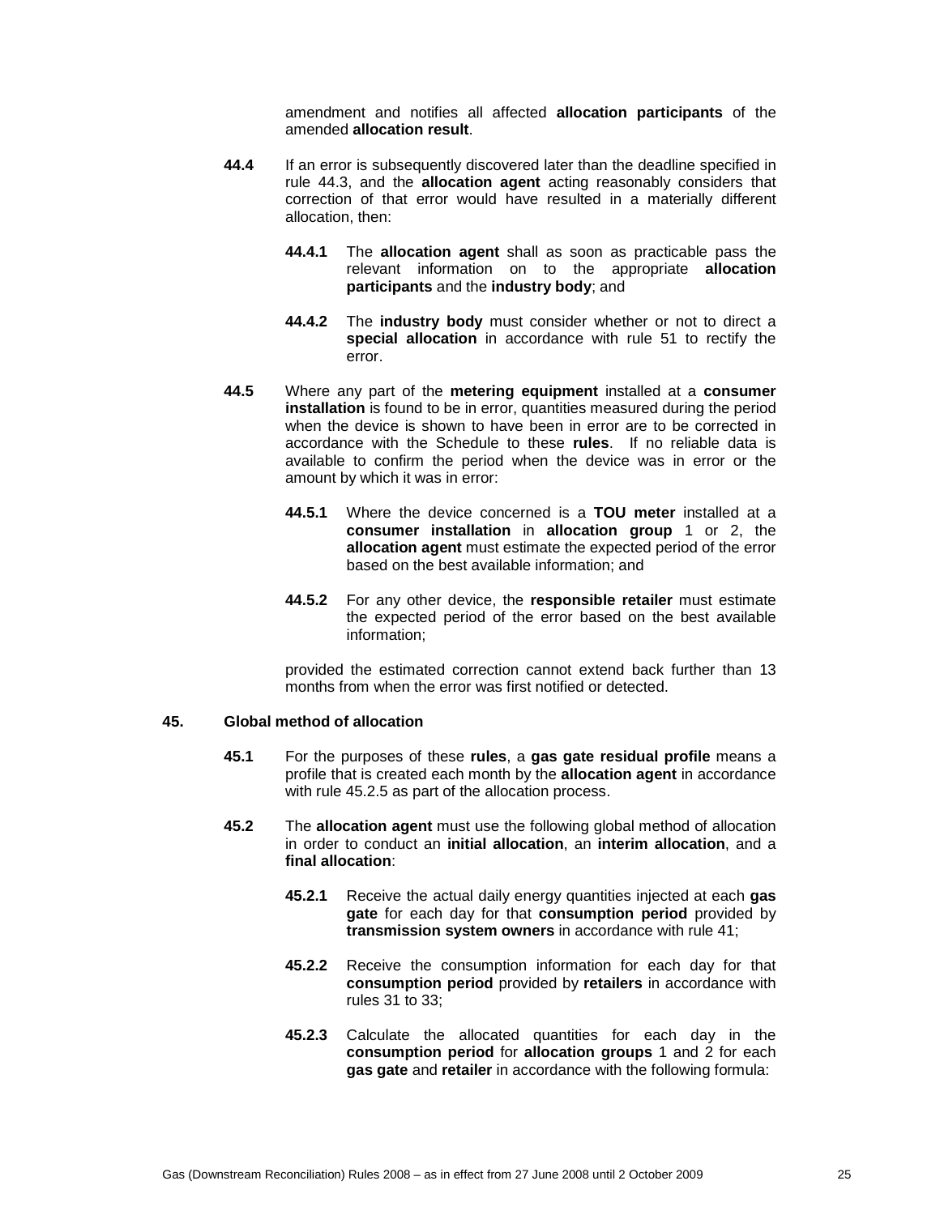amendment and notifies all affected **allocation participants** of the amended **allocation result**.

**44.4** If an error is subsequently discovered later than the deadline specified in rule 44.3, and the **allocation agent** acting reasonably considers that correction of that error would have resulted in a materially different allocation, then:

**44.4.1** The **allocation agent** shall as soon as practicable pass the relevant information on to the appropriate **allocation participants** and the **industry body**; and

**44.4.2** The **industry body** must consider whether or not to direct a **special allocation** in accordance with rule 51 to rectify the error.

**44.5** Where any part of the **metering equipment** installed at a **consumer installation** is found to be in error, quantities measured during the period when the device is shown to have been in error are to be corrected in accordance with the Schedule to these **rules**. If no reliable data is available to confirm the period when the device was in error or the amount by which it was in error:

**44.5.1** Where the device concerned is a **TOU meter** installed at a **consumer installation** in **allocation group** 1 or 2, the **allocation agent** must estimate the expected period of the error based on the best available information; and

**44.5.2** For any other device, the **responsible retailer** must estimate the expected period of the error based on the best available information;

provided the estimated correction cannot extend back further than 13 months from when the error was first notified or detected.

## 45. Global method of allocation

**45.1** For the purposes of these **rules**, a **gas gate residual profile** means a profile that is created each month by the **allocation agent** in accordance with rule 45.2.5 as part of the allocation process.

**45.2** The **allocation agent** must use the following global method of allocation in order to conduct an **initial allocation**, an **interim allocation**, and a **final allocation**:

**45.2.1** Receive the actual daily energy quantities injected at each **gas gate** for each day for that **consumption period** provided by **transmission system owners** in accordance with rule 41;

**45.2.2** Receive the consumption information for each day for that **consumption period** provided by **retailers** in accordance with rules 31 to 33;

**45.2.3** Calculate the allocated quantities for each day in the **consumption period** for **allocation groups** 1 and 2 for each **gas gate** and **retailer** in accordance with the following formula: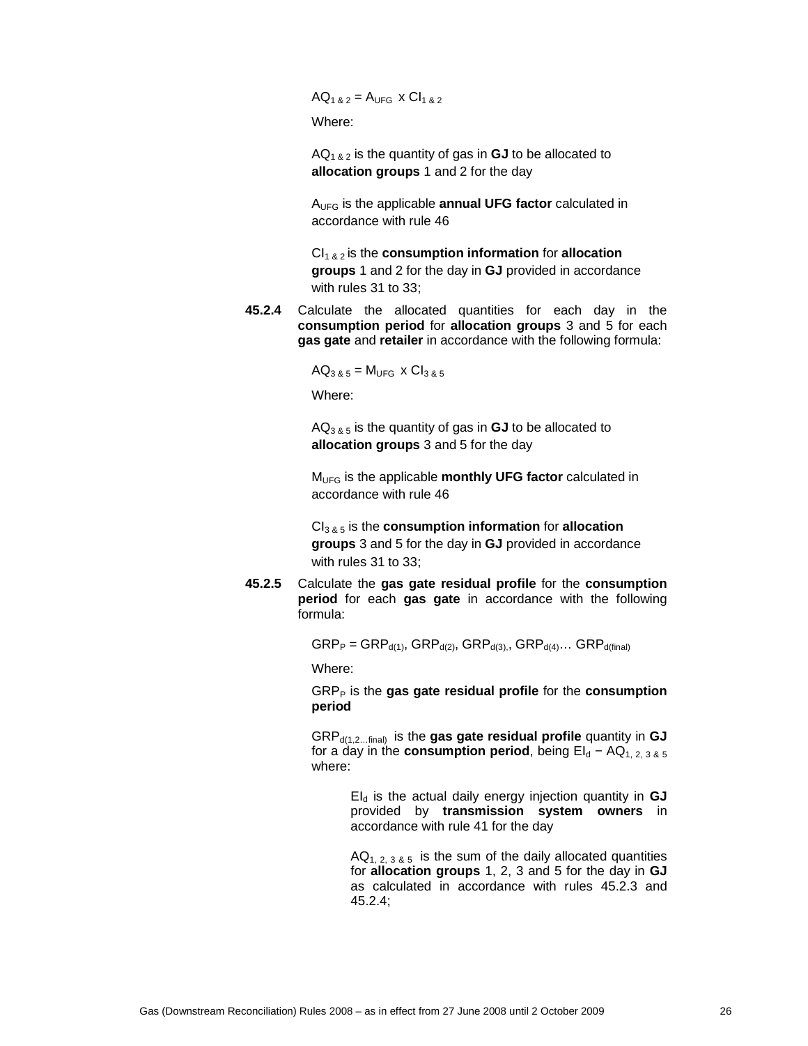$$AQ_{1 \& 2} = A_{UFG} \times CI_{1 \& 2}$$

Where:

$AQ_{1 \& 2}$ is the quantity of gas in **GJ** to be allocated to **allocation groups** 1 and 2 for the day

$A_{UFG}$ is the applicable **annual UFG factor** calculated in accordance with rule 46

$CI_{1 \& 2}$ is the **consumption information** for **allocation groups** 1 and 2 for the day in **GJ** provided in accordance with rules 31 to 33;

**45.2.4** Calculate the allocated quantities for each day in the **consumption period** for **allocation groups** 3 and 5 for each **gas gate** and **retailer** in accordance with the following formula:

$$AQ_{3 \& 5} = M_{UFG} \times CI_{3 \& 5}$$

Where:

$AQ_{3 \& 5}$ is the quantity of gas in **GJ** to be allocated to **allocation groups** 3 and 5 for the day

$M_{UFG}$ is the applicable **monthly UFG factor** calculated in accordance with rule 46

$CI_{3 \& 5}$ is the **consumption information** for **allocation groups** 3 and 5 for the day in **GJ** provided in accordance with rules 31 to 33;

**45.2.5** Calculate the **gas gate residual profile** for the **consumption period** for each **gas gate** in accordance with the following formula:

$$GRP_{P} = GRP_{d(1)}, GRP_{d(2)}, GRP_{d(3),}, GRP_{d(4)} \ldots GRP_{d(final)}$$

Where:

$GRP_{P}$ is the **gas gate residual profile** for the **consumption period**

$GRP_{d(1,2\ldots final)}$ is the **gas gate residual profile** quantity in **GJ** for a day in the **consumption period**, being $EI_{d} - AQ_{1,\ 2,\ 3\ \&\ 5}$ where:

> $EI_{d}$ is the actual daily energy injection quantity in **GJ** provided by **transmission system owners** in accordance with rule 41 for the day
>
> $AQ_{1,\ 2,\ 3\ \&\ 5}$ is the sum of the daily allocated quantities for **allocation groups** 1, 2, 3 and 5 for the day in **GJ** as calculated in accordance with rules 45.2.3 and 45.2.4;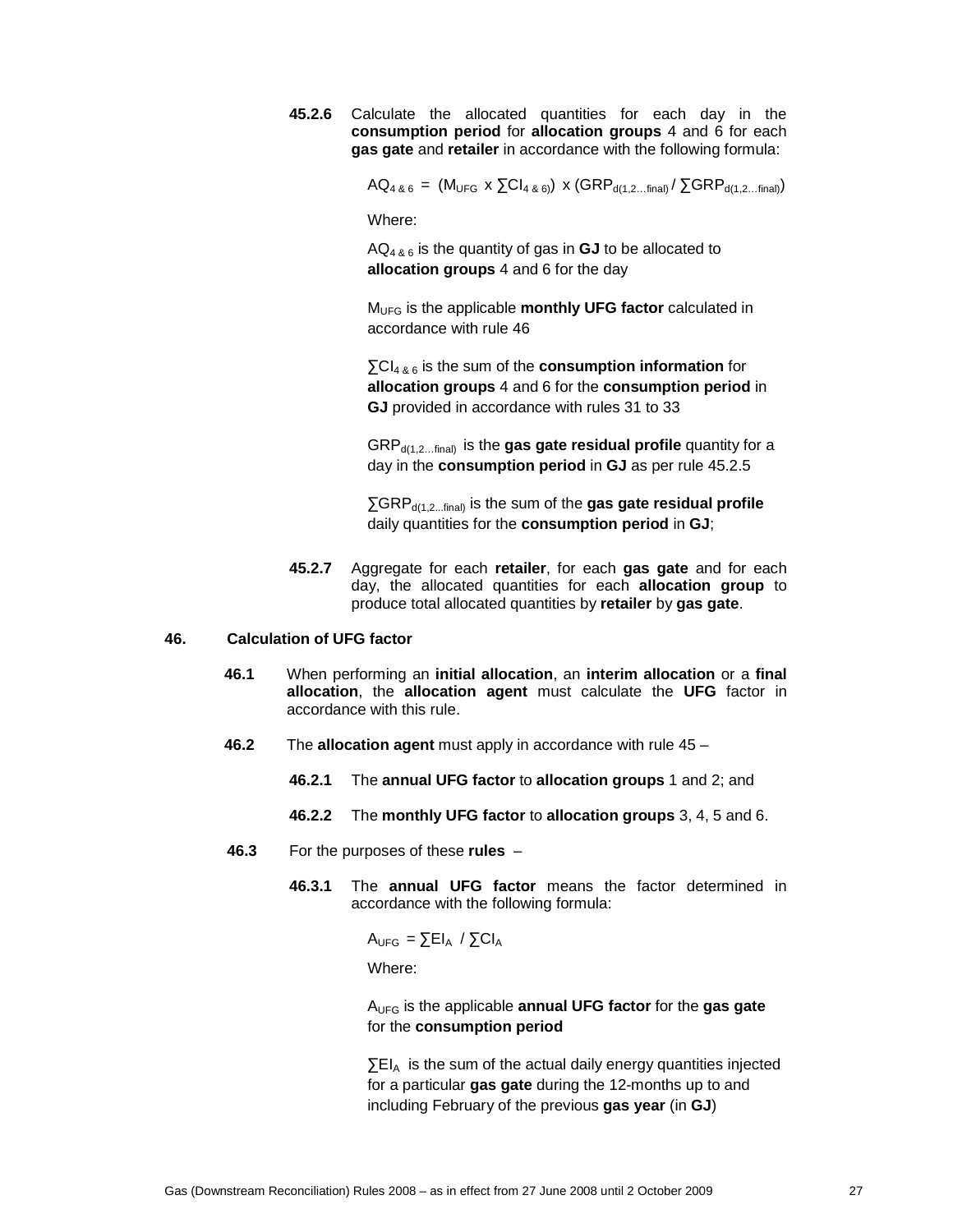**45.2.6** Calculate the allocated quantities for each day in the **consumption period** for **allocation groups** 4 and 6 for each **gas gate** and **retailer** in accordance with the following formula:

$$AQ_{4\ \&\ 6} = (M_{UFG} \times \sum CI_{4\ \&\ 6}) \times (GRP_{d(1,2\ldots final)} / \sum GRP_{d(1,2\ldots final)})$$

Where:

$AQ_{4\ \&\ 6}$ is the quantity of gas in **GJ** to be allocated to **allocation groups** 4 and 6 for the day

$M_{UFG}$ is the applicable **monthly UFG factor** calculated in accordance with rule 46

$\sum CI_{4\ \&\ 6}$ is the sum of the **consumption information** for **allocation groups** 4 and 6 for the **consumption period** in **GJ** provided in accordance with rules 31 to 33

$GRP_{d(1,2\ldots final)}$ is the **gas gate residual profile** quantity for a day in the **consumption period** in **GJ** as per rule 45.2.5

$\sum GRP_{d(1,2\ldots final)}$ is the sum of the **gas gate residual profile** daily quantities for the **consumption period** in **GJ**;

**45.2.7** Aggregate for each **retailer**, for each **gas gate** and for each day, the allocated quantities for each **allocation group** to produce total allocated quantities by **retailer** by **gas gate**.

## 46. Calculation of UFG factor

**46.1** When performing an **initial allocation**, an **interim allocation** or a **final allocation**, the **allocation agent** must calculate the **UFG** factor in accordance with this rule.

**46.2** The **allocation agent** must apply in accordance with rule 45 –

**46.2.1** The **annual UFG factor** to **allocation groups** 1 and 2; and

**46.2.2** The **monthly UFG factor** to **allocation groups** 3, 4, 5 and 6.

**46.3** For the purposes of these **rules** –

**46.3.1** The **annual UFG factor** means the factor determined in accordance with the following formula:

$$A_{UFG} = \sum EI_A / \sum CI_A$$

Where:

$A_{UFG}$ is the applicable **annual UFG factor** for the **gas gate** for the **consumption period**

$\sum EI_A$ is the sum of the actual daily energy quantities injected for a particular **gas gate** during the 12-months up to and including February of the previous **gas year** (in **GJ**)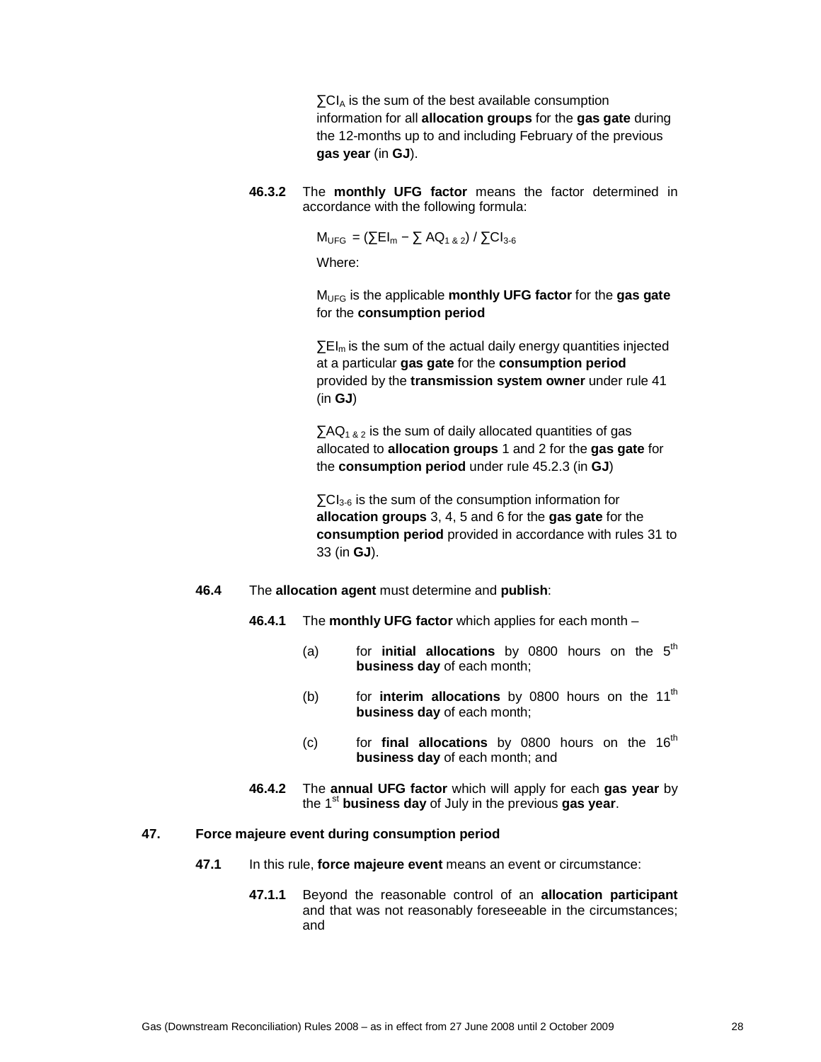$\sum CI_A$ is the sum of the best available consumption information for all **allocation groups** for the **gas gate** during the 12-months up to and including February of the previous **gas year** (in **GJ**).

**46.3.2** The **monthly UFG factor** means the factor determined in accordance with the following formula:

$$M_{UFG} = (\sum EI_m - \sum AQ_{1 \& 2}) / \sum CI_{3\text{-}6}$$

Where:

$M_{UFG}$ is the applicable **monthly UFG factor** for the **gas gate** for the **consumption period**

$\sum EI_m$ is the sum of the actual daily energy quantities injected at a particular **gas gate** for the **consumption period** provided by the **transmission system owner** under rule 41 (in **GJ**)

$\sum AQ_{1 \& 2}$ is the sum of daily allocated quantities of gas allocated to **allocation groups** 1 and 2 for the **gas gate** for the **consumption period** under rule 45.2.3 (in **GJ**)

$\sum CI_{3\text{-}6}$ is the sum of the consumption information for **allocation groups** 3, 4, 5 and 6 for the **gas gate** for the **consumption period** provided in accordance with rules 31 to 33 (in **GJ**).

**46.4** The **allocation agent** must determine and **publish**:

**46.4.1** The **monthly UFG factor** which applies for each month –

(a) for **initial allocations** by 0800 hours on the 5th **business day** of each month;

(b) for **interim allocations** by 0800 hours on the 11th **business day** of each month;

(c) for **final allocations** by 0800 hours on the 16th **business day** of each month; and

**46.4.2** The **annual UFG factor** which will apply for each **gas year** by the 1st **business day** of July in the previous **gas year**.

## 47. Force majeure event during consumption period

**47.1** In this rule, **force majeure event** means an event or circumstance:

**47.1.1** Beyond the reasonable control of an **allocation participant** and that was not reasonably foreseeable in the circumstances; and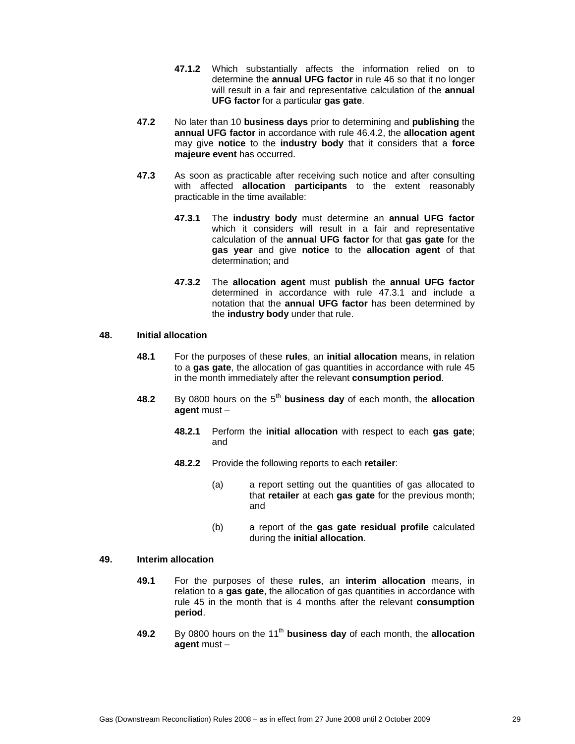**47.1.2** Which substantially affects the information relied on to determine the **annual UFG factor** in rule 46 so that it no longer will result in a fair and representative calculation of the **annual UFG factor** for a particular **gas gate**.

**47.2** No later than 10 **business days** prior to determining and **publishing** the **annual UFG factor** in accordance with rule 46.4.2, the **allocation agent** may give **notice** to the **industry body** that it considers that a **force majeure event** has occurred.

**47.3** As soon as practicable after receiving such notice and after consulting with affected **allocation participants** to the extent reasonably practicable in the time available:

**47.3.1** The **industry body** must determine an **annual UFG factor** which it considers will result in a fair and representative calculation of the **annual UFG factor** for that **gas gate** for the **gas year** and give **notice** to the **allocation agent** of that determination; and

**47.3.2** The **allocation agent** must **publish** the **annual UFG factor** determined in accordance with rule 47.3.1 and include a notation that the **annual UFG factor** has been determined by the **industry body** under that rule.

## 48. Initial allocation

**48.1** For the purposes of these **rules**, an **initial allocation** means, in relation to a **gas gate**, the allocation of gas quantities in accordance with rule 45 in the month immediately after the relevant **consumption period**.

**48.2** By 0800 hours on the 5th **business day** of each month, the **allocation agent** must –

**48.2.1** Perform the **initial allocation** with respect to each **gas gate**; and

**48.2.2** Provide the following reports to each **retailer**:

(a) a report setting out the quantities of gas allocated to that **retailer** at each **gas gate** for the previous month; and

(b) a report of the **gas gate residual profile** calculated during the **initial allocation**.

## 49. Interim allocation

**49.1** For the purposes of these **rules**, an **interim allocation** means, in relation to a **gas gate**, the allocation of gas quantities in accordance with rule 45 in the month that is 4 months after the relevant **consumption period**.

**49.2** By 0800 hours on the 11th **business day** of each month, the **allocation agent** must –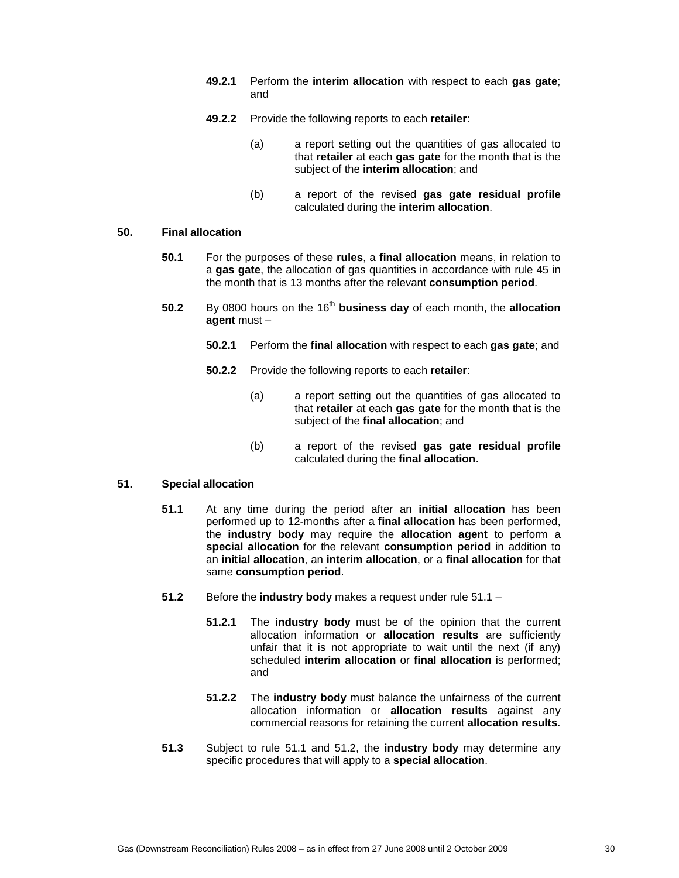**49.2.1** Perform the **interim allocation** with respect to each **gas gate**; and

**49.2.2** Provide the following reports to each **retailer**:

(a) a report setting out the quantities of gas allocated to that **retailer** at each **gas gate** for the month that is the subject of the **interim allocation**; and

(b) a report of the revised **gas gate residual profile** calculated during the **interim allocation**.

## 50. Final allocation

**50.1** For the purposes of these **rules**, a **final allocation** means, in relation to a **gas gate**, the allocation of gas quantities in accordance with rule 45 in the month that is 13 months after the relevant **consumption period**.

**50.2** By 0800 hours on the 16th **business day** of each month, the **allocation agent** must –

**50.2.1** Perform the **final allocation** with respect to each **gas gate**; and

**50.2.2** Provide the following reports to each **retailer**:

(a) a report setting out the quantities of gas allocated to that **retailer** at each **gas gate** for the month that is the subject of the **final allocation**; and

(b) a report of the revised **gas gate residual profile** calculated during the **final allocation**.

## 51. Special allocation

**51.1** At any time during the period after an **initial allocation** has been performed up to 12-months after a **final allocation** has been performed, the **industry body** may require the **allocation agent** to perform a **special allocation** for the relevant **consumption period** in addition to an **initial allocation**, an **interim allocation**, or a **final allocation** for that same **consumption period**.

**51.2** Before the **industry body** makes a request under rule 51.1 –

**51.2.1** The **industry body** must be of the opinion that the current allocation information or **allocation results** are sufficiently unfair that it is not appropriate to wait until the next (if any) scheduled **interim allocation** or **final allocation** is performed; and

**51.2.2** The **industry body** must balance the unfairness of the current allocation information or **allocation results** against any commercial reasons for retaining the current **allocation results**.

**51.3** Subject to rule 51.1 and 51.2, the **industry body** may determine any specific procedures that will apply to a **special allocation**.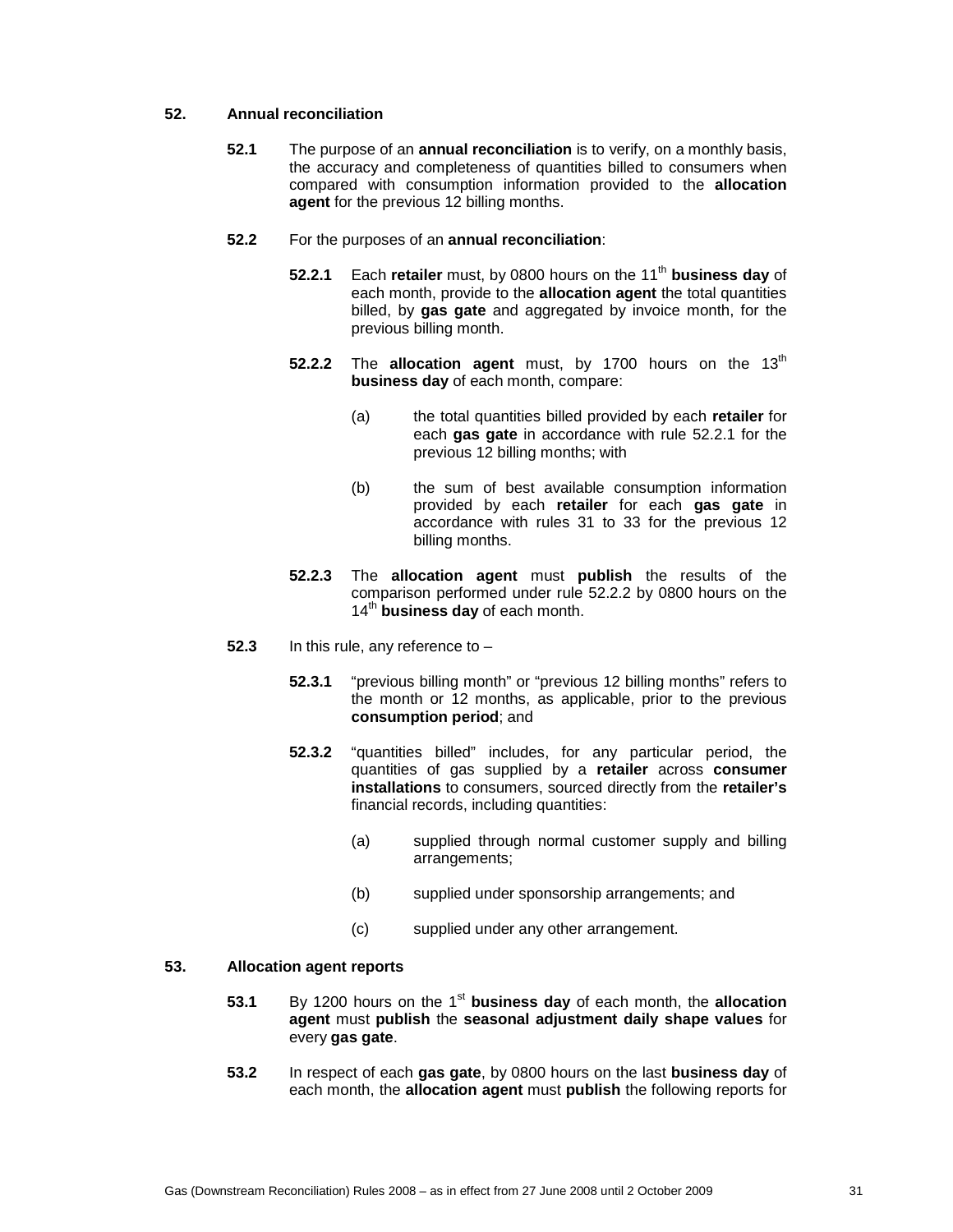## 52. Annual reconciliation

**52.1** The purpose of an **annual reconciliation** is to verify, on a monthly basis, the accuracy and completeness of quantities billed to consumers when compared with consumption information provided to the **allocation agent** for the previous 12 billing months.

**52.2** For the purposes of an **annual reconciliation**:

**52.2.1** Each **retailer** must, by 0800 hours on the 11th **business day** of each month, provide to the **allocation agent** the total quantities billed, by **gas gate** and aggregated by invoice month, for the previous billing month.

**52.2.2** The **allocation agent** must, by 1700 hours on the 13th **business day** of each month, compare:

(a) the total quantities billed provided by each **retailer** for each **gas gate** in accordance with rule 52.2.1 for the previous 12 billing months; with

(b) the sum of best available consumption information provided by each **retailer** for each **gas gate** in accordance with rules 31 to 33 for the previous 12 billing months.

**52.2.3** The **allocation agent** must **publish** the results of the comparison performed under rule 52.2.2 by 0800 hours on the 14th **business day** of each month.

**52.3** In this rule, any reference to –

**52.3.1** "previous billing month" or "previous 12 billing months" refers to the month or 12 months, as applicable, prior to the previous **consumption period**; and

**52.3.2** "quantities billed" includes, for any particular period, the quantities of gas supplied by a **retailer** across **consumer installations** to consumers, sourced directly from the **retailer's** financial records, including quantities:

(a) supplied through normal customer supply and billing arrangements;

(b) supplied under sponsorship arrangements; and

(c) supplied under any other arrangement.

## 53. Allocation agent reports

**53.1** By 1200 hours on the 1st **business day** of each month, the **allocation agent** must **publish** the **seasonal adjustment daily shape values** for every **gas gate**.

**53.2** In respect of each **gas gate**, by 0800 hours on the last **business day** of each month, the **allocation agent** must **publish** the following reports for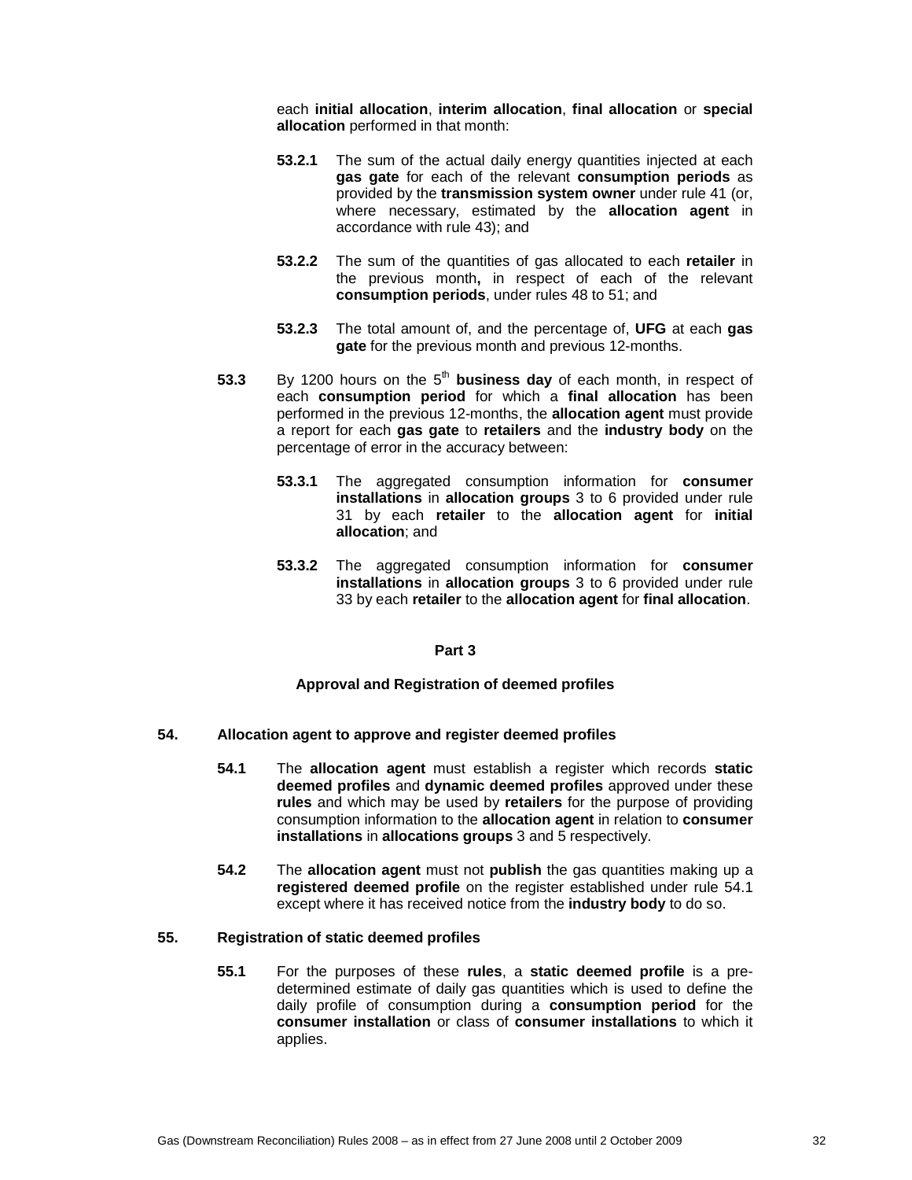each **initial allocation**, **interim allocation**, **final allocation** or **special allocation** performed in that month:

**53.2.1** The sum of the actual daily energy quantities injected at each **gas gate** for each of the relevant **consumption periods** as provided by the **transmission system owner** under rule 41 (or, where necessary, estimated by the **allocation agent** in accordance with rule 43); and

**53.2.2** The sum of the quantities of gas allocated to each **retailer** in the previous month**,** in respect of each of the relevant **consumption periods**, under rules 48 to 51; and

**53.2.3** The total amount of, and the percentage of, **UFG** at each **gas gate** for the previous month and previous 12-months.

**53.3** By 1200 hours on the 5th **business day** of each month, in respect of each **consumption period** for which a **final allocation** has been performed in the previous 12-months, the **allocation agent** must provide a report for each **gas gate** to **retailers** and the **industry body** on the percentage of error in the accuracy between:

**53.3.1** The aggregated consumption information for **consumer installations** in **allocation groups** 3 to 6 provided under rule 31 by each **retailer** to the **allocation agent** for **initial allocation**; and

**53.3.2** The aggregated consumption information for **consumer installations** in **allocation groups** 3 to 6 provided under rule 33 by each **retailer** to the **allocation agent** for **final allocation**.

## Part 3

### Approval and Registration of deemed profiles

**54. Allocation agent to approve and register deemed profiles**

**54.1** The **allocation agent** must establish a register which records **static deemed profiles** and **dynamic deemed profiles** approved under these **rules** and which may be used by **retailers** for the purpose of providing consumption information to the **allocation agent** in relation to **consumer installations** in **allocations groups** 3 and 5 respectively.

**54.2** The **allocation agent** must not **publish** the gas quantities making up a **registered deemed profile** on the register established under rule 54.1 except where it has received notice from the **industry body** to do so.

**55. Registration of static deemed profiles**

**55.1** For the purposes of these **rules**, a **static deemed profile** is a pre-determined estimate of daily gas quantities which is used to define the daily profile of consumption during a **consumption period** for the **consumer installation** or class of **consumer installations** to which it applies.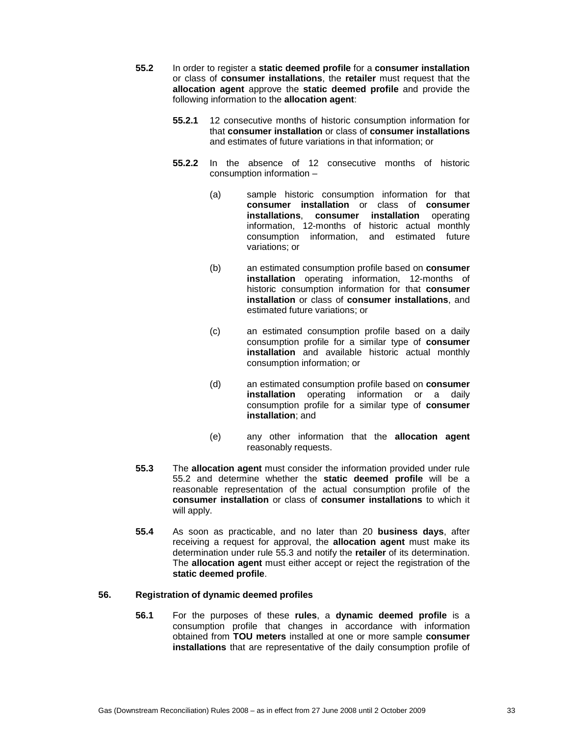**55.2** In order to register a **static deemed profile** for a **consumer installation** or class of **consumer installations**, the **retailer** must request that the **allocation agent** approve the **static deemed profile** and provide the following information to the **allocation agent**:

**55.2.1** 12 consecutive months of historic consumption information for that **consumer installation** or class of **consumer installations** and estimates of future variations in that information; or

**55.2.2** In the absence of 12 consecutive months of historic consumption information –

(a) sample historic consumption information for that **consumer installation** or class of **consumer installations**, **consumer installation** operating information, 12-months of historic actual monthly consumption information, and estimated future variations; or

(b) an estimated consumption profile based on **consumer installation** operating information, 12-months of historic consumption information for that **consumer installation** or class of **consumer installations**, and estimated future variations; or

(c) an estimated consumption profile based on a daily consumption profile for a similar type of **consumer installation** and available historic actual monthly consumption information; or

(d) an estimated consumption profile based on **consumer installation** operating information or a daily consumption profile for a similar type of **consumer installation**; and

(e) any other information that the **allocation agent** reasonably requests.

**55.3** The **allocation agent** must consider the information provided under rule 55.2 and determine whether the **static deemed profile** will be a reasonable representation of the actual consumption profile of the **consumer installation** or class of **consumer installations** to which it will apply.

**55.4** As soon as practicable, and no later than 20 **business days**, after receiving a request for approval, the **allocation agent** must make its determination under rule 55.3 and notify the **retailer** of its determination. The **allocation agent** must either accept or reject the registration of the **static deemed profile**.

## 56. Registration of dynamic deemed profiles

**56.1** For the purposes of these **rules**, a **dynamic deemed profile** is a consumption profile that changes in accordance with information obtained from **TOU meters** installed at one or more sample **consumer installations** that are representative of the daily consumption profile of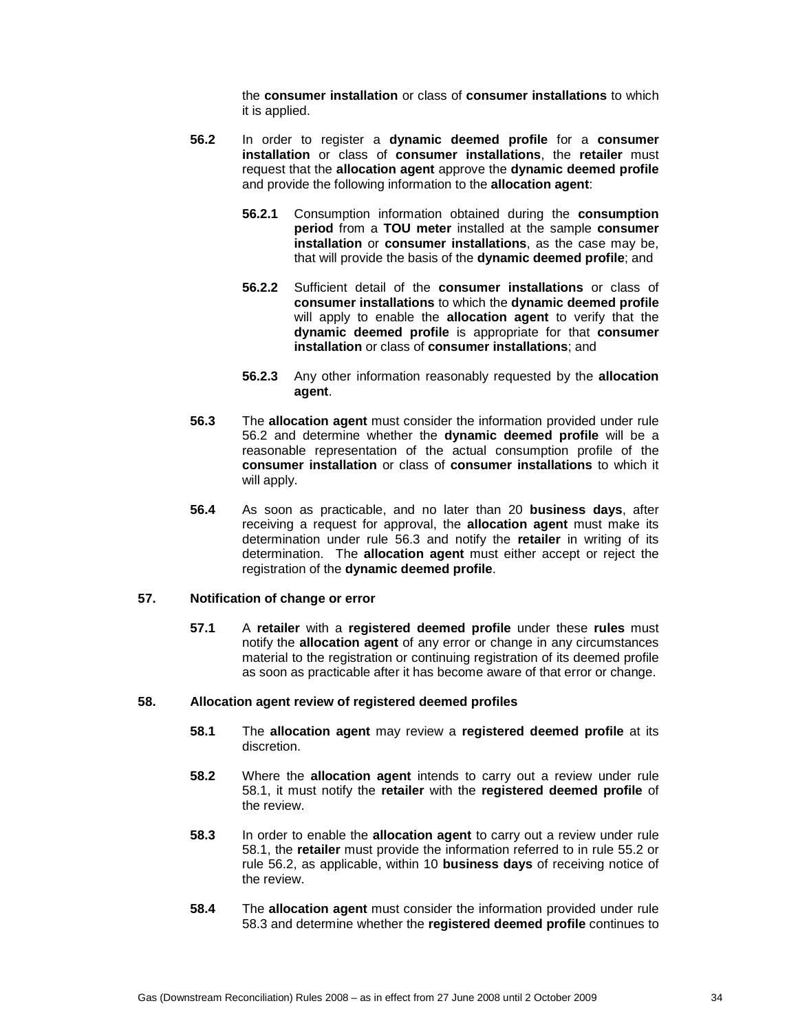the **consumer installation** or class of **consumer installations** to which it is applied.

**56.2** In order to register a **dynamic deemed profile** for a **consumer installation** or class of **consumer installations**, the **retailer** must request that the **allocation agent** approve the **dynamic deemed profile** and provide the following information to the **allocation agent**:

**56.2.1** Consumption information obtained during the **consumption period** from a **TOU meter** installed at the sample **consumer installation** or **consumer installations**, as the case may be, that will provide the basis of the **dynamic deemed profile**; and

**56.2.2** Sufficient detail of the **consumer installations** or class of **consumer installations** to which the **dynamic deemed profile** will apply to enable the **allocation agent** to verify that the **dynamic deemed profile** is appropriate for that **consumer installation** or class of **consumer installations**; and

**56.2.3** Any other information reasonably requested by the **allocation agent**.

**56.3** The **allocation agent** must consider the information provided under rule 56.2 and determine whether the **dynamic deemed profile** will be a reasonable representation of the actual consumption profile of the **consumer installation** or class of **consumer installations** to which it will apply.

**56.4** As soon as practicable, and no later than 20 **business days**, after receiving a request for approval, the **allocation agent** must make its determination under rule 56.3 and notify the **retailer** in writing of its determination. The **allocation agent** must either accept or reject the registration of the **dynamic deemed profile**.

### 57. Notification of change or error

**57.1** A **retailer** with a **registered deemed profile** under these **rules** must notify the **allocation agent** of any error or change in any circumstances material to the registration or continuing registration of its deemed profile as soon as practicable after it has become aware of that error or change.

### 58. Allocation agent review of registered deemed profiles

**58.1** The **allocation agent** may review a **registered deemed profile** at its discretion.

**58.2** Where the **allocation agent** intends to carry out a review under rule 58.1, it must notify the **retailer** with the **registered deemed profile** of the review.

**58.3** In order to enable the **allocation agent** to carry out a review under rule 58.1, the **retailer** must provide the information referred to in rule 55.2 or rule 56.2, as applicable, within 10 **business days** of receiving notice of the review.

**58.4** The **allocation agent** must consider the information provided under rule 58.3 and determine whether the **registered deemed profile** continues to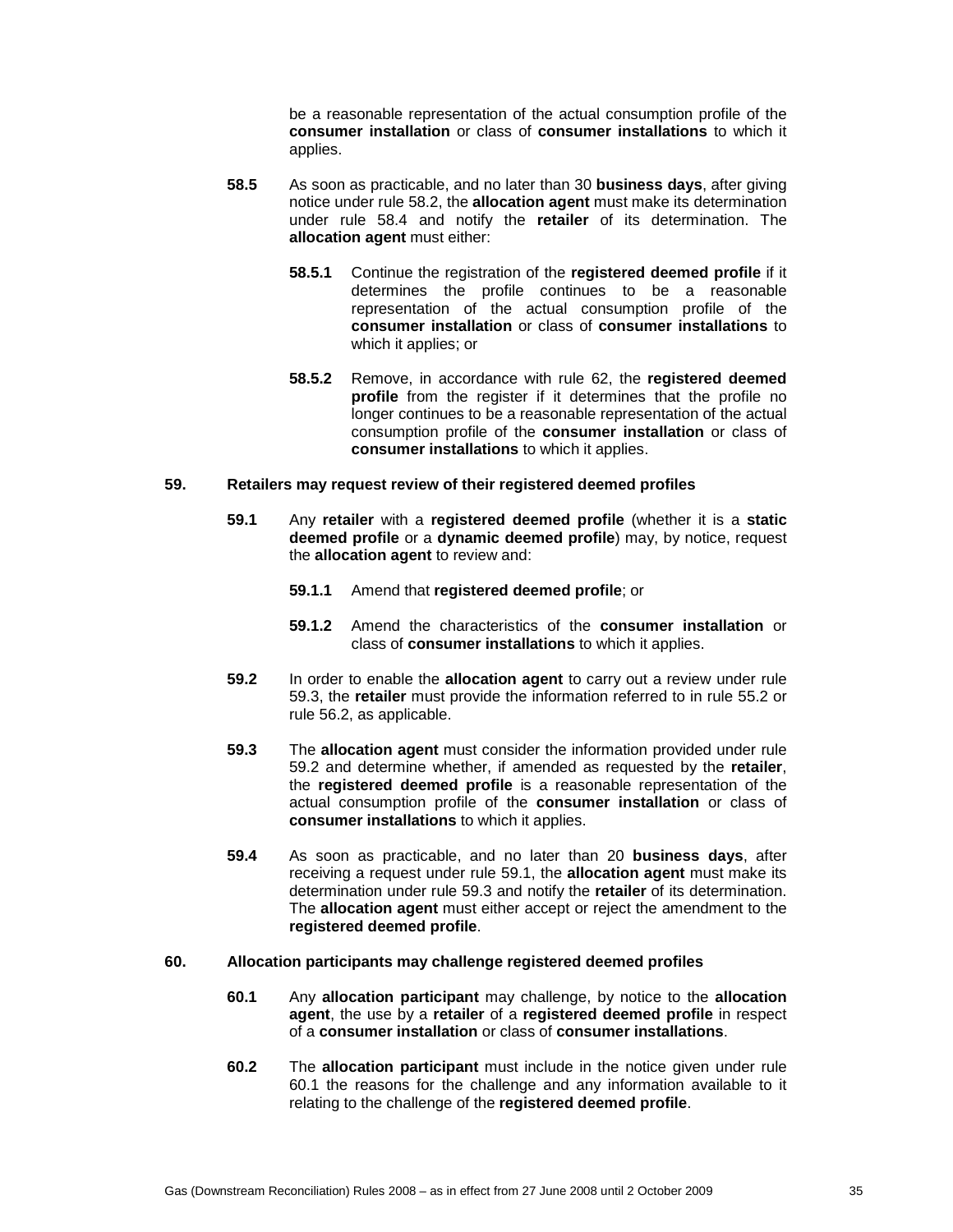be a reasonable representation of the actual consumption profile of the **consumer installation** or class of **consumer installations** to which it applies.

**58.5** As soon as practicable, and no later than 30 **business days**, after giving notice under rule 58.2, the **allocation agent** must make its determination under rule 58.4 and notify the **retailer** of its determination. The **allocation agent** must either:

**58.5.1** Continue the registration of the **registered deemed profile** if it determines the profile continues to be a reasonable representation of the actual consumption profile of the **consumer installation** or class of **consumer installations** to which it applies; or

**58.5.2** Remove, in accordance with rule 62, the **registered deemed profile** from the register if it determines that the profile no longer continues to be a reasonable representation of the actual consumption profile of the **consumer installation** or class of **consumer installations** to which it applies.

## 59. Retailers may request review of their registered deemed profiles

**59.1** Any **retailer** with a **registered deemed profile** (whether it is a **static deemed profile** or a **dynamic deemed profile**) may, by notice, request the **allocation agent** to review and:

**59.1.1** Amend that **registered deemed profile**; or

**59.1.2** Amend the characteristics of the **consumer installation** or class of **consumer installations** to which it applies.

**59.2** In order to enable the **allocation agent** to carry out a review under rule 59.3, the **retailer** must provide the information referred to in rule 55.2 or rule 56.2, as applicable.

**59.3** The **allocation agent** must consider the information provided under rule 59.2 and determine whether, if amended as requested by the **retailer**, the **registered deemed profile** is a reasonable representation of the actual consumption profile of the **consumer installation** or class of **consumer installations** to which it applies.

**59.4** As soon as practicable, and no later than 20 **business days**, after receiving a request under rule 59.1, the **allocation agent** must make its determination under rule 59.3 and notify the **retailer** of its determination. The **allocation agent** must either accept or reject the amendment to the **registered deemed profile**.

## 60. Allocation participants may challenge registered deemed profiles

**60.1** Any **allocation participant** may challenge, by notice to the **allocation agent**, the use by a **retailer** of a **registered deemed profile** in respect of a **consumer installation** or class of **consumer installations**.

**60.2** The **allocation participant** must include in the notice given under rule 60.1 the reasons for the challenge and any information available to it relating to the challenge of the **registered deemed profile**.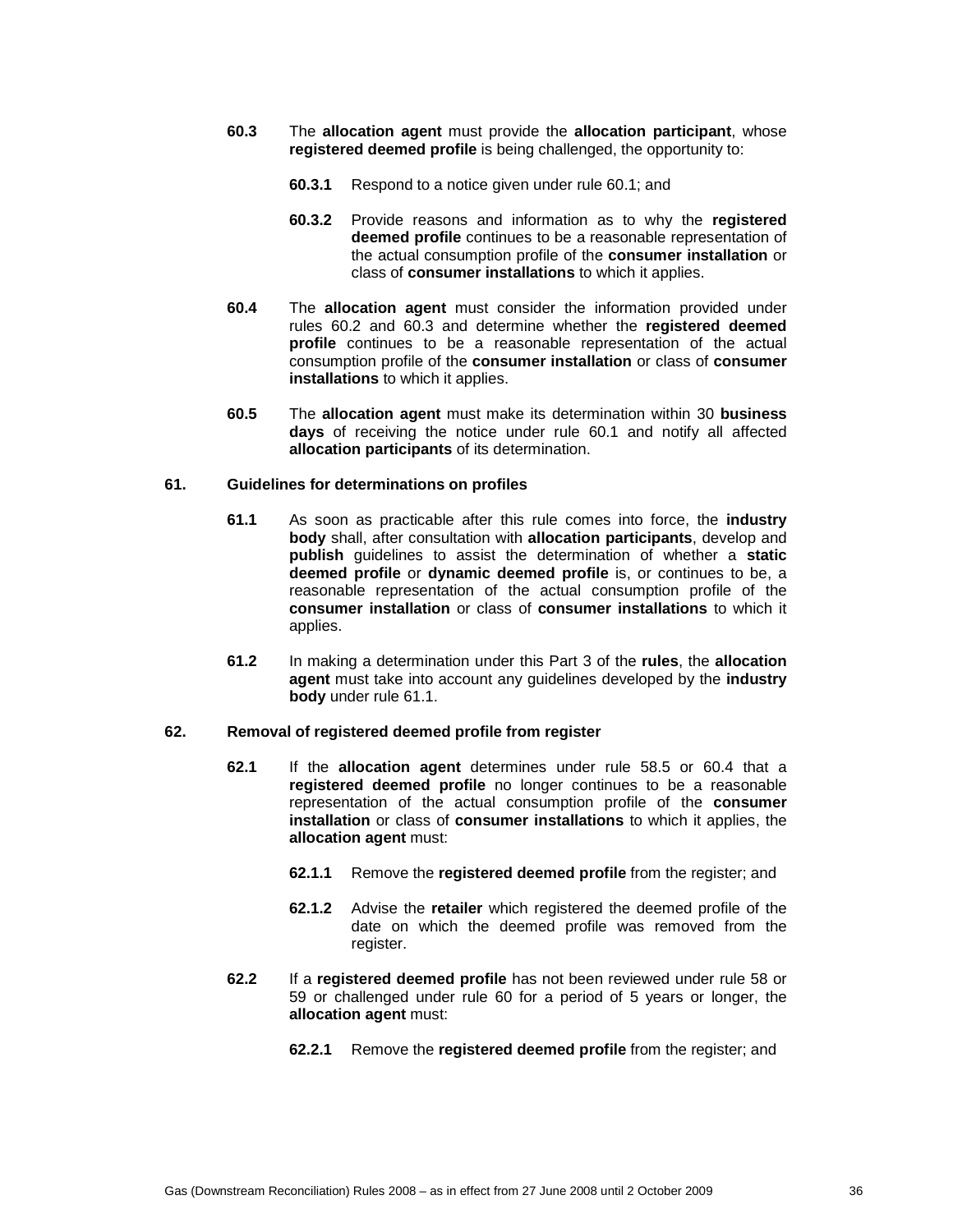**60.3** The **allocation agent** must provide the **allocation participant**, whose **registered deemed profile** is being challenged, the opportunity to:

**60.3.1** Respond to a notice given under rule 60.1; and

**60.3.2** Provide reasons and information as to why the **registered deemed profile** continues to be a reasonable representation of the actual consumption profile of the **consumer installation** or class of **consumer installations** to which it applies.

**60.4** The **allocation agent** must consider the information provided under rules 60.2 and 60.3 and determine whether the **registered deemed profile** continues to be a reasonable representation of the actual consumption profile of the **consumer installation** or class of **consumer installations** to which it applies.

**60.5** The **allocation agent** must make its determination within 30 **business days** of receiving the notice under rule 60.1 and notify all affected **allocation participants** of its determination.

**61. Guidelines for determinations on profiles**

**61.1** As soon as practicable after this rule comes into force, the **industry body** shall, after consultation with **allocation participants**, develop and **publish** guidelines to assist the determination of whether a **static deemed profile** or **dynamic deemed profile** is, or continues to be, a reasonable representation of the actual consumption profile of the **consumer installation** or class of **consumer installations** to which it applies.

**61.2** In making a determination under this Part 3 of the **rules**, the **allocation agent** must take into account any guidelines developed by the **industry body** under rule 61.1.

**62. Removal of registered deemed profile from register**

**62.1** If the **allocation agent** determines under rule 58.5 or 60.4 that a **registered deemed profile** no longer continues to be a reasonable representation of the actual consumption profile of the **consumer installation** or class of **consumer installations** to which it applies, the **allocation agent** must:

**62.1.1** Remove the **registered deemed profile** from the register; and

**62.1.2** Advise the **retailer** which registered the deemed profile of the date on which the deemed profile was removed from the register.

**62.2** If a **registered deemed profile** has not been reviewed under rule 58 or 59 or challenged under rule 60 for a period of 5 years or longer, the **allocation agent** must:

**62.2.1** Remove the **registered deemed profile** from the register; and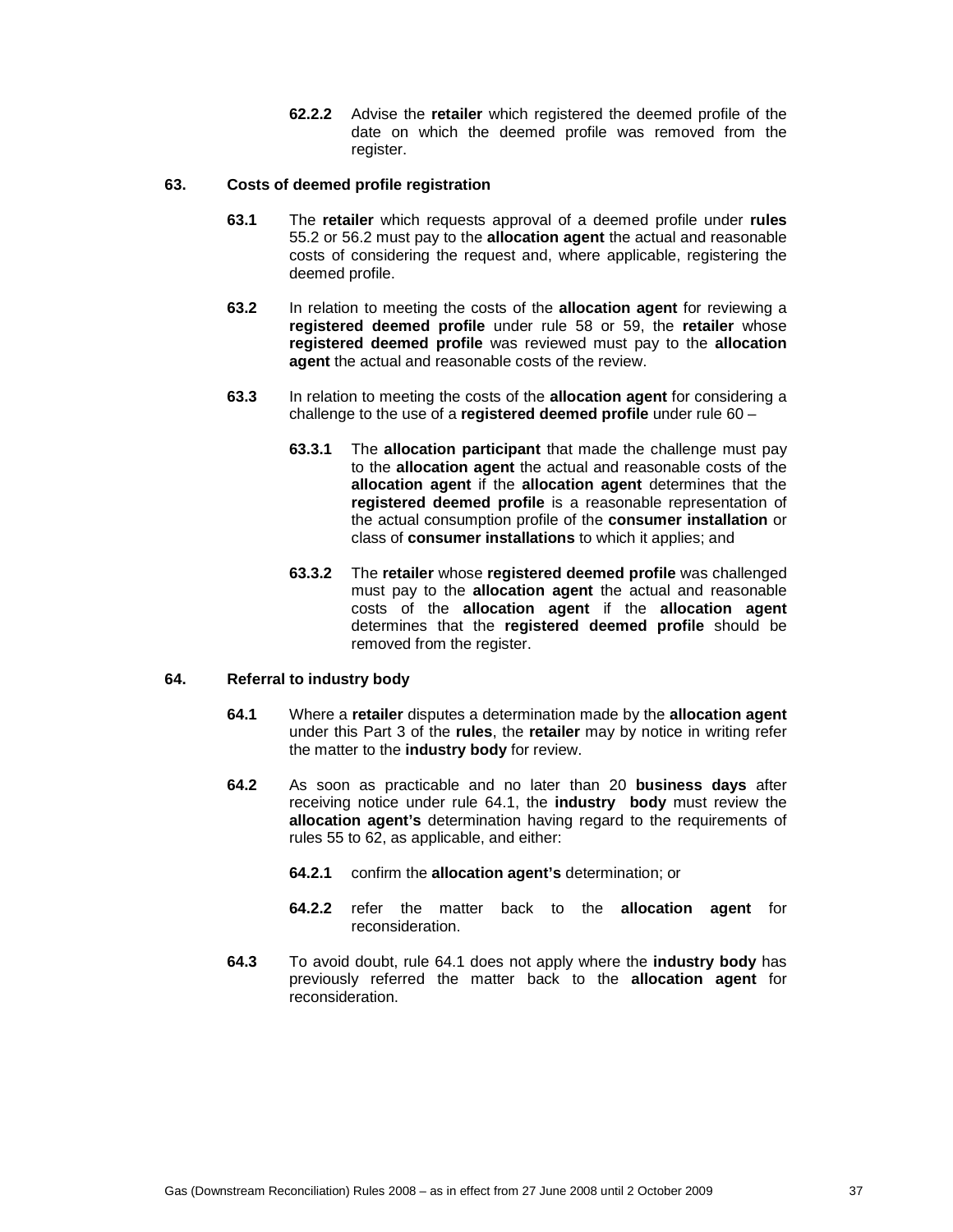**62.2.2** Advise the **retailer** which registered the deemed profile of the date on which the deemed profile was removed from the register.

## 63. Costs of deemed profile registration

**63.1** The **retailer** which requests approval of a deemed profile under **rules** 55.2 or 56.2 must pay to the **allocation agent** the actual and reasonable costs of considering the request and, where applicable, registering the deemed profile.

**63.2** In relation to meeting the costs of the **allocation agent** for reviewing a **registered deemed profile** under rule 58 or 59, the **retailer** whose **registered deemed profile** was reviewed must pay to the **allocation agent** the actual and reasonable costs of the review.

**63.3** In relation to meeting the costs of the **allocation agent** for considering a challenge to the use of a **registered deemed profile** under rule 60 –

**63.3.1** The **allocation participant** that made the challenge must pay to the **allocation agent** the actual and reasonable costs of the **allocation agent** if the **allocation agent** determines that the **registered deemed profile** is a reasonable representation of the actual consumption profile of the **consumer installation** or class of **consumer installations** to which it applies; and

**63.3.2** The **retailer** whose **registered deemed profile** was challenged must pay to the **allocation agent** the actual and reasonable costs of the **allocation agent** if the **allocation agent** determines that the **registered deemed profile** should be removed from the register.

## 64. Referral to industry body

**64.1** Where a **retailer** disputes a determination made by the **allocation agent** under this Part 3 of the **rules**, the **retailer** may by notice in writing refer the matter to the **industry body** for review.

**64.2** As soon as practicable and no later than 20 **business days** after receiving notice under rule 64.1, the **industry body** must review the **allocation agent's** determination having regard to the requirements of rules 55 to 62, as applicable, and either:

**64.2.1** confirm the **allocation agent's** determination; or

**64.2.2** refer the matter back to the **allocation agent** for reconsideration.

**64.3** To avoid doubt, rule 64.1 does not apply where the **industry body** has previously referred the matter back to the **allocation agent** for reconsideration.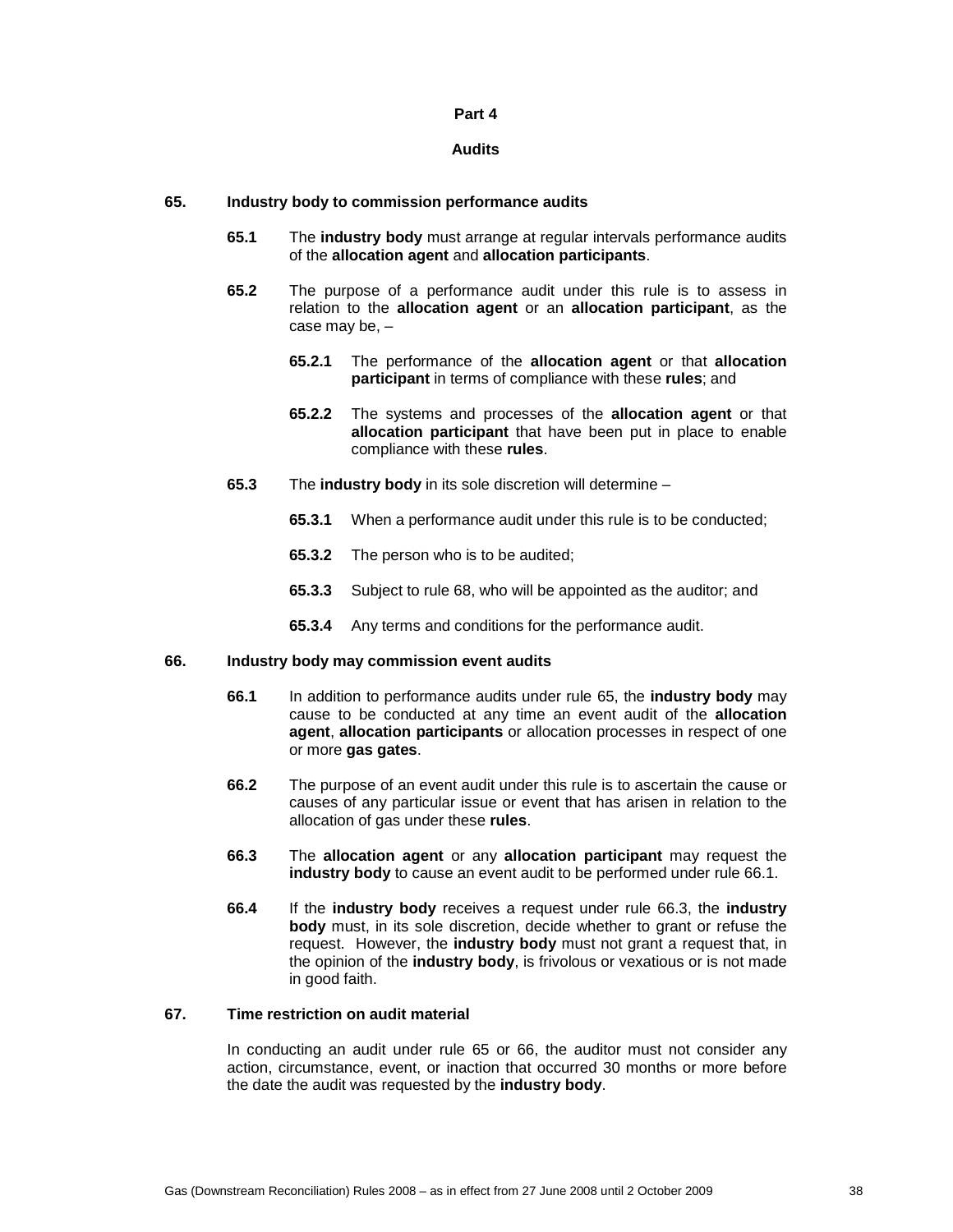## Part 4

## Audits

### 65. Industry body to commission performance audits

**65.1** The **industry body** must arrange at regular intervals performance audits of the **allocation agent** and **allocation participants**.

**65.2** The purpose of a performance audit under this rule is to assess in relation to the **allocation agent** or an **allocation participant**, as the case may be, –

**65.2.1** The performance of the **allocation agent** or that **allocation participant** in terms of compliance with these **rules**; and

**65.2.2** The systems and processes of the **allocation agent** or that **allocation participant** that have been put in place to enable compliance with these **rules**.

**65.3** The **industry body** in its sole discretion will determine –

**65.3.1** When a performance audit under this rule is to be conducted;

**65.3.2** The person who is to be audited;

**65.3.3** Subject to rule 68, who will be appointed as the auditor; and

**65.3.4** Any terms and conditions for the performance audit.

### 66. Industry body may commission event audits

**66.1** In addition to performance audits under rule 65, the **industry body** may cause to be conducted at any time an event audit of the **allocation agent**, **allocation participants** or allocation processes in respect of one or more **gas gates**.

**66.2** The purpose of an event audit under this rule is to ascertain the cause or causes of any particular issue or event that has arisen in relation to the allocation of gas under these **rules**.

**66.3** The **allocation agent** or any **allocation participant** may request the **industry body** to cause an event audit to be performed under rule 66.1.

**66.4** If the **industry body** receives a request under rule 66.3, the **industry body** must, in its sole discretion, decide whether to grant or refuse the request. However, the **industry body** must not grant a request that, in the opinion of the **industry body**, is frivolous or vexatious or is not made in good faith.

### 67. Time restriction on audit material

In conducting an audit under rule 65 or 66, the auditor must not consider any action, circumstance, event, or inaction that occurred 30 months or more before the date the audit was requested by the **industry body**.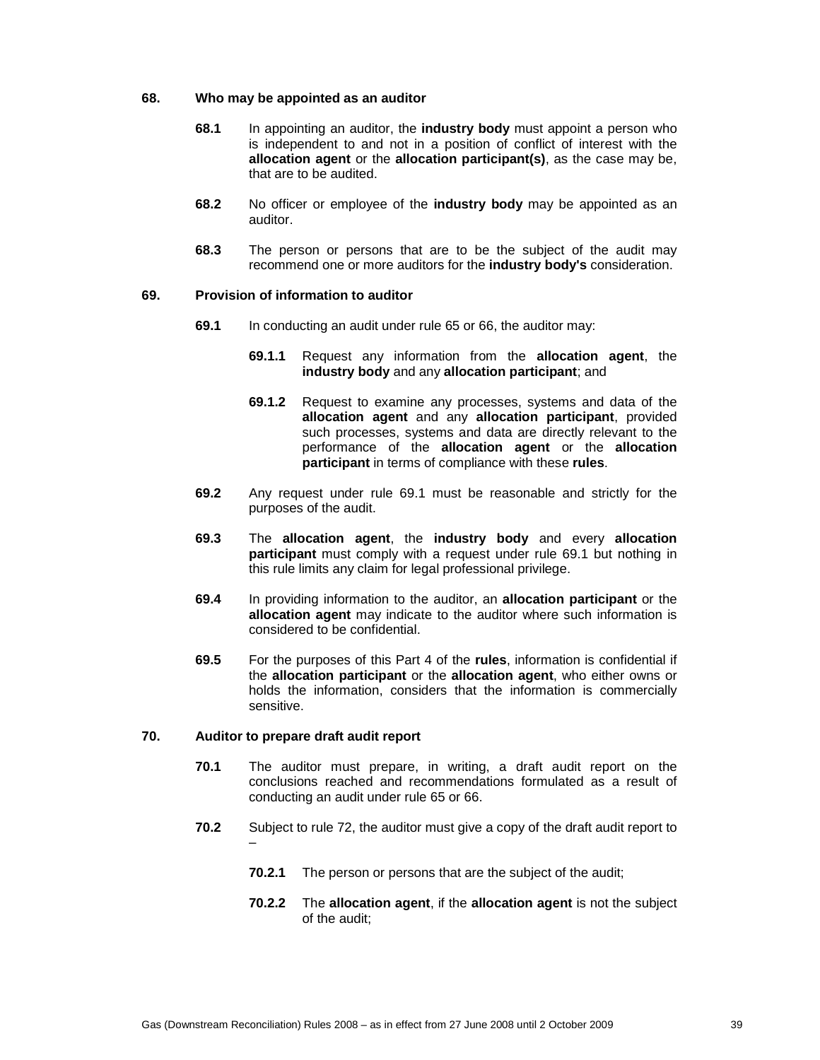**68. Who may be appointed as an auditor**

**68.1** In appointing an auditor, the **industry body** must appoint a person who is independent to and not in a position of conflict of interest with the **allocation agent** or the **allocation participant(s)**, as the case may be, that are to be audited.

**68.2** No officer or employee of the **industry body** may be appointed as an auditor.

**68.3** The person or persons that are to be the subject of the audit may recommend one or more auditors for the **industry body's** consideration.

**69. Provision of information to auditor**

**69.1** In conducting an audit under rule 65 or 66, the auditor may:

**69.1.1** Request any information from the **allocation agent**, the **industry body** and any **allocation participant**; and

**69.1.2** Request to examine any processes, systems and data of the **allocation agent** and any **allocation participant**, provided such processes, systems and data are directly relevant to the performance of the **allocation agent** or the **allocation participant** in terms of compliance with these **rules**.

**69.2** Any request under rule 69.1 must be reasonable and strictly for the purposes of the audit.

**69.3** The **allocation agent**, the **industry body** and every **allocation participant** must comply with a request under rule 69.1 but nothing in this rule limits any claim for legal professional privilege.

**69.4** In providing information to the auditor, an **allocation participant** or the **allocation agent** may indicate to the auditor where such information is considered to be confidential.

**69.5** For the purposes of this Part 4 of the **rules**, information is confidential if the **allocation participant** or the **allocation agent**, who either owns or holds the information, considers that the information is commercially sensitive.

**70. Auditor to prepare draft audit report**

**70.1** The auditor must prepare, in writing, a draft audit report on the conclusions reached and recommendations formulated as a result of conducting an audit under rule 65 or 66.

**70.2** Subject to rule 72, the auditor must give a copy of the draft audit report to –

**70.2.1** The person or persons that are the subject of the audit;

**70.2.2** The **allocation agent**, if the **allocation agent** is not the subject of the audit;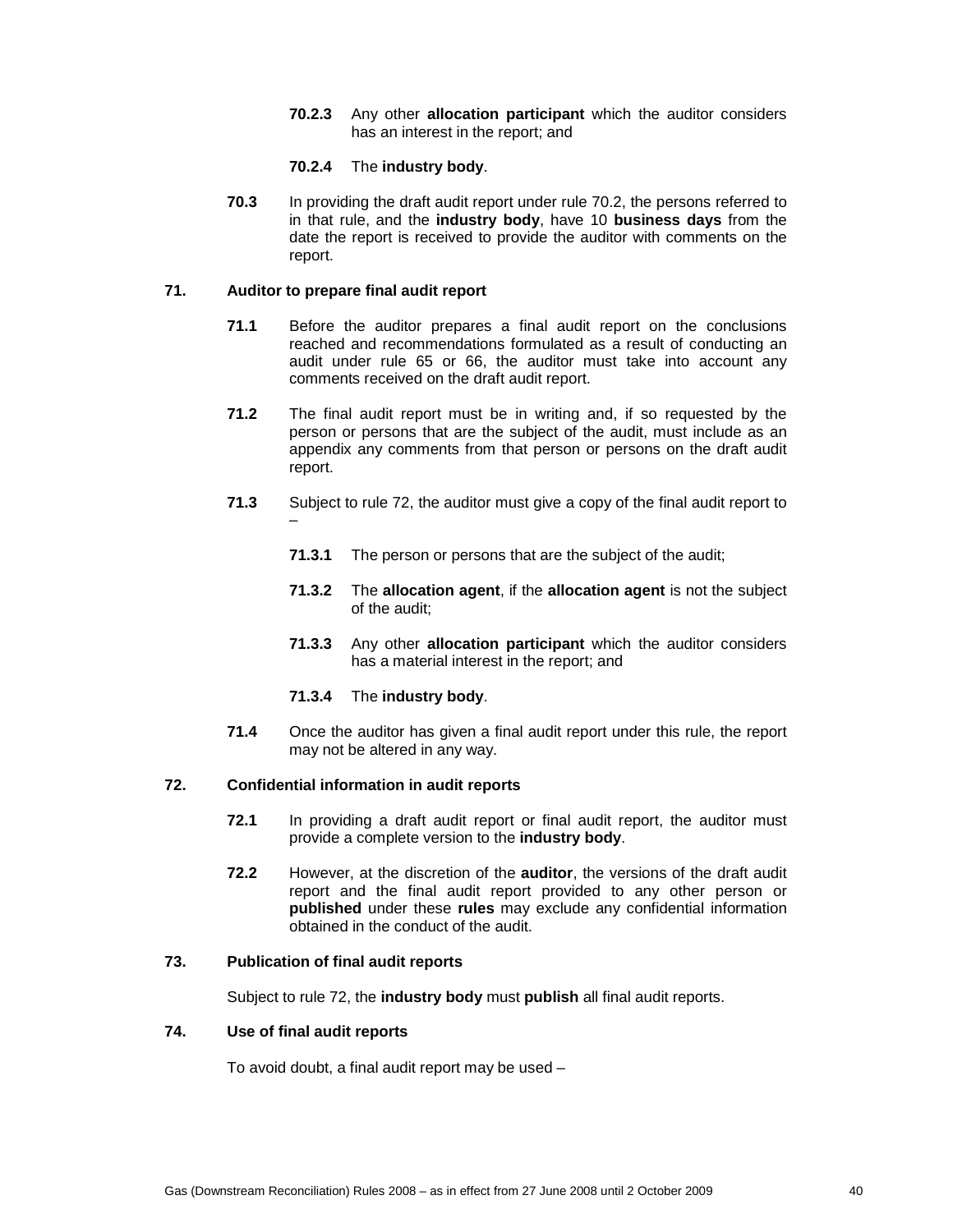**70.2.3** Any other **allocation participant** which the auditor considers has an interest in the report; and

**70.2.4** The **industry body**.

**70.3** In providing the draft audit report under rule 70.2, the persons referred to in that rule, and the **industry body**, have 10 **business days** from the date the report is received to provide the auditor with comments on the report.

## 71. Auditor to prepare final audit report

**71.1** Before the auditor prepares a final audit report on the conclusions reached and recommendations formulated as a result of conducting an audit under rule 65 or 66, the auditor must take into account any comments received on the draft audit report.

**71.2** The final audit report must be in writing and, if so requested by the person or persons that are the subject of the audit, must include as an appendix any comments from that person or persons on the draft audit report.

**71.3** Subject to rule 72, the auditor must give a copy of the final audit report to –

**71.3.1** The person or persons that are the subject of the audit;

**71.3.2** The **allocation agent**, if the **allocation agent** is not the subject of the audit;

**71.3.3** Any other **allocation participant** which the auditor considers has a material interest in the report; and

**71.3.4** The **industry body**.

**71.4** Once the auditor has given a final audit report under this rule, the report may not be altered in any way.

## 72. Confidential information in audit reports

**72.1** In providing a draft audit report or final audit report, the auditor must provide a complete version to the **industry body**.

**72.2** However, at the discretion of the **auditor**, the versions of the draft audit report and the final audit report provided to any other person or **published** under these **rules** may exclude any confidential information obtained in the conduct of the audit.

## 73. Publication of final audit reports

Subject to rule 72, the **industry body** must **publish** all final audit reports.

## 74. Use of final audit reports

To avoid doubt, a final audit report may be used –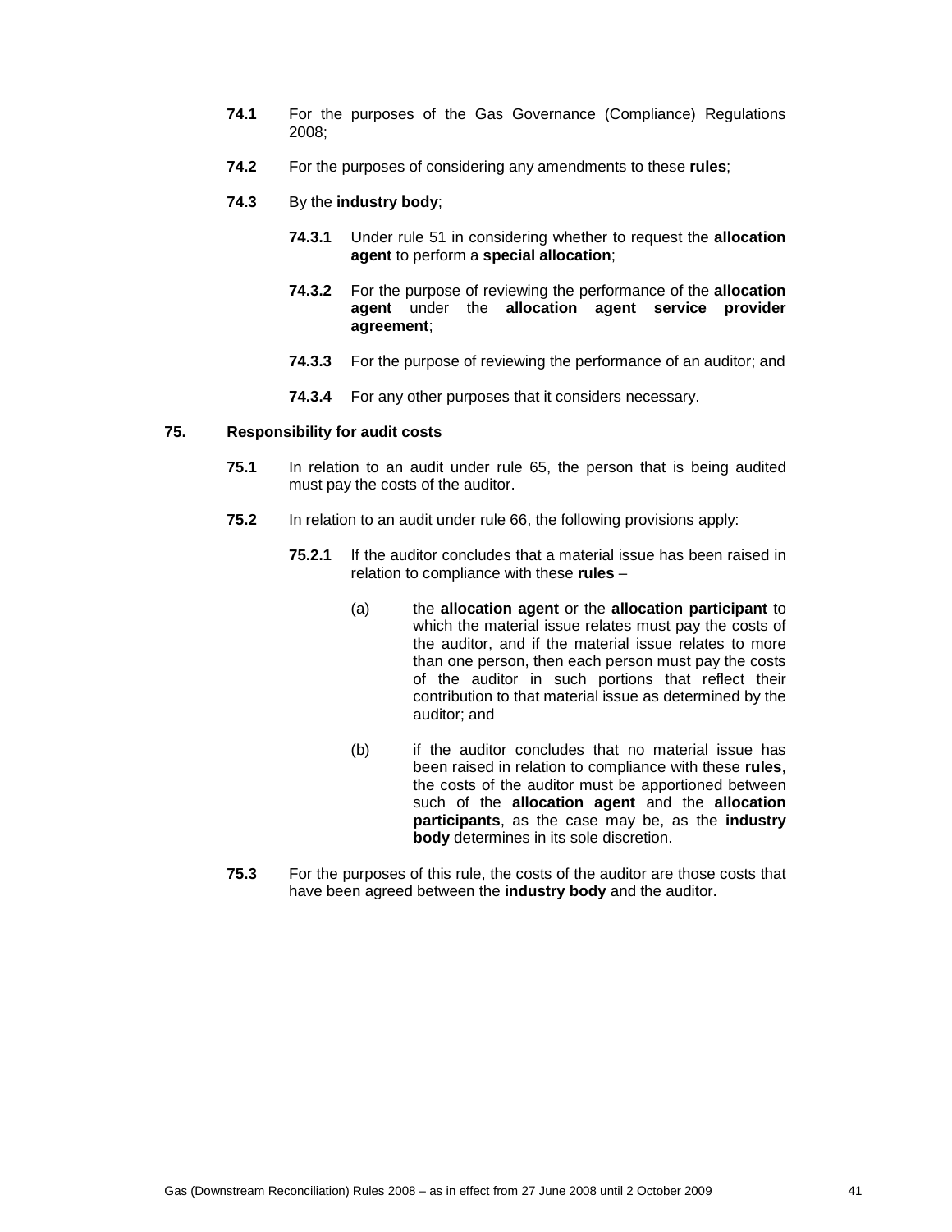**74.1** For the purposes of the Gas Governance (Compliance) Regulations 2008;

**74.2** For the purposes of considering any amendments to these **rules**;

**74.3** By the **industry body**;

**74.3.1** Under rule 51 in considering whether to request the **allocation agent** to perform a **special allocation**;

**74.3.2** For the purpose of reviewing the performance of the **allocation agent** under the **allocation agent service provider agreement**;

**74.3.3** For the purpose of reviewing the performance of an auditor; and

**74.3.4** For any other purposes that it considers necessary.

## 75. Responsibility for audit costs

**75.1** In relation to an audit under rule 65, the person that is being audited must pay the costs of the auditor.

**75.2** In relation to an audit under rule 66, the following provisions apply:

**75.2.1** If the auditor concludes that a material issue has been raised in relation to compliance with these **rules** –

(a) the **allocation agent** or the **allocation participant** to which the material issue relates must pay the costs of the auditor, and if the material issue relates to more than one person, then each person must pay the costs of the auditor in such portions that reflect their contribution to that material issue as determined by the auditor; and

(b) if the auditor concludes that no material issue has been raised in relation to compliance with these **rules**, the costs of the auditor must be apportioned between such of the **allocation agent** and the **allocation participants**, as the case may be, as the **industry body** determines in its sole discretion.

**75.3** For the purposes of this rule, the costs of the auditor are those costs that have been agreed between the **industry body** and the auditor.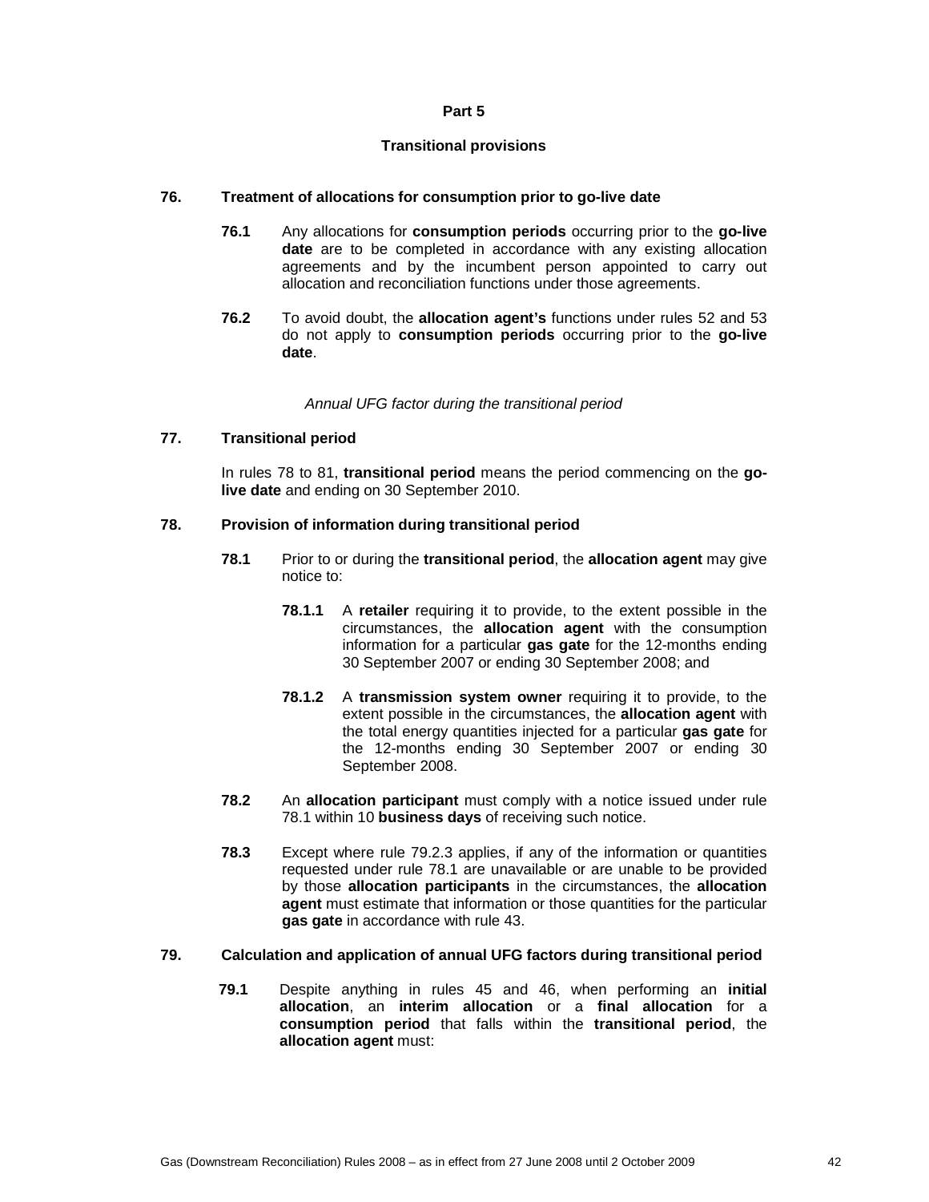## Part 5

## Transitional provisions

### 76. Treatment of allocations for consumption prior to go-live date

**76.1** Any allocations for **consumption periods** occurring prior to the **go-live date** are to be completed in accordance with any existing allocation agreements and by the incumbent person appointed to carry out allocation and reconciliation functions under those agreements.

**76.2** To avoid doubt, the **allocation agent's** functions under rules 52 and 53 do not apply to **consumption periods** occurring prior to the **go-live date**.

*Annual UFG factor during the transitional period*

### 77. Transitional period

In rules 78 to 81, **transitional period** means the period commencing on the **go-live date** and ending on 30 September 2010.

### 78. Provision of information during transitional period

**78.1** Prior to or during the **transitional period**, the **allocation agent** may give notice to:

**78.1.1** A **retailer** requiring it to provide, to the extent possible in the circumstances, the **allocation agent** with the consumption information for a particular **gas gate** for the 12-months ending 30 September 2007 or ending 30 September 2008; and

**78.1.2** A **transmission system owner** requiring it to provide, to the extent possible in the circumstances, the **allocation agent** with the total energy quantities injected for a particular **gas gate** for the 12-months ending 30 September 2007 or ending 30 September 2008.

**78.2** An **allocation participant** must comply with a notice issued under rule 78.1 within 10 **business days** of receiving such notice.

**78.3** Except where rule 79.2.3 applies, if any of the information or quantities requested under rule 78.1 are unavailable or are unable to be provided by those **allocation participants** in the circumstances, the **allocation agent** must estimate that information or those quantities for the particular **gas gate** in accordance with rule 43.

### 79. Calculation and application of annual UFG factors during transitional period

**79.1** Despite anything in rules 45 and 46, when performing an **initial allocation**, an **interim allocation** or a **final allocation** for a **consumption period** that falls within the **transitional period**, the **allocation agent** must: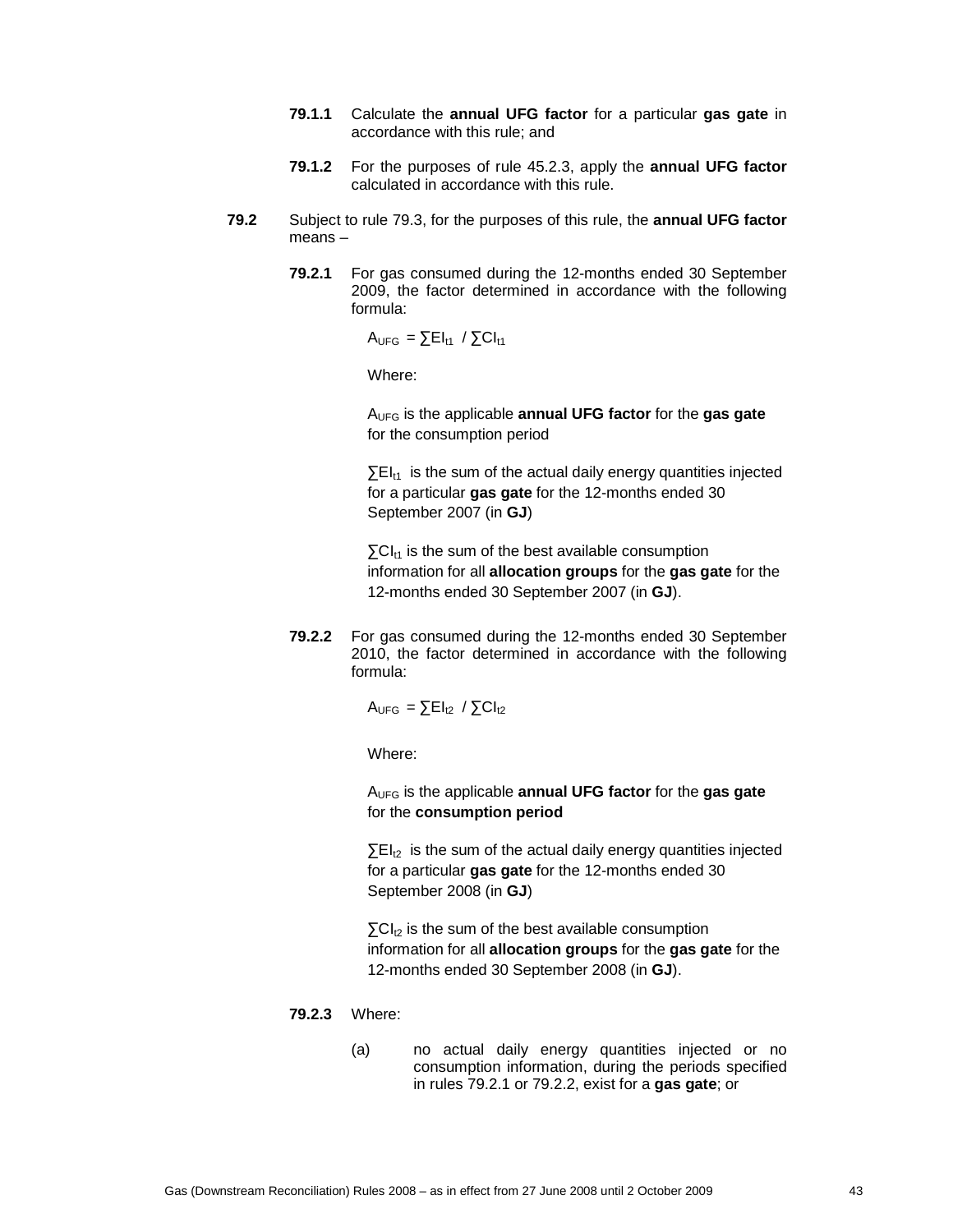**79.1.1** Calculate the **annual UFG factor** for a particular **gas gate** in accordance with this rule; and

**79.1.2** For the purposes of rule 45.2.3, apply the **annual UFG factor** calculated in accordance with this rule.

**79.2** Subject to rule 79.3, for the purposes of this rule, the **annual UFG factor** means –

**79.2.1** For gas consumed during the 12-months ended 30 September 2009, the factor determined in accordance with the following formula:

$$A_{UFG} = \sum EI_{t1} / \sum CI_{t1}$$

Where:

$A_{UFG}$ is the applicable **annual UFG factor** for the **gas gate** for the consumption period

$\sum EI_{t1}$ is the sum of the actual daily energy quantities injected for a particular **gas gate** for the 12-months ended 30 September 2007 (in **GJ**)

$\sum CI_{t1}$ is the sum of the best available consumption information for all **allocation groups** for the **gas gate** for the 12-months ended 30 September 2007 (in **GJ**).

**79.2.2** For gas consumed during the 12-months ended 30 September 2010, the factor determined in accordance with the following formula:

$$A_{UFG} = \sum EI_{t2} / \sum CI_{t2}$$

Where:

$A_{UFG}$ is the applicable **annual UFG factor** for the **gas gate** for the **consumption period**

$\sum EI_{t2}$ is the sum of the actual daily energy quantities injected for a particular **gas gate** for the 12-months ended 30 September 2008 (in **GJ**)

$\sum CI_{t2}$ is the sum of the best available consumption information for all **allocation groups** for the **gas gate** for the 12-months ended 30 September 2008 (in **GJ**).

**79.2.3** Where:

(a) no actual daily energy quantities injected or no consumption information, during the periods specified in rules 79.2.1 or 79.2.2, exist for a **gas gate**; or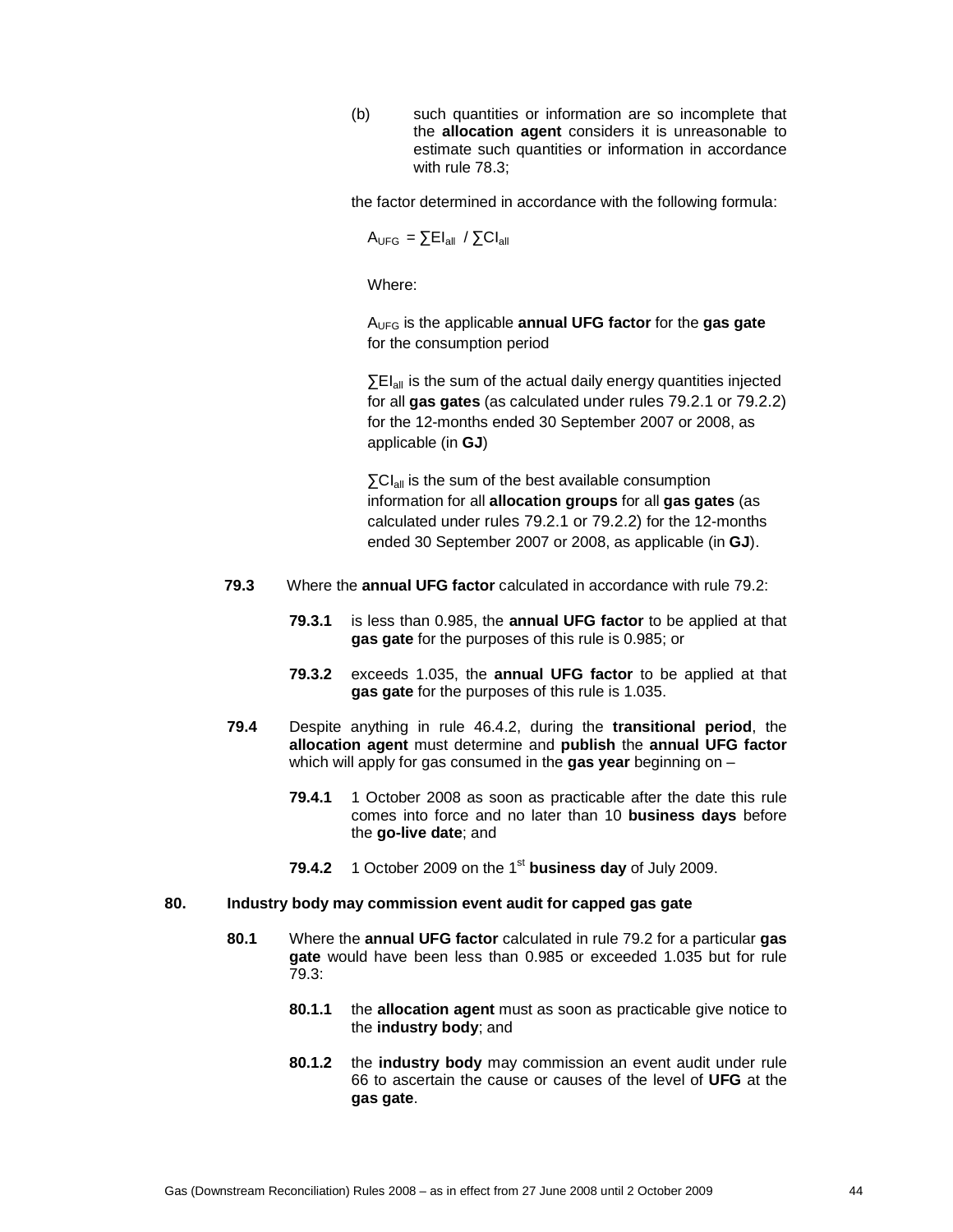(b) such quantities or information are so incomplete that the **allocation agent** considers it is unreasonable to estimate such quantities or information in accordance with rule 78.3;

the factor determined in accordance with the following formula:

$$A_{UFG} = \sum EI_{all} / \sum CI_{all}$$

Where:

$A_{UFG}$ is the applicable **annual UFG factor** for the **gas gate** for the consumption period

$\sum EI_{all}$ is the sum of the actual daily energy quantities injected for all **gas gates** (as calculated under rules 79.2.1 or 79.2.2) for the 12-months ended 30 September 2007 or 2008, as applicable (in **GJ**)

$\sum CI_{all}$ is the sum of the best available consumption information for all **allocation groups** for all **gas gates** (as calculated under rules 79.2.1 or 79.2.2) for the 12-months ended 30 September 2007 or 2008, as applicable (in **GJ**).

**79.3** Where the **annual UFG factor** calculated in accordance with rule 79.2:

**79.3.1** is less than 0.985, the **annual UFG factor** to be applied at that **gas gate** for the purposes of this rule is 0.985; or

**79.3.2** exceeds 1.035, the **annual UFG factor** to be applied at that **gas gate** for the purposes of this rule is 1.035.

**79.4** Despite anything in rule 46.4.2, during the **transitional period**, the **allocation agent** must determine and **publish** the **annual UFG factor** which will apply for gas consumed in the **gas year** beginning on –

**79.4.1** 1 October 2008 as soon as practicable after the date this rule comes into force and no later than 10 **business days** before the **go-live date**; and

**79.4.2** 1 October 2009 on the 1st **business day** of July 2009.

**80. Industry body may commission event audit for capped gas gate**

**80.1** Where the **annual UFG factor** calculated in rule 79.2 for a particular **gas gate** would have been less than 0.985 or exceeded 1.035 but for rule 79.3:

**80.1.1** the **allocation agent** must as soon as practicable give notice to the **industry body**; and

**80.1.2** the **industry body** may commission an event audit under rule 66 to ascertain the cause or causes of the level of **UFG** at the **gas gate**.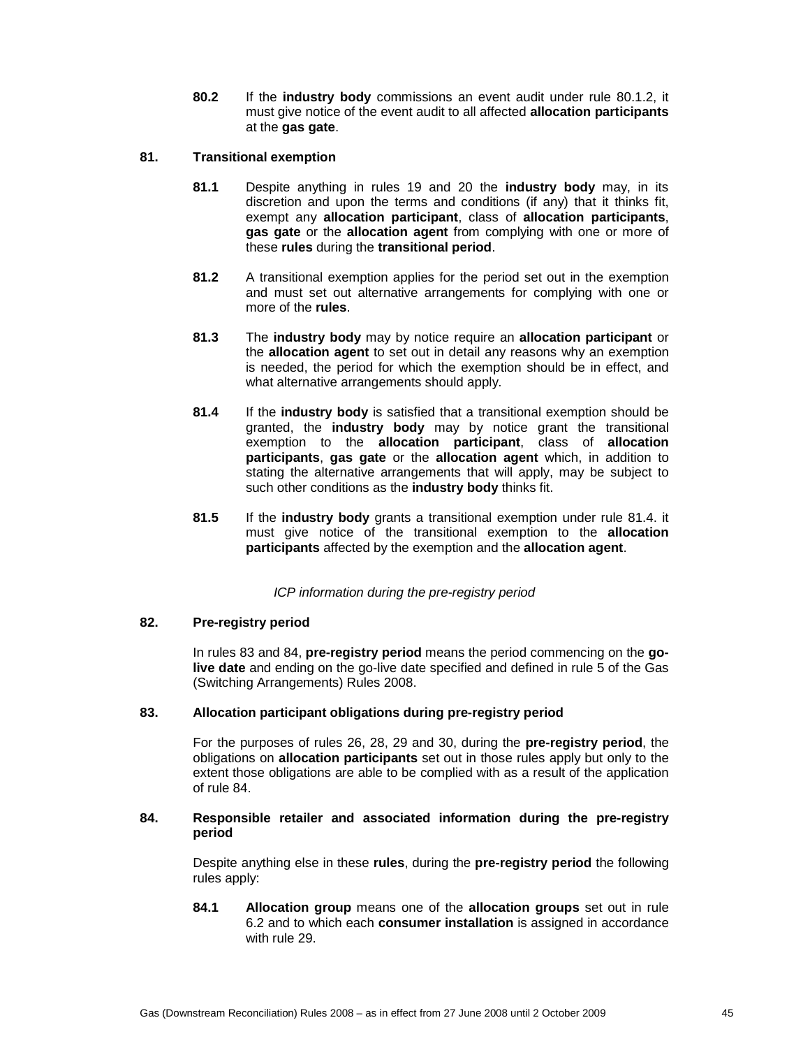**80.2** If the **industry body** commissions an event audit under rule 80.1.2, it must give notice of the event audit to all affected **allocation participants** at the **gas gate**.

### 81. Transitional exemption

**81.1** Despite anything in rules 19 and 20 the **industry body** may, in its discretion and upon the terms and conditions (if any) that it thinks fit, exempt any **allocation participant**, class of **allocation participants**, **gas gate** or the **allocation agent** from complying with one or more of these **rules** during the **transitional period**.

**81.2** A transitional exemption applies for the period set out in the exemption and must set out alternative arrangements for complying with one or more of the **rules**.

**81.3** The **industry body** may by notice require an **allocation participant** or the **allocation agent** to set out in detail any reasons why an exemption is needed, the period for which the exemption should be in effect, and what alternative arrangements should apply.

**81.4** If the **industry body** is satisfied that a transitional exemption should be granted, the **industry body** may by notice grant the transitional exemption to the **allocation participant**, class of **allocation participants**, **gas gate** or the **allocation agent** which, in addition to stating the alternative arrangements that will apply, may be subject to such other conditions as the **industry body** thinks fit.

**81.5** If the **industry body** grants a transitional exemption under rule 81.4. it must give notice of the transitional exemption to the **allocation participants** affected by the exemption and the **allocation agent**.

*ICP information during the pre-registry period*

### 82. Pre-registry period

In rules 83 and 84, **pre-registry period** means the period commencing on the **go-live date** and ending on the go-live date specified and defined in rule 5 of the Gas (Switching Arrangements) Rules 2008.

### 83. Allocation participant obligations during pre-registry period

For the purposes of rules 26, 28, 29 and 30, during the **pre-registry period**, the obligations on **allocation participants** set out in those rules apply but only to the extent those obligations are able to be complied with as a result of the application of rule 84.

### 84. Responsible retailer and associated information during the pre-registry period

Despite anything else in these **rules**, during the **pre-registry period** the following rules apply:

**84.1** **Allocation group** means one of the **allocation groups** set out in rule 6.2 and to which each **consumer installation** is assigned in accordance with rule 29.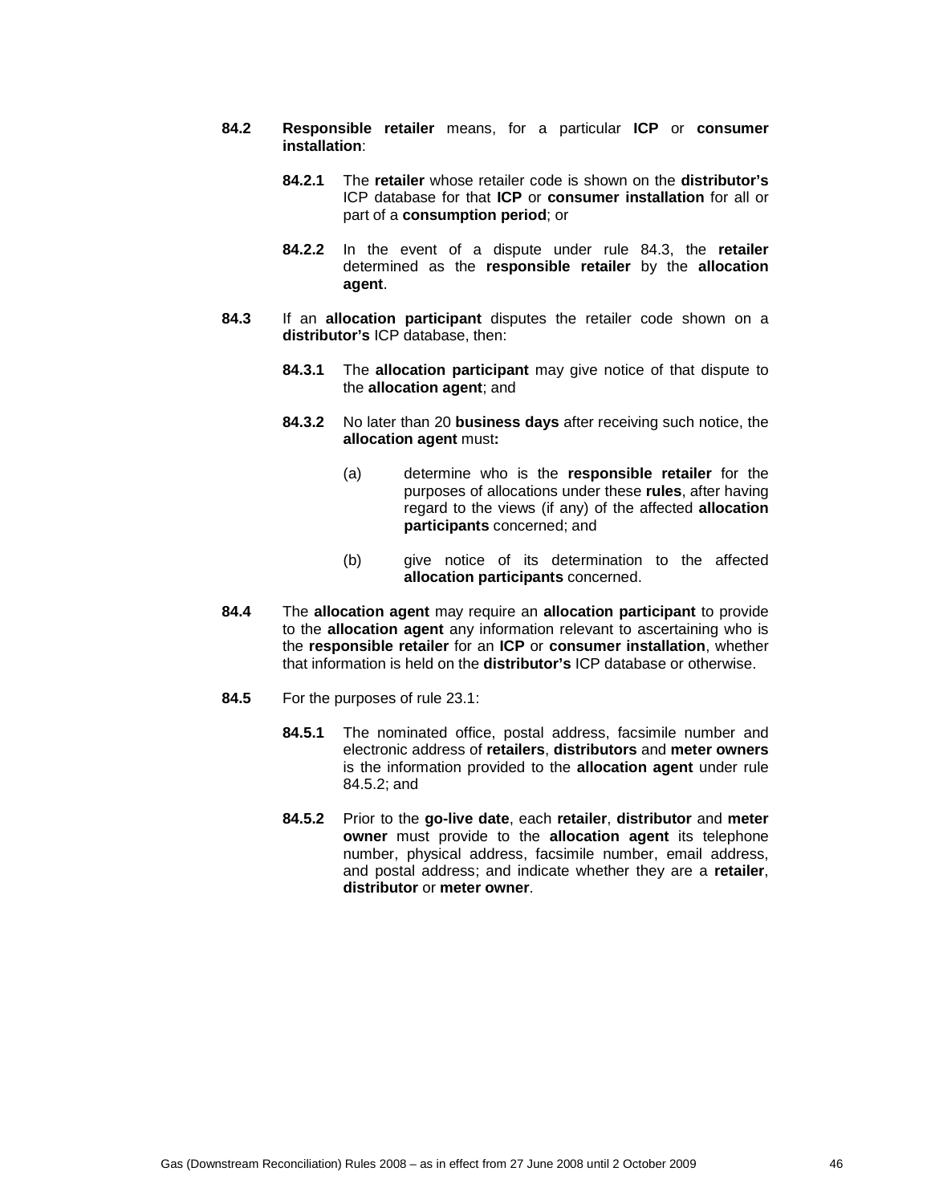**84.2** **Responsible retailer** means, for a particular **ICP** or **consumer installation**:

**84.2.1** The **retailer** whose retailer code is shown on the **distributor's** ICP database for that **ICP** or **consumer installation** for all or part of a **consumption period**; or

**84.2.2** In the event of a dispute under rule 84.3, the **retailer** determined as the **responsible retailer** by the **allocation agent**.

**84.3** If an **allocation participant** disputes the retailer code shown on a **distributor's** ICP database, then:

**84.3.1** The **allocation participant** may give notice of that dispute to the **allocation agent**; and

**84.3.2** No later than 20 **business days** after receiving such notice, the **allocation agent** must**:**

(a) determine who is the **responsible retailer** for the purposes of allocations under these **rules**, after having regard to the views (if any) of the affected **allocation participants** concerned; and

(b) give notice of its determination to the affected **allocation participants** concerned.

**84.4** The **allocation agent** may require an **allocation participant** to provide to the **allocation agent** any information relevant to ascertaining who is the **responsible retailer** for an **ICP** or **consumer installation**, whether that information is held on the **distributor's** ICP database or otherwise.

**84.5** For the purposes of rule 23.1:

**84.5.1** The nominated office, postal address, facsimile number and electronic address of **retailers**, **distributors** and **meter owners** is the information provided to the **allocation agent** under rule 84.5.2; and

**84.5.2** Prior to the **go-live date**, each **retailer**, **distributor** and **meter owner** must provide to the **allocation agent** its telephone number, physical address, facsimile number, email address, and postal address; and indicate whether they are a **retailer**, **distributor** or **meter owner**.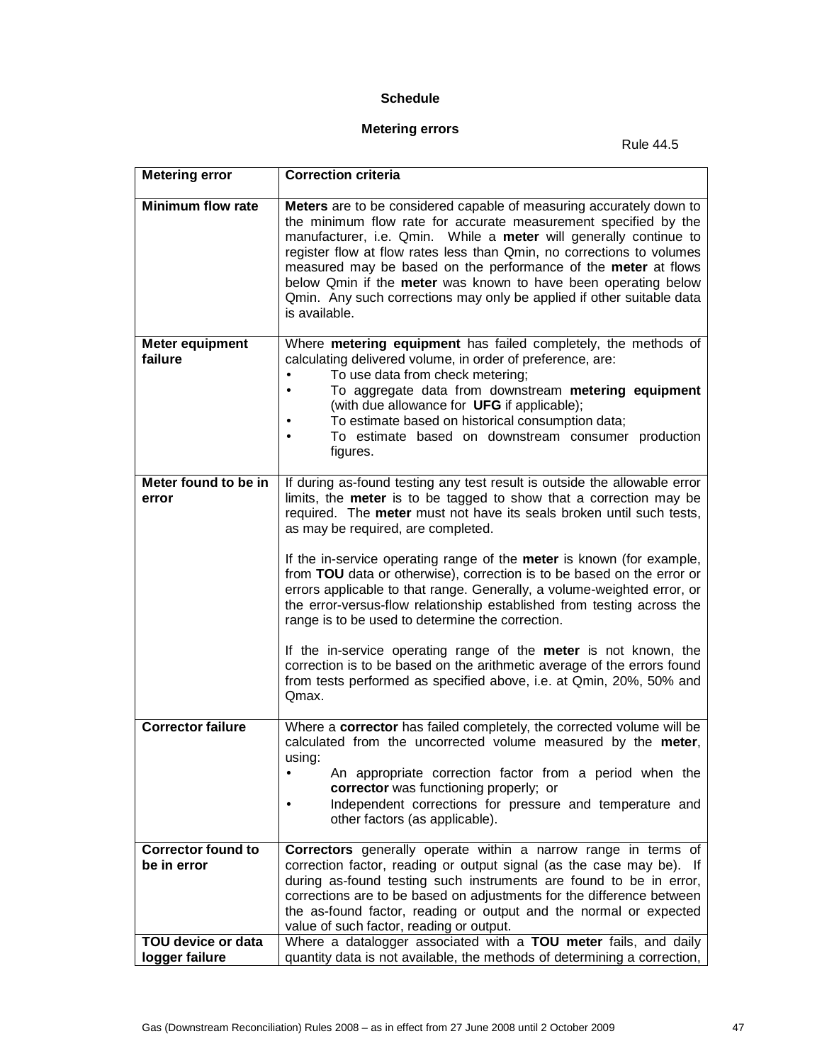**Schedule**

**Metering errors**

Rule 44.5

| Metering error | Correction criteria |
|---|---|
| **Minimum flow rate** | **Meters** are to be considered capable of measuring accurately down to the minimum flow rate for accurate measurement specified by the manufacturer, i.e. Qmin. While a **meter** will generally continue to register flow at flow rates less than Qmin, no corrections to volumes measured may be based on the performance of the **meter** at flows below Qmin if the **meter** was known to have been operating below Qmin. Any such corrections may only be applied if other suitable data is available. |
| **Meter equipment failure** | Where **metering equipment** has failed completely, the methods of calculating delivered volume, in order of preference, are: <br>• To use data from check metering; <br>• To aggregate data from downstream **metering equipment** (with due allowance for **UFG** if applicable); <br>• To estimate based on historical consumption data; <br>• To estimate based on downstream consumer production figures. |
| **Meter found to be in error** | If during as-found testing any test result is outside the allowable error limits, the **meter** is to be tagged to show that a correction may be required. The **meter** must not have its seals broken until such tests, as may be required, are completed. <br><br>If the in-service operating range of the **meter** is known (for example, from **TOU** data or otherwise), correction is to be based on the error or errors applicable to that range. Generally, a volume-weighted error, or the error-versus-flow relationship established from testing across the range is to be used to determine the correction. <br><br>If the in-service operating range of the **meter** is not known, the correction is to be based on the arithmetic average of the errors found from tests performed as specified above, i.e. at Qmin, 20%, 50% and Qmax. |
| **Corrector failure** | Where a **corrector** has failed completely, the corrected volume will be calculated from the uncorrected volume measured by the **meter**, using: <br>• An appropriate correction factor from a period when the **corrector** was functioning properly; or <br>• Independent corrections for pressure and temperature and other factors (as applicable). |
| **Corrector found to be in error** | **Correctors** generally operate within a narrow range in terms of correction factor, reading or output signal (as the case may be). If during as-found testing such instruments are found to be in error, corrections are to be based on adjustments for the difference between the as-found factor, reading or output and the normal or expected value of such factor, reading or output. |
| **TOU device or data logger failure** | Where a datalogger associated with a **TOU meter** fails, and daily quantity data is not available, the methods of determining a correction, |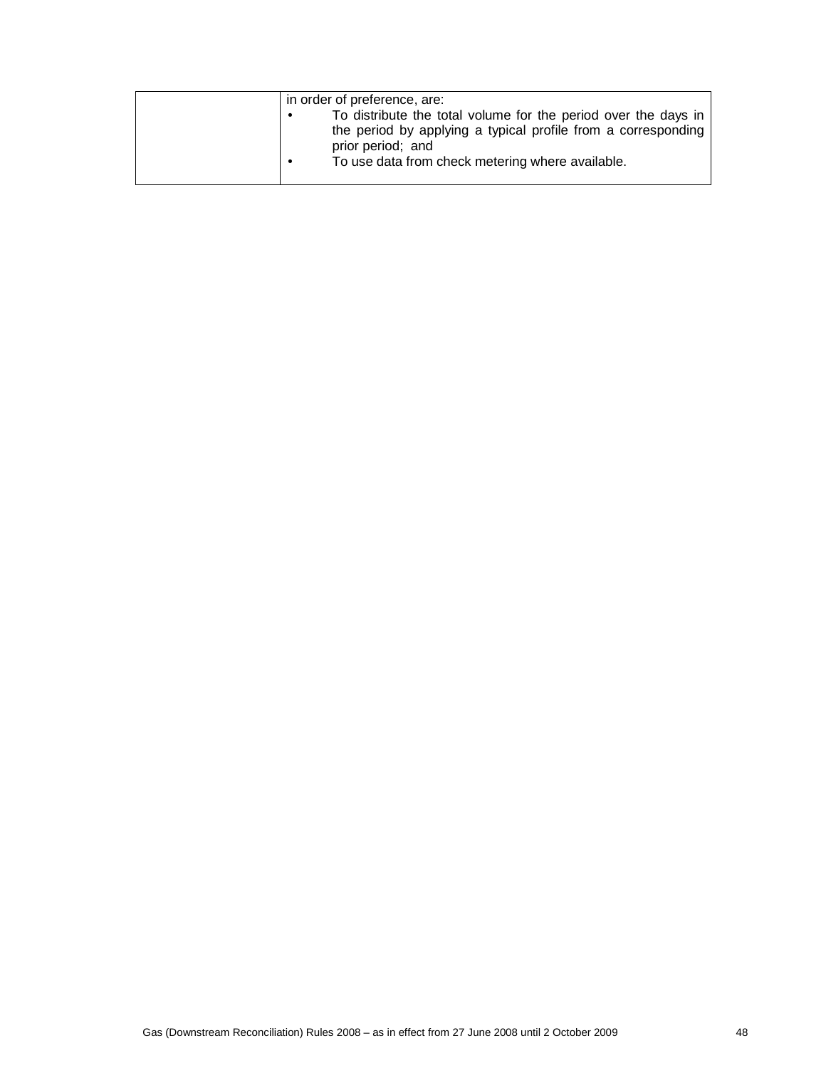| | |
|---|---|
| | in order of preference, are:<br>• To distribute the total volume for the period over the days in the period by applying a typical profile from a corresponding prior period; and<br>• To use data from check metering where available. |